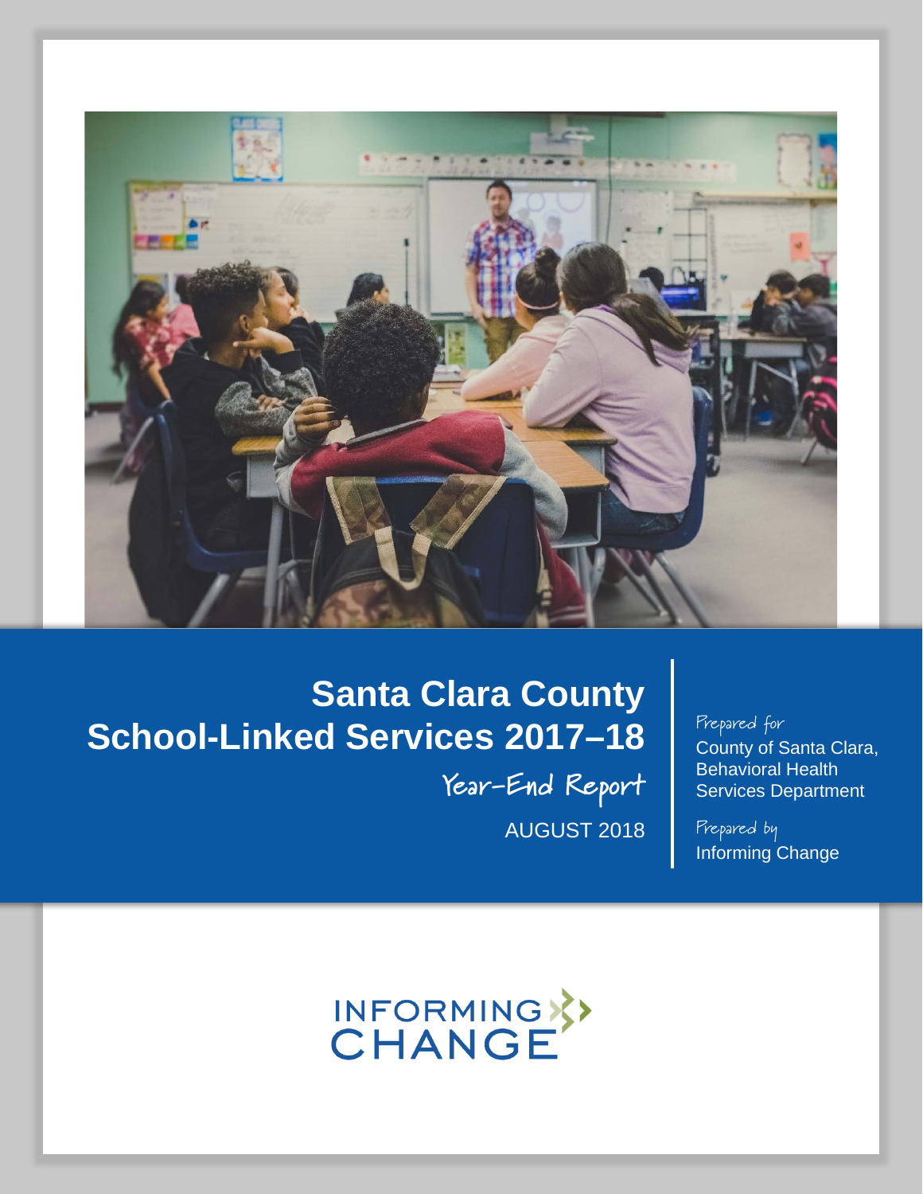# Santa Clara County School-Linked Services 2017–18

## Year-End Report

AUGUST 2018

*Prepared for*
County of Santa Clara, Behavioral Health Services Department

*Prepared by*
Informing Change

INFORMING CHANGE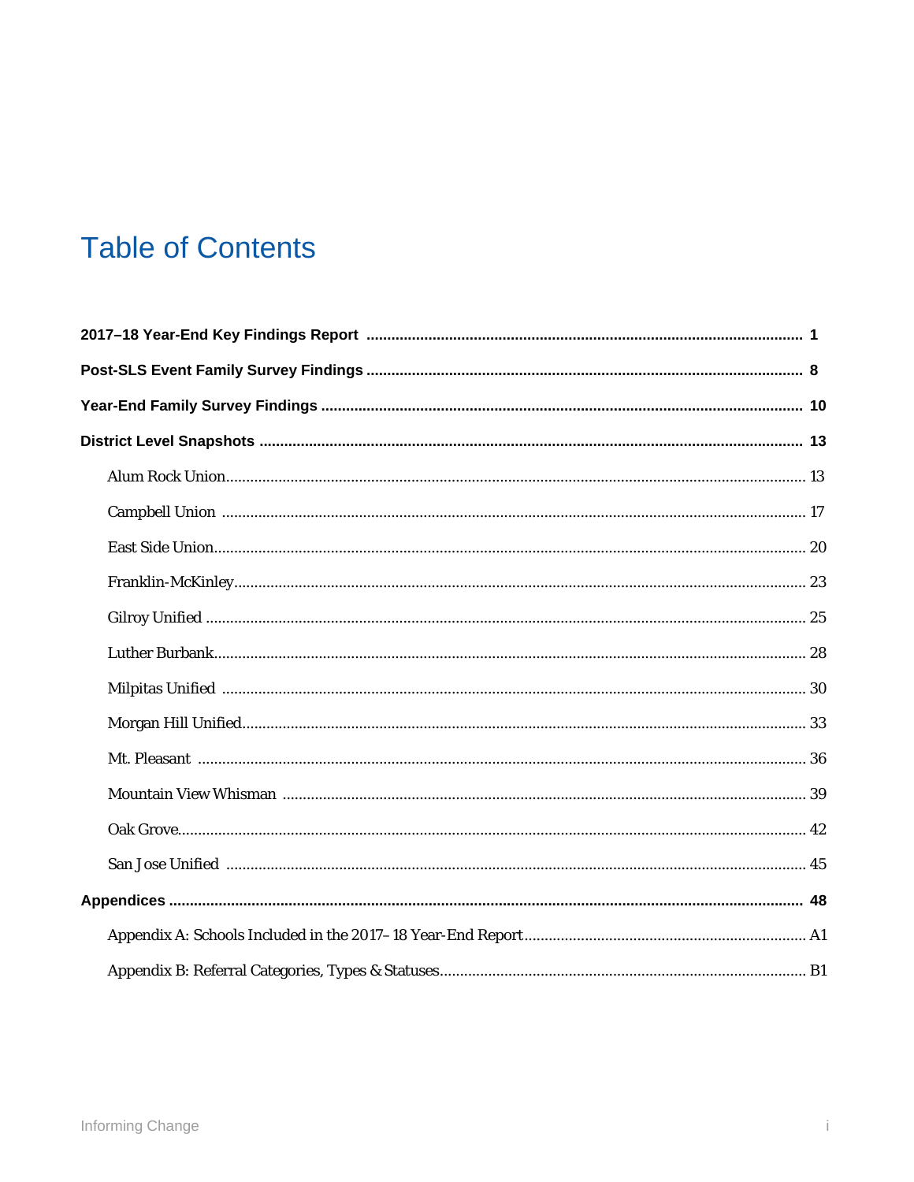# Table of Contents

**2017–18 Year-End Key Findings Report** ........................................................................ **1**

**Post-SLS Event Family Survey Findings** ........................................................................ **8**

**Year-End Family Survey Findings** ........................................................................ **10**

**District Level Snapshots** ........................................................................ **13**

- Alum Rock Union ........................................................................ 13
- Campbell Union ........................................................................ 17
- East Side Union ........................................................................ 20
- Franklin-McKinley ........................................................................ 23
- Gilroy Unified ........................................................................ 25
- Luther Burbank ........................................................................ 28
- Milpitas Unified ........................................................................ 30
- Morgan Hill Unified ........................................................................ 33
- Mt. Pleasant ........................................................................ 36
- Mountain View Whisman ........................................................................ 39
- Oak Grove ........................................................................ 42
- San Jose Unified ........................................................................ 45

**Appendices** ........................................................................ **48**

- Appendix A: Schools Included in the 2017–18 Year-End Report ........................................................................ A1
- Appendix B: Referral Categories, Types & Statuses ........................................................................ B1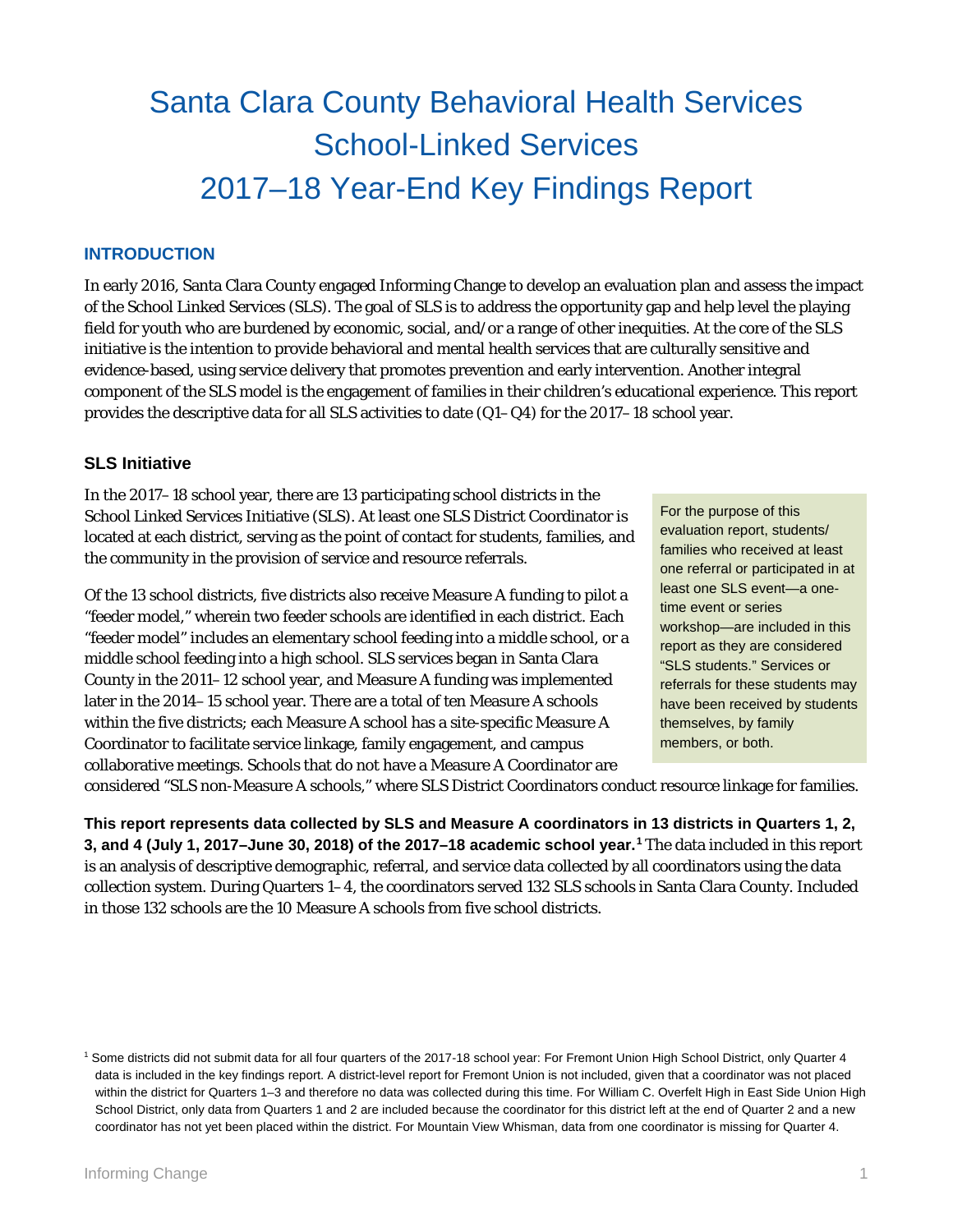# Santa Clara County Behavioral Health Services School-Linked Services 2017–18 Year-End Key Findings Report

## INTRODUCTION

In early 2016, Santa Clara County engaged Informing Change to develop an evaluation plan and assess the impact of the School Linked Services (SLS). The goal of SLS is to address the opportunity gap and help level the playing field for youth who are burdened by economic, social, and/or a range of other inequities. At the core of the SLS initiative is the intention to provide behavioral and mental health services that are culturally sensitive and evidence-based, using service delivery that promotes prevention and early intervention. Another integral component of the SLS model is the engagement of families in their children's educational experience. This report provides the descriptive data for all SLS activities to date (Q1–Q4) for the 2017–18 school year.

### SLS Initiative

In the 2017–18 school year, there are 13 participating school districts in the School Linked Services Initiative (SLS). At least one SLS District Coordinator is located at each district, serving as the point of contact for students, families, and the community in the provision of service and resource referrals.

Of the 13 school districts, five districts also receive Measure A funding to pilot a "feeder model," wherein two feeder schools are identified in each district. Each "feeder model" includes an elementary school feeding into a middle school, or a middle school feeding into a high school. SLS services began in Santa Clara County in the 2011–12 school year, and Measure A funding was implemented later in the 2014–15 school year. There are a total of ten Measure A schools within the five districts; each Measure A school has a site-specific Measure A Coordinator to facilitate service linkage, family engagement, and campus collaborative meetings. Schools that do not have a Measure A Coordinator are considered "SLS non-Measure A schools," where SLS District Coordinators conduct resource linkage for families.

> For the purpose of this evaluation report, students/ families who received at least one referral or participated in at least one SLS event—a one-time event or series workshop—are included in this report as they are considered "SLS students." Services or referrals for these students may have been received by students themselves, by family members, or both.

**This report represents data collected by SLS and Measure A coordinators in 13 districts in Quarters 1, 2, 3, and 4 (July 1, 2017–June 30, 2018) of the 2017–18 academic school year.**[1] The data included in this report is an analysis of descriptive demographic, referral, and service data collected by all coordinators using the data collection system. During Quarters 1–4, the coordinators served 132 SLS schools in Santa Clara County. Included in those 132 schools are the 10 Measure A schools from five school districts.

[1] Some districts did not submit data for all four quarters of the 2017-18 school year: For Fremont Union High School District, only Quarter 4 data is included in the key findings report. A district-level report for Fremont Union is not included, given that a coordinator was not placed within the district for Quarters 1–3 and therefore no data was collected during this time. For William C. Overfelt High in East Side Union High School District, only data from Quarters 1 and 2 are included because the coordinator for this district left at the end of Quarter 2 and a new coordinator has not yet been placed within the district. For Mountain View Whisman, data from one coordinator is missing for Quarter 4.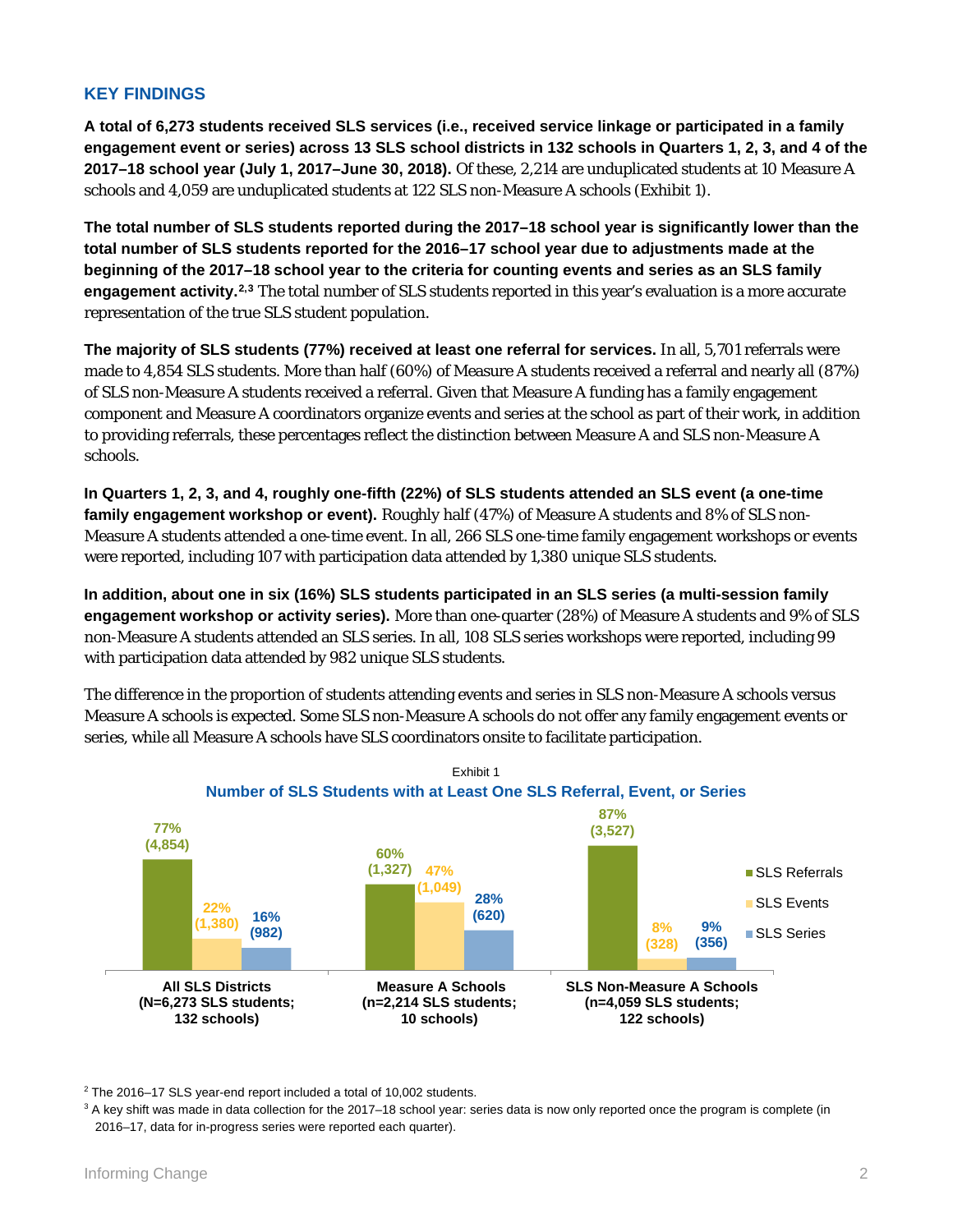## KEY FINDINGS

**A total of 6,273 students received SLS services (i.e., received service linkage or participated in a family engagement event or series) across 13 SLS school districts in 132 schools in Quarters 1, 2, 3, and 4 of the 2017–18 school year (July 1, 2017–June 30, 2018).** Of these, 2,214 are unduplicated students at 10 Measure A schools and 4,059 are unduplicated students at 122 SLS non-Measure A schools (Exhibit 1).

**The total number of SLS students reported during the 2017–18 school year is significantly lower than the total number of SLS students reported for the 2016–17 school year due to adjustments made at the beginning of the 2017–18 school year to the criteria for counting events and series as an SLS family engagement activity.**[2,3] The total number of SLS students reported in this year's evaluation is a more accurate representation of the true SLS student population.

**The majority of SLS students (77%) received at least one referral for services.** In all, 5,701 referrals were made to 4,854 SLS students. More than half (60%) of Measure A students received a referral and nearly all (87%) of SLS non-Measure A students received a referral. Given that Measure A funding has a family engagement component and Measure A coordinators organize events and series at the school as part of their work, in addition to providing referrals, these percentages reflect the distinction between Measure A and SLS non-Measure A schools.

**In Quarters 1, 2, 3, and 4, roughly one-fifth (22%) of SLS students attended an SLS event (a one-time family engagement workshop or event).** Roughly half (47%) of Measure A students and 8% of SLS non-Measure A students attended a one-time event. In all, 266 SLS one-time family engagement workshops or events were reported, including 107 with participation data attended by 1,380 unique SLS students.

**In addition, about one in six (16%) SLS students participated in an SLS series (a multi-session family engagement workshop or activity series).** More than one-quarter (28%) of Measure A students and 9% of SLS non-Measure A students attended an SLS series. In all, 108 SLS series workshops were reported, including 99 with participation data attended by 982 unique SLS students.

The difference in the proportion of students attending events and series in SLS non-Measure A schools versus Measure A schools is expected. Some SLS non-Measure A schools do not offer any family engagement events or series, while all Measure A schools have SLS coordinators onsite to facilitate participation.

Exhibit 1

**Number of SLS Students with at Least One SLS Referral, Event, or Series**

| | SLS Referrals | SLS Events | SLS Series |
|---|---|---|---|
| All SLS Districts (N=6,273 SLS students; 132 schools) | 77% (4,854) | 22% (1,380) | 16% (982) |
| Measure A Schools (n=2,214 SLS students; 10 schools) | 60% (1,327) | 47% (1,049) | 28% (620) |
| SLS Non-Measure A Schools (n=4,059 SLS students; 122 schools) | 87% (3,527) | 8% (328) | 9% (356) |

[2] The 2016–17 SLS year-end report included a total of 10,002 students.

[3] A key shift was made in data collection for the 2017–18 school year: series data is now only reported once the program is complete (in 2016–17, data for in-progress series were reported each quarter).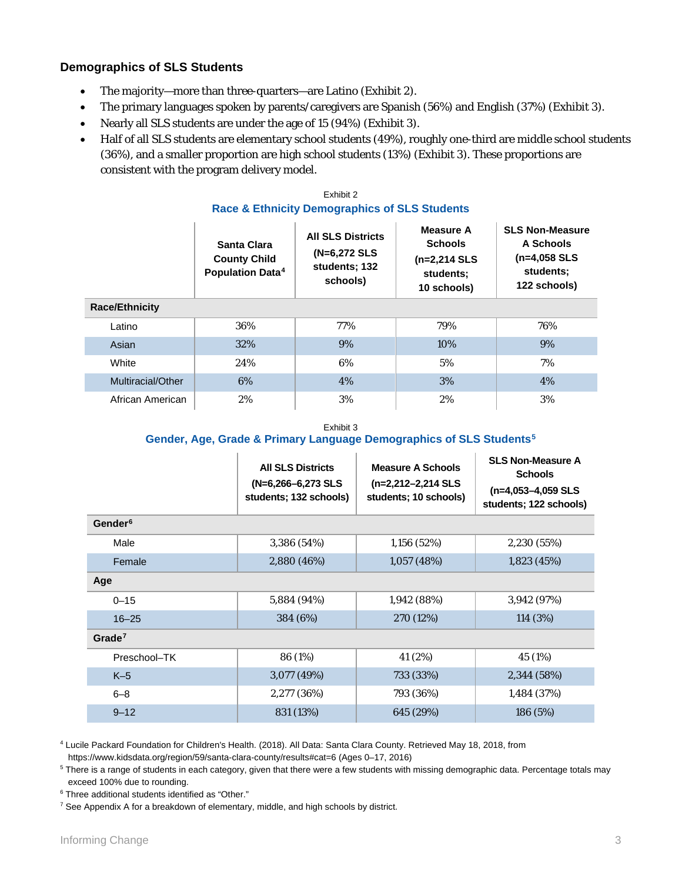### Demographics of SLS Students

- The majority—more than three-quarters—are Latino (Exhibit 2).
- The primary languages spoken by parents/caregivers are Spanish (56%) and English (37%) (Exhibit 3).
- Nearly all SLS students are under the age of 15 (94%) (Exhibit 3).
- Half of all SLS students are elementary school students (49%), roughly one-third are middle school students (36%), and a smaller proportion are high school students (13%) (Exhibit 3). These proportions are consistent with the program delivery model.

Exhibit 2

**Race & Ethnicity Demographics of SLS Students**

| | Santa Clara County Child Population Data[4] | All SLS Districts (N=6,272 SLS students; 132 schools) | Measure A Schools (n=2,214 SLS students; 10 schools) | SLS Non-Measure A Schools (n=4,058 SLS students; 122 schools) |
|---|---|---|---|---|
| **Race/Ethnicity** | | | | |
| Latino | 36% | 77% | 79% | 76% |
| Asian | 32% | 9% | 10% | 9% |
| White | 24% | 6% | 5% | 7% |
| Multiracial/Other | 6% | 4% | 3% | 4% |
| African American | 2% | 3% | 2% | 3% |

Exhibit 3

**Gender, Age, Grade & Primary Language Demographics of SLS Students[5]**

| | All SLS Districts (N=6,266–6,273 SLS students; 132 schools) | Measure A Schools (n=2,212–2,214 SLS students; 10 schools) | SLS Non-Measure A Schools (n=4,053–4,059 SLS students; 122 schools) |
|---|---|---|---|
| **Gender[6]** | | | |
| Male | 3,386 (54%) | 1,156 (52%) | 2,230 (55%) |
| Female | 2,880 (46%) | 1,057 (48%) | 1,823 (45%) |
| **Age** | | | |
| 0–15 | 5,884 (94%) | 1,942 (88%) | 3,942 (97%) |
| 16–25 | 384 (6%) | 270 (12%) | 114 (3%) |
| **Grade[7]** | | | |
| Preschool–TK | 86 (1%) | 41 (2%) | 45 (1%) |
| K–5 | 3,077 (49%) | 733 (33%) | 2,344 (58%) |
| 6–8 | 2,277 (36%) | 793 (36%) | 1,484 (37%) |
| 9–12 | 831 (13%) | 645 (29%) | 186 (5%) |

[4] Lucile Packard Foundation for Children's Health. (2018). All Data: Santa Clara County. Retrieved May 18, 2018, from https://www.kidsdata.org/region/59/santa-clara-county/results#cat=6 (Ages 0–17, 2016)

[5] There is a range of students in each category, given that there were a few students with missing demographic data. Percentage totals may exceed 100% due to rounding.

[6] Three additional students identified as "Other."

[7] See Appendix A for a breakdown of elementary, middle, and high schools by district.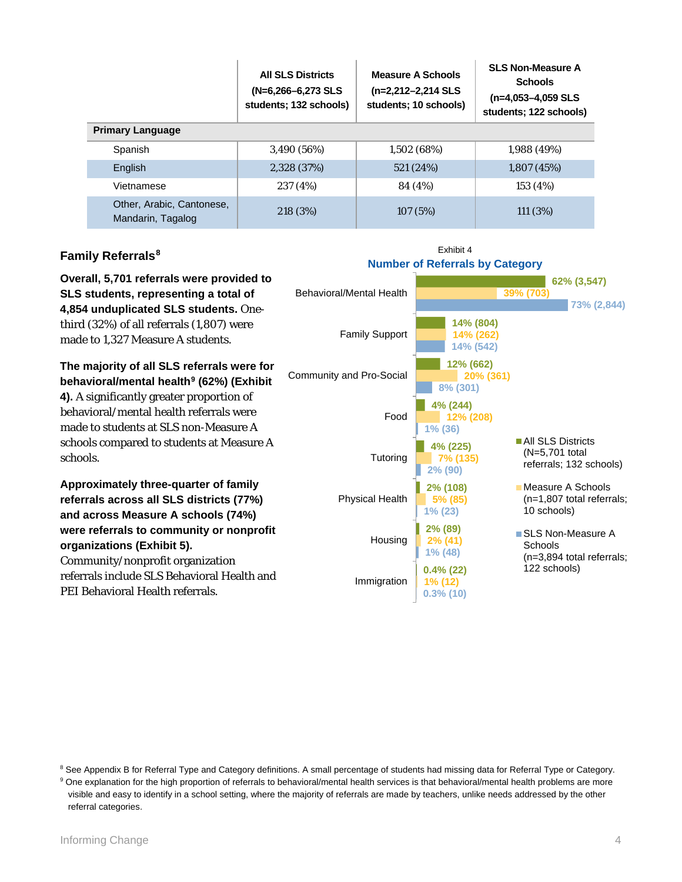| | All SLS Districts (N=6,266–6,273 SLS students; 132 schools) | Measure A Schools (n=2,212–2,214 SLS students; 10 schools) | SLS Non-Measure A Schools (n=4,053–4,059 SLS students; 122 schools) |
|---|---|---|---|
| **Primary Language** | | | |
| Spanish | 3,490 (56%) | 1,502 (68%) | 1,988 (49%) |
| English | 2,328 (37%) | 521 (24%) | 1,807 (45%) |
| Vietnamese | 237 (4%) | 84 (4%) | 153 (4%) |
| Other, Arabic, Cantonese, Mandarin, Tagalog | 218 (3%) | 107 (5%) | 111 (3%) |

## Family Referrals[8]

**Overall, 5,701 referrals were provided to SLS students, representing a total of 4,854 unduplicated SLS students.** One-third (32%) of all referrals (1,807) were made to 1,327 Measure A students.

**The majority of all SLS referrals were for behavioral/mental health[9] (62%) (Exhibit 4).** A significantly greater proportion of behavioral/mental health referrals were made to students at SLS non-Measure A schools compared to students at Measure A schools.

**Approximately three-quarter of family referrals across all SLS districts (77%) and across Measure A schools (74%) were referrals to community or nonprofit organizations (Exhibit 5).** Community/nonprofit organization referrals include SLS Behavioral Health and PEI Behavioral Health referrals.

Exhibit 4

**Number of Referrals by Category**

| Category | All SLS Districts (N=5,701 total referrals; 132 schools) | Measure A Schools (n=1,807 total referrals; 10 schools) | SLS Non-Measure A Schools (n=3,894 total referrals; 122 schools) |
|---|---|---|---|
| Behavioral/Mental Health | 62% (3,547) | 39% (703) | 73% (2,844) |
| Family Support | 14% (804) | 14% (262) | 14% (542) |
| Community and Pro-Social | 12% (662) | 20% (361) | 8% (301) |
| Food | 4% (244) | 12% (208) | 1% (36) |
| Tutoring | 4% (225) | 7% (135) | 2% (90) |
| Physical Health | 2% (108) | 5% (85) | 1% (23) |
| Housing | 2% (89) | 2% (41) | 1% (48) |
| Immigration | 0.4% (22) | 1% (12) | 0.3% (10) |

[8] See Appendix B for Referral Type and Category definitions. A small percentage of students had missing data for Referral Type or Category.

[9] One explanation for the high proportion of referrals to behavioral/mental health services is that behavioral/mental health problems are more visible and easy to identify in a school setting, where the majority of referrals are made by teachers, unlike needs addressed by the other referral categories.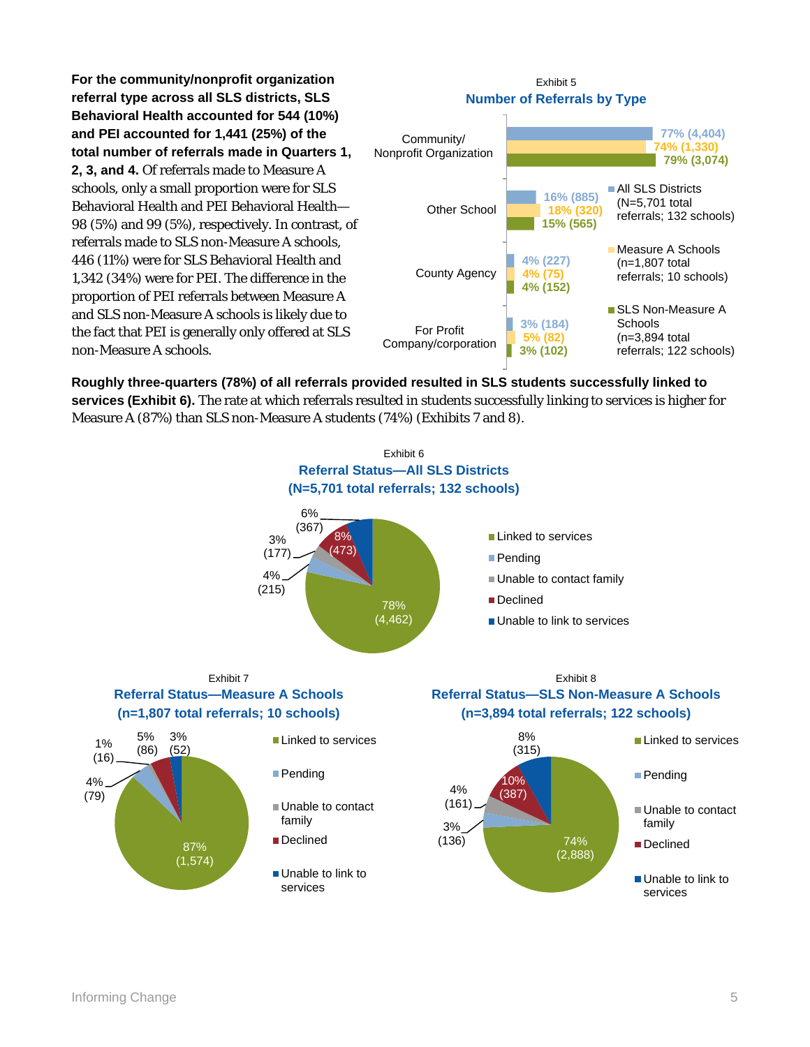**For the community/nonprofit organization referral type across all SLS districts, SLS Behavioral Health accounted for 544 (10%) and PEI accounted for 1,441 (25%) of the total number of referrals made in Quarters 1, 2, 3, and 4.** Of referrals made to Measure A schools, only a small proportion were for SLS Behavioral Health and PEI Behavioral Health—98 (5%) and 99 (5%), respectively. In contrast, of referrals made to SLS non-Measure A schools, 446 (11%) were for SLS Behavioral Health and 1,342 (34%) were for PEI. The difference in the proportion of PEI referrals between Measure A and SLS non-Measure A schools is likely due to the fact that PEI is generally only offered at SLS non-Measure A schools.

Exhibit 5

**Number of Referrals by Type**

| Referral Type | All SLS Districts (N=5,701 total referrals; 132 schools) | Measure A Schools (n=1,807 total referrals; 10 schools) | SLS Non-Measure A Schools (n=3,894 total referrals; 122 schools) |
|---|---|---|---|
| Community/ Nonprofit Organization | 77% (4,404) | 74% (1,330) | 79% (3,074) |
| Other School | 16% (885) | 18% (320) | 15% (565) |
| County Agency | 4% (227) | 4% (75) | 4% (152) |
| For Profit Company/corporation | 3% (184) | 5% (82) | 3% (102) |

**Roughly three-quarters (78%) of all referrals provided resulted in SLS students successfully linked to services (Exhibit 6).** The rate at which referrals resulted in students successfully linking to services is higher for Measure A (87%) than SLS non-Measure A students (74%) (Exhibits 7 and 8).

Exhibit 6

**Referral Status—All SLS Districts (N=5,701 total referrals; 132 schools)**

| Status | Percent (n) |
|---|---|
| Linked to services | 78% (4,462) |
| Pending | 4% (215) |
| Unable to contact family | 3% (177) |
| Declined | 8% (473) |
| Unable to link to services | 6% (367) |

Exhibit 7

**Referral Status—Measure A Schools (n=1,807 total referrals; 10 schools)**

| Status | Percent (n) |
|---|---|
| Linked to services | 87% (1,574) |
| Pending | 4% (79) |
| Unable to contact family | 1% (16) |
| Declined | 5% (86) |
| Unable to link to services | 3% (52) |

Exhibit 8

**Referral Status—SLS Non-Measure A Schools (n=3,894 total referrals; 122 schools)**

| Status | Percent (n) |
|---|---|
| Linked to services | 74% (2,888) |
| Pending | 3% (136) |
| Unable to contact family | 4% (161) |
| Declined | 10% (387) |
| Unable to link to services | 8% (315) |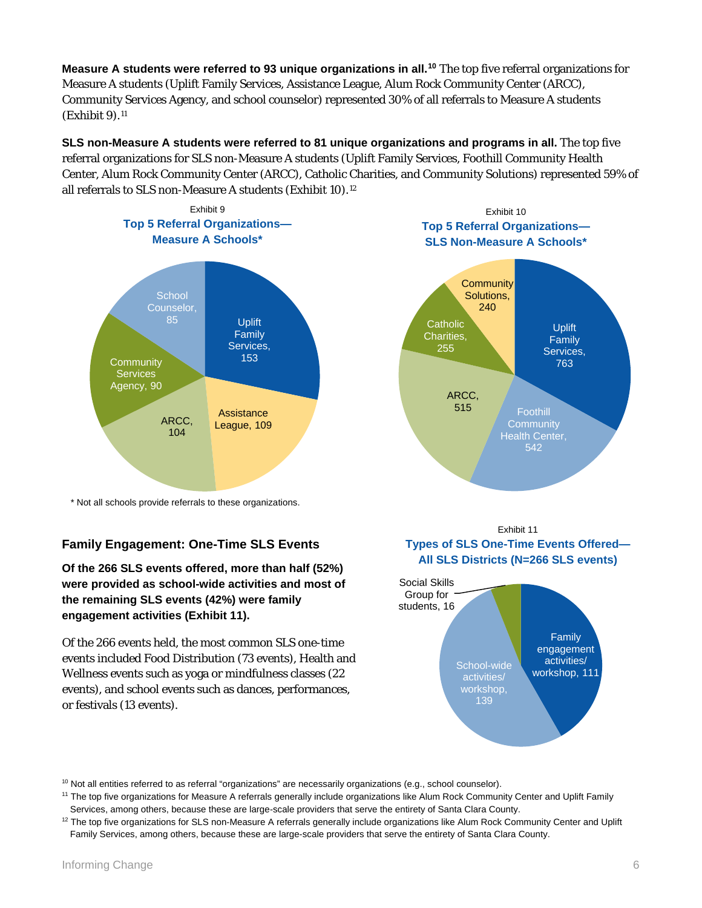**Measure A students were referred to 93 unique organizations in all.**[10] The top five referral organizations for Measure A students (Uplift Family Services, Assistance League, Alum Rock Community Center (ARCC), Community Services Agency, and school counselor) represented 30% of all referrals to Measure A students (Exhibit 9).[11]

**SLS non-Measure A students were referred to 81 unique organizations and programs in all.** The top five referral organizations for SLS non-Measure A students (Uplift Family Services, Foothill Community Health Center, Alum Rock Community Center (ARCC), Catholic Charities, and Community Solutions) represented 59% of all referrals to SLS non-Measure A students (Exhibit 10).[12]

Exhibit 9

**Top 5 Referral Organizations—Measure A Schools***

| Organization | Referrals |
|---|---|
| Uplift Family Services | 153 |
| Assistance League | 109 |
| ARCC | 104 |
| Community Services Agency | 90 |
| School Counselor | 85 |

\* Not all schools provide referrals to these organizations.

Exhibit 10

**Top 5 Referral Organizations—SLS Non-Measure A Schools***

| Organization | Referrals |
|---|---|
| Uplift Family Services | 763 |
| Foothill Community Health Center | 542 |
| ARCC | 515 |
| Catholic Charities | 255 |
| Community Solutions | 240 |

## Family Engagement: One-Time SLS Events

**Of the 266 SLS events offered, more than half (52%) were provided as school-wide activities and most of the remaining SLS events (42%) were family engagement activities (Exhibit 11).**

Of the 266 events held, the most common SLS one-time events included Food Distribution (73 events), Health and Wellness events such as yoga or mindfulness classes (22 events), and school events such as dances, performances, or festivals (13 events).

Exhibit 11

**Types of SLS One-Time Events Offered—All SLS Districts (N=266 SLS events)**

| Event Type | Events |
|---|---|
| Family engagement activities/workshop | 111 |
| School-wide activities/workshop | 139 |
| Social Skills Group for students | 16 |

[10] Not all entities referred to as referral "organizations" are necessarily organizations (e.g., school counselor).

[11] The top five organizations for Measure A referrals generally include organizations like Alum Rock Community Center and Uplift Family Services, among others, because these are large-scale providers that serve the entirety of Santa Clara County.

[12] The top five organizations for SLS non-Measure A referrals generally include organizations like Alum Rock Community Center and Uplift Family Services, among others, because these are large-scale providers that serve the entirety of Santa Clara County.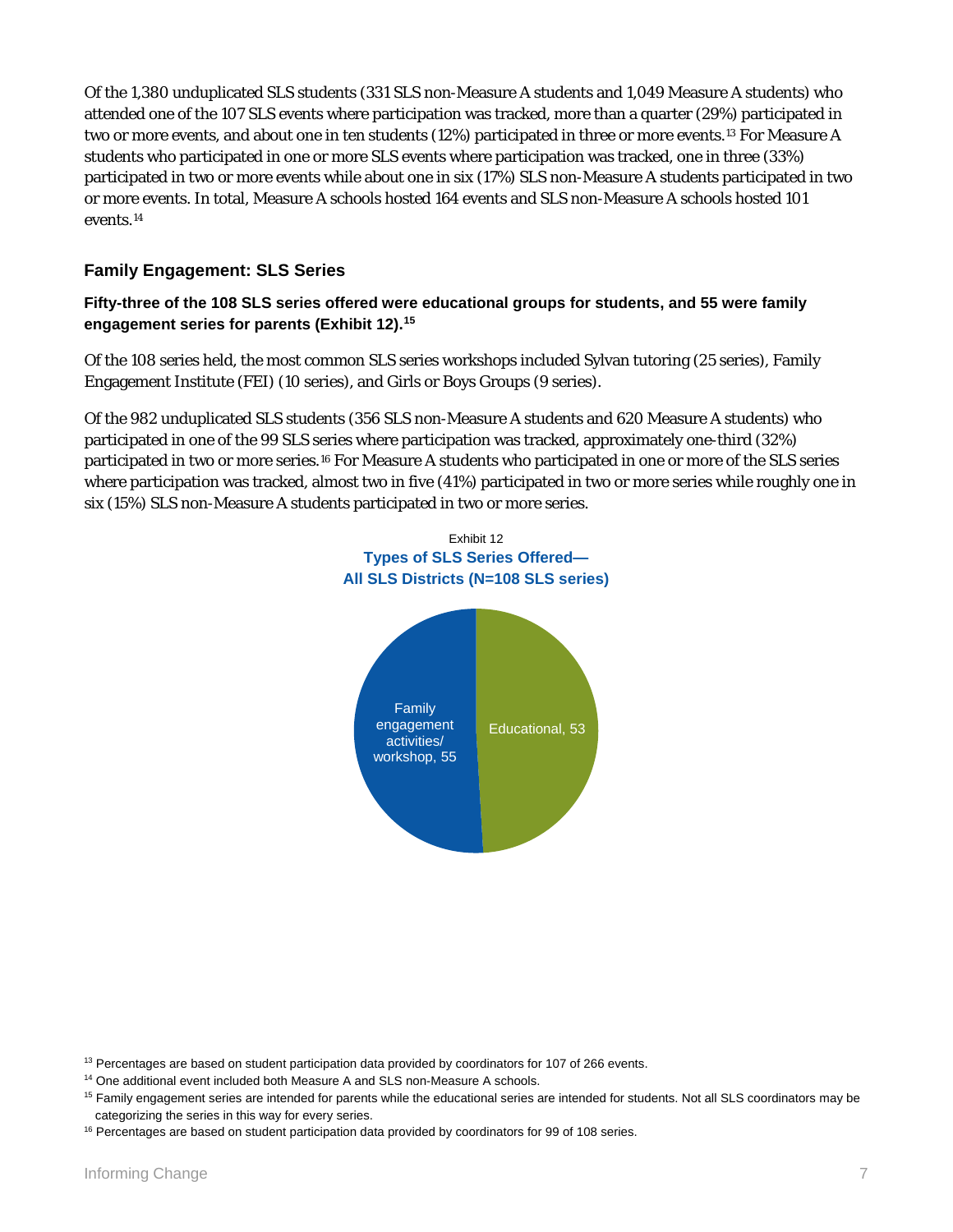Of the 1,380 unduplicated SLS students (331 SLS non-Measure A students and 1,049 Measure A students) who attended one of the 107 SLS events where participation was tracked, more than a quarter (29%) participated in two or more events, and about one in ten students (12%) participated in three or more events.[13] For Measure A students who participated in one or more SLS events where participation was tracked, one in three (33%) participated in two or more events while about one in six (17%) SLS non-Measure A students participated in two or more events. In total, Measure A schools hosted 164 events and SLS non-Measure A schools hosted 101 events.[14]

### Family Engagement: SLS Series

**Fifty-three of the 108 SLS series offered were educational groups for students, and 55 were family engagement series for parents (Exhibit 12).[15]**

Of the 108 series held, the most common SLS series workshops included Sylvan tutoring (25 series), Family Engagement Institute (FEI) (10 series), and Girls or Boys Groups (9 series).

Of the 982 unduplicated SLS students (356 SLS non-Measure A students and 620 Measure A students) who participated in one of the 99 SLS series where participation was tracked, approximately one-third (32%) participated in two or more series.[16] For Measure A students who participated in one or more of the SLS series where participation was tracked, almost two in five (41%) participated in two or more series while roughly one in six (15%) SLS non-Measure A students participated in two or more series.

Exhibit 12

**Types of SLS Series Offered—**
**All SLS Districts (N=108 SLS series)**

| Type | Number of series |
|---|---|
| Family engagement activities/workshop | 55 |
| Educational | 53 |

[13] Percentages are based on student participation data provided by coordinators for 107 of 266 events.

[14] One additional event included both Measure A and SLS non-Measure A schools.

[15] Family engagement series are intended for parents while the educational series are intended for students. Not all SLS coordinators may be categorizing the series in this way for every series.

[16] Percentages are based on student participation data provided by coordinators for 99 of 108 series.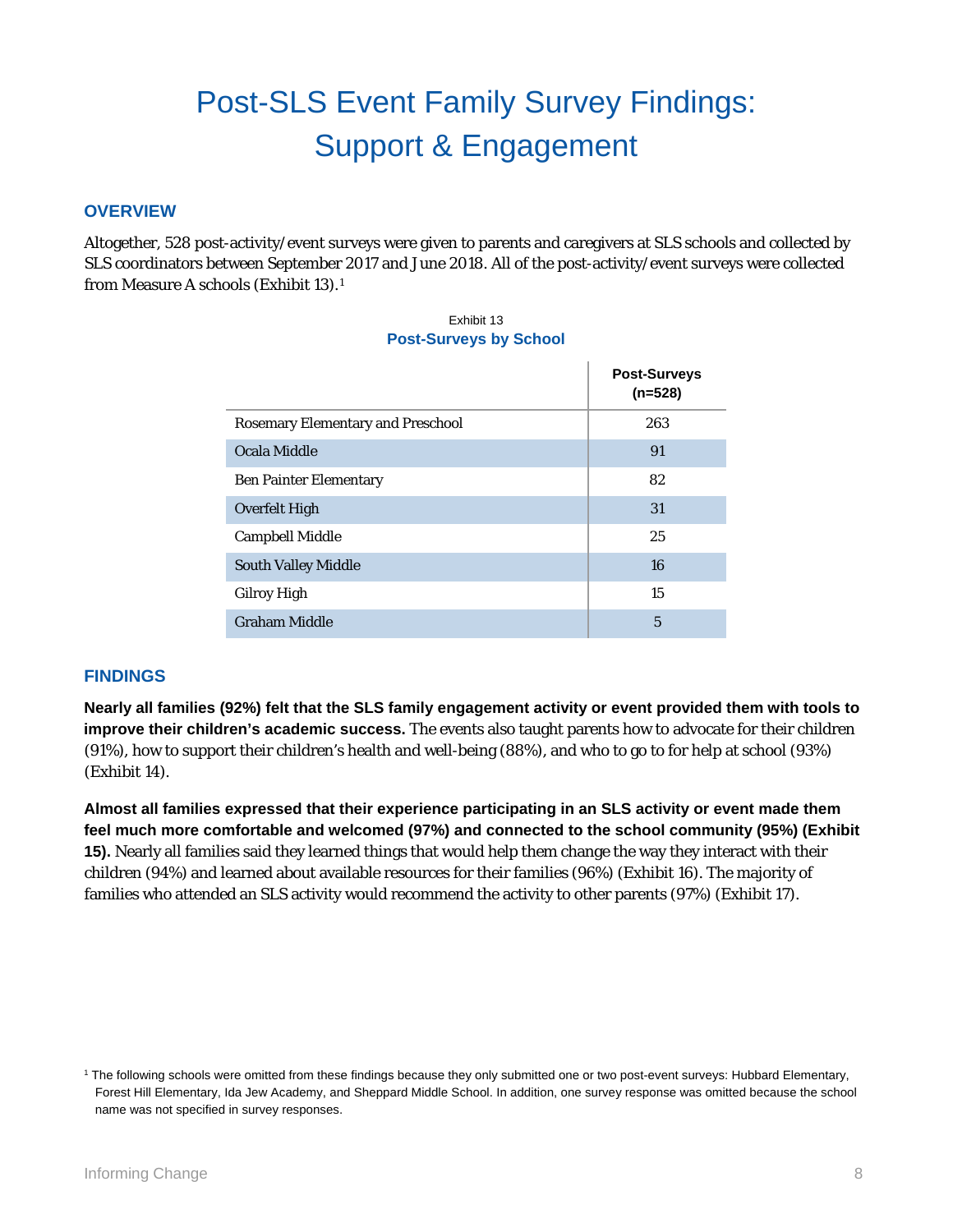# Post-SLS Event Family Survey Findings: Support & Engagement

## OVERVIEW

Altogether, 528 post-activity/event surveys were given to parents and caregivers at SLS schools and collected by SLS coordinators between September 2017 and June 2018. All of the post-activity/event surveys were collected from Measure A schools (Exhibit 13).[1]

Exhibit 13

**Post-Surveys by School**

| | Post-Surveys (n=528) |
|---|---|
| Rosemary Elementary and Preschool | 263 |
| Ocala Middle | 91 |
| Ben Painter Elementary | 82 |
| Overfelt High | 31 |
| Campbell Middle | 25 |
| South Valley Middle | 16 |
| Gilroy High | 15 |
| Graham Middle | 5 |

## FINDINGS

**Nearly all families (92%) felt that the SLS family engagement activity or event provided them with tools to improve their children's academic success.** The events also taught parents how to advocate for their children (91%), how to support their children's health and well-being (88%), and who to go to for help at school (93%) (Exhibit 14).

**Almost all families expressed that their experience participating in an SLS activity or event made them feel much more comfortable and welcomed (97%) and connected to the school community (95%) (Exhibit 15).** Nearly all families said they learned things that would help them change the way they interact with their children (94%) and learned about available resources for their families (96%) (Exhibit 16). The majority of families who attended an SLS activity would recommend the activity to other parents (97%) (Exhibit 17).

[1] The following schools were omitted from these findings because they only submitted one or two post-event surveys: Hubbard Elementary, Forest Hill Elementary, Ida Jew Academy, and Sheppard Middle School. In addition, one survey response was omitted because the school name was not specified in survey responses.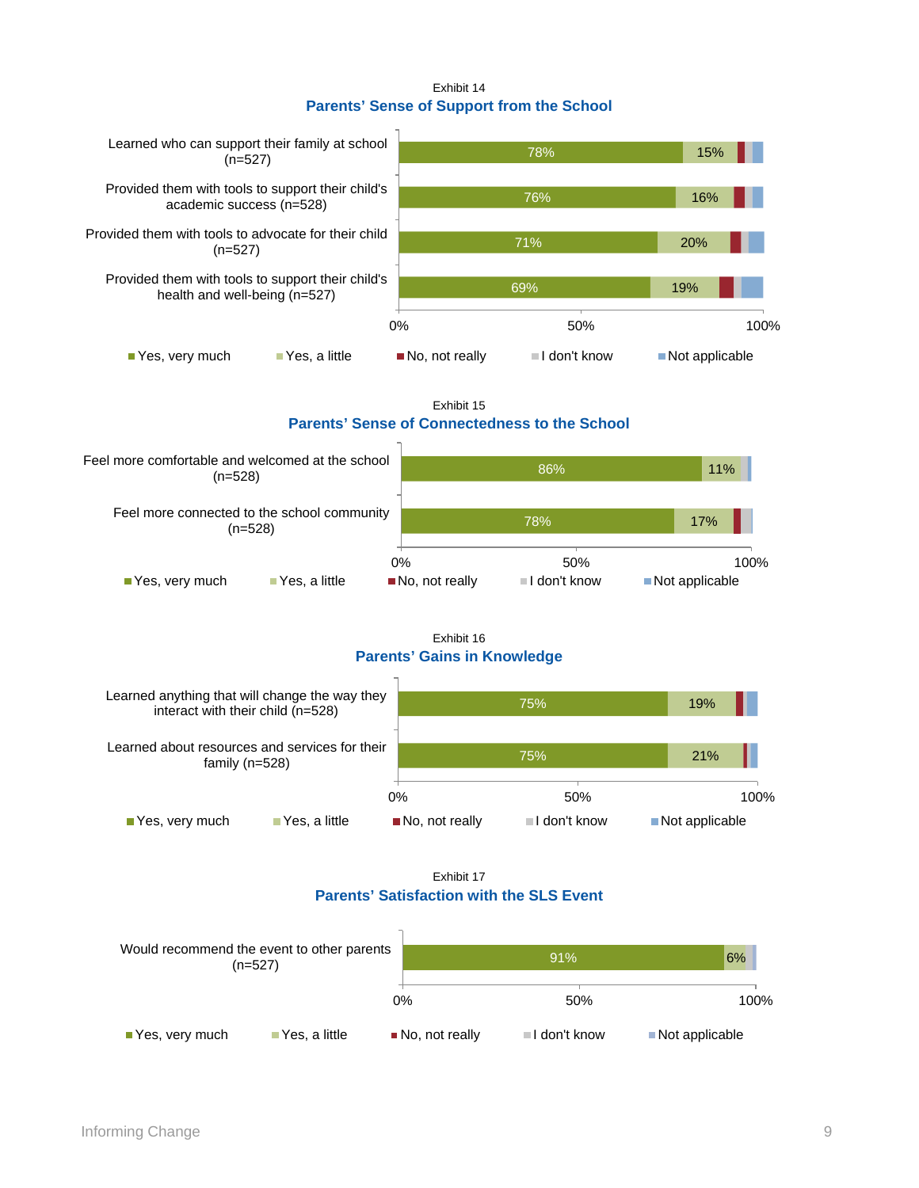Exhibit 14

### Parents' Sense of Support from the School

| | Yes, very much | Yes, a little | No, not really | I don't know | Not applicable |
|---|---|---|---|---|---|
| Learned who can support their family at school (n=527) | 78% | 15% | | | |
| Provided them with tools to support their child's academic success (n=528) | 76% | 16% | | | |
| Provided them with tools to advocate for their child (n=527) | 71% | 20% | | | |
| Provided them with tools to support their child's health and well-being (n=527) | 69% | 19% | | | |

Exhibit 15

### Parents' Sense of Connectedness to the School

| | Yes, very much | Yes, a little | No, not really | I don't know | Not applicable |
|---|---|---|---|---|---|
| Feel more comfortable and welcomed at the school (n=528) | 86% | 11% | | | |
| Feel more connected to the school community (n=528) | 78% | 17% | | | |

Exhibit 16

### Parents' Gains in Knowledge

| | Yes, very much | Yes, a little | No, not really | I don't know | Not applicable |
|---|---|---|---|---|---|
| Learned anything that will change the way they interact with their child (n=528) | 75% | 19% | | | |
| Learned about resources and services for their family (n=528) | 75% | 21% | | | |

Exhibit 17

### Parents' Satisfaction with the SLS Event

| | Yes, very much | Yes, a little | No, not really | I don't know | Not applicable |
|---|---|---|---|---|---|
| Would recommend the event to other parents (n=527) | 91% | 6% | | | |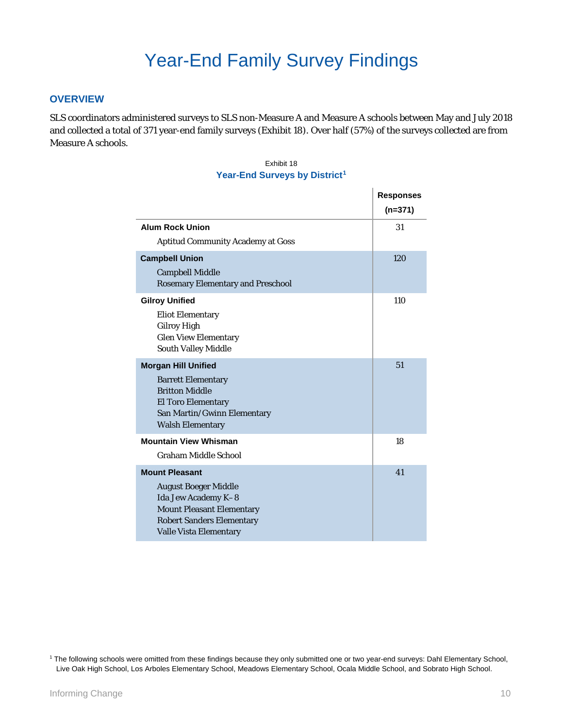# Year-End Family Survey Findings

## OVERVIEW

SLS coordinators administered surveys to SLS non-Measure A and Measure A schools between May and July 2018 and collected a total of 371 year-end family surveys (Exhibit 18). Over half (57%) of the surveys collected are from Measure A schools.

Exhibit 18

**Year-End Surveys by District[1]**

| | Responses (n=371) |
|---|---|
| **Alum Rock Union** | 31 |
| Aptitud Community Academy at Goss | |
| **Campbell Union** | 120 |
| Campbell Middle | |
| Rosemary Elementary and Preschool | |
| **Gilroy Unified** | 110 |
| Eliot Elementary | |
| Gilroy High | |
| Glen View Elementary | |
| South Valley Middle | |
| **Morgan Hill Unified** | 51 |
| Barrett Elementary | |
| Britton Middle | |
| El Toro Elementary | |
| San Martin/Gwinn Elementary | |
| Walsh Elementary | |
| **Mountain View Whisman** | 18 |
| Graham Middle School | |
| **Mount Pleasant** | 41 |
| August Boeger Middle | |
| Ida Jew Academy K–8 | |
| Mount Pleasant Elementary | |
| Robert Sanders Elementary | |
| Valle Vista Elementary | |

[1] The following schools were omitted from these findings because they only submitted one or two year-end surveys: Dahl Elementary School, Live Oak High School, Los Arboles Elementary School, Meadows Elementary School, Ocala Middle School, and Sobrato High School.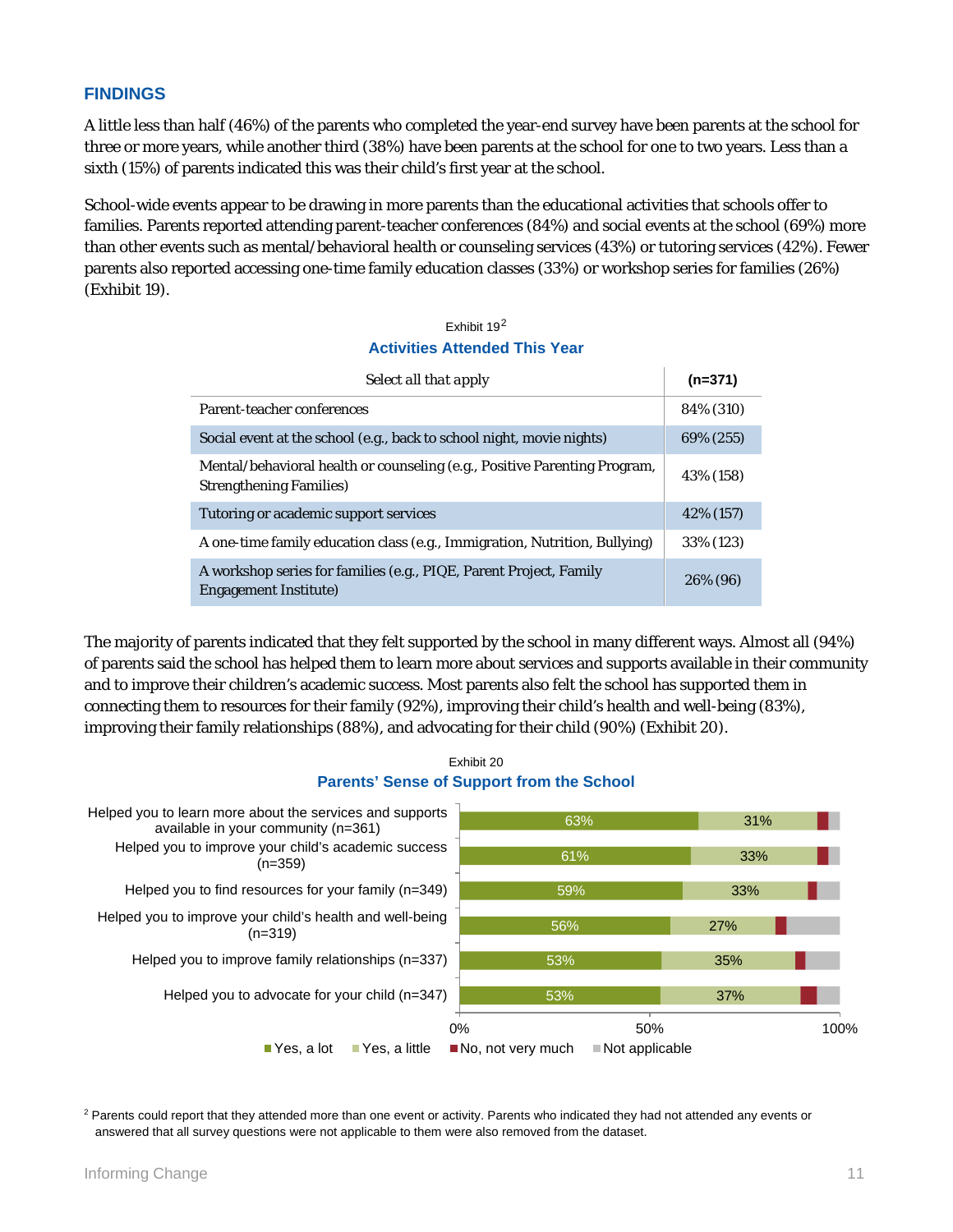## FINDINGS

A little less than half (46%) of the parents who completed the year-end survey have been parents at the school for three or more years, while another third (38%) have been parents at the school for one to two years. Less than a sixth (15%) of parents indicated this was their child's first year at the school.

School-wide events appear to be drawing in more parents than the educational activities that schools offer to families. Parents reported attending parent-teacher conferences (84%) and social events at the school (69%) more than other events such as mental/behavioral health or counseling services (43%) or tutoring services (42%). Fewer parents also reported accessing one-time family education classes (33%) or workshop series for families (26%) (Exhibit 19).

Exhibit 19[2]

### Activities Attended This Year

| *Select all that apply* | (n=371) |
|---|---|
| Parent-teacher conferences | 84% (310) |
| Social event at the school (e.g., back to school night, movie nights) | 69% (255) |
| Mental/behavioral health or counseling (e.g., Positive Parenting Program, Strengthening Families) | 43% (158) |
| Tutoring or academic support services | 42% (157) |
| A one-time family education class (e.g., Immigration, Nutrition, Bullying) | 33% (123) |
| A workshop series for families (e.g., PIQE, Parent Project, Family Engagement Institute) | 26% (96) |

The majority of parents indicated that they felt supported by the school in many different ways. Almost all (94%) of parents said the school has helped them to learn more about services and supports available in their community and to improve their children's academic success. Most parents also felt the school has supported them in connecting them to resources for their family (92%), improving their child's health and well-being (83%), improving their family relationships (88%), and advocating for their child (90%) (Exhibit 20).

Exhibit 20

### Parents' Sense of Support from the School

| | Yes, a lot | Yes, a little |
|---|---|---|
| Helped you to learn more about the services and supports available in your community (n=361) | 63% | 31% |
| Helped you to improve your child's academic success (n=359) | 61% | 33% |
| Helped you to find resources for your family (n=349) | 59% | 33% |
| Helped you to improve your child's health and well-being (n=319) | 56% | 27% |
| Helped you to improve family relationships (n=337) | 53% | 35% |
| Helped you to advocate for your child (n=347) | 53% | 37% |

Legend: Yes, a lot; Yes, a little; No, not very much; Not applicable

[2] Parents could report that they attended more than one event or activity. Parents who indicated they had not attended any events or answered that all survey questions were not applicable to them were also removed from the dataset.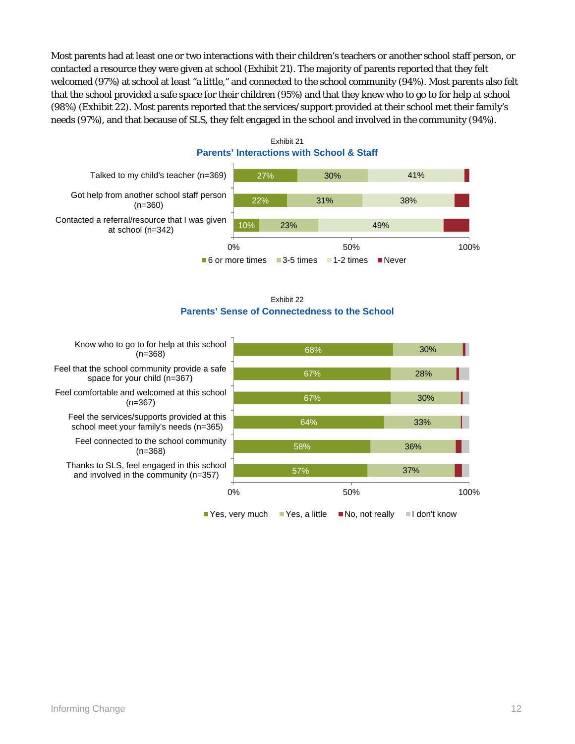Most parents had at least one or two interactions with their children's teachers or another school staff person, or contacted a resource they were given at school (Exhibit 21). The majority of parents reported that they felt welcomed (97%) at school at least "a little," and connected to the school community (94%). Most parents also felt that the school provided a safe space for their children (95%) and that they knew who to go to for help at school (98%) (Exhibit 22). Most parents reported that the services/support provided at their school met their family's needs (97%), and that because of SLS, they felt engaged in the school and involved in the community (94%).

Exhibit 21

**Parents' Interactions with School & Staff**

| | 6 or more times | 3-5 times | 1-2 times | Never |
|---|---|---|---|---|
| Talked to my child's teacher (n=369) | 27% | 30% | 41% | |
| Got help from another school staff person (n=360) | 22% | 31% | 38% | |
| Contacted a referral/resource that I was given at school (n=342) | 10% | 23% | 49% | |

Exhibit 22

**Parents' Sense of Connectedness to the School**

| | Yes, very much | Yes, a little | No, not really | I don't know |
|---|---|---|---|---|
| Know who to go to for help at this school (n=368) | 68% | 30% | | |
| Feel that the school community provide a safe space for your child (n=367) | 67% | 28% | | |
| Feel comfortable and welcomed at this school (n=367) | 67% | 30% | | |
| Feel the services/supports provided at this school meet your family's needs (n=365) | 64% | 33% | | |
| Feel connected to the school community (n=368) | 58% | 36% | | |
| Thanks to SLS, feel engaged in this school and involved in the community (n=357) | 57% | 37% | | |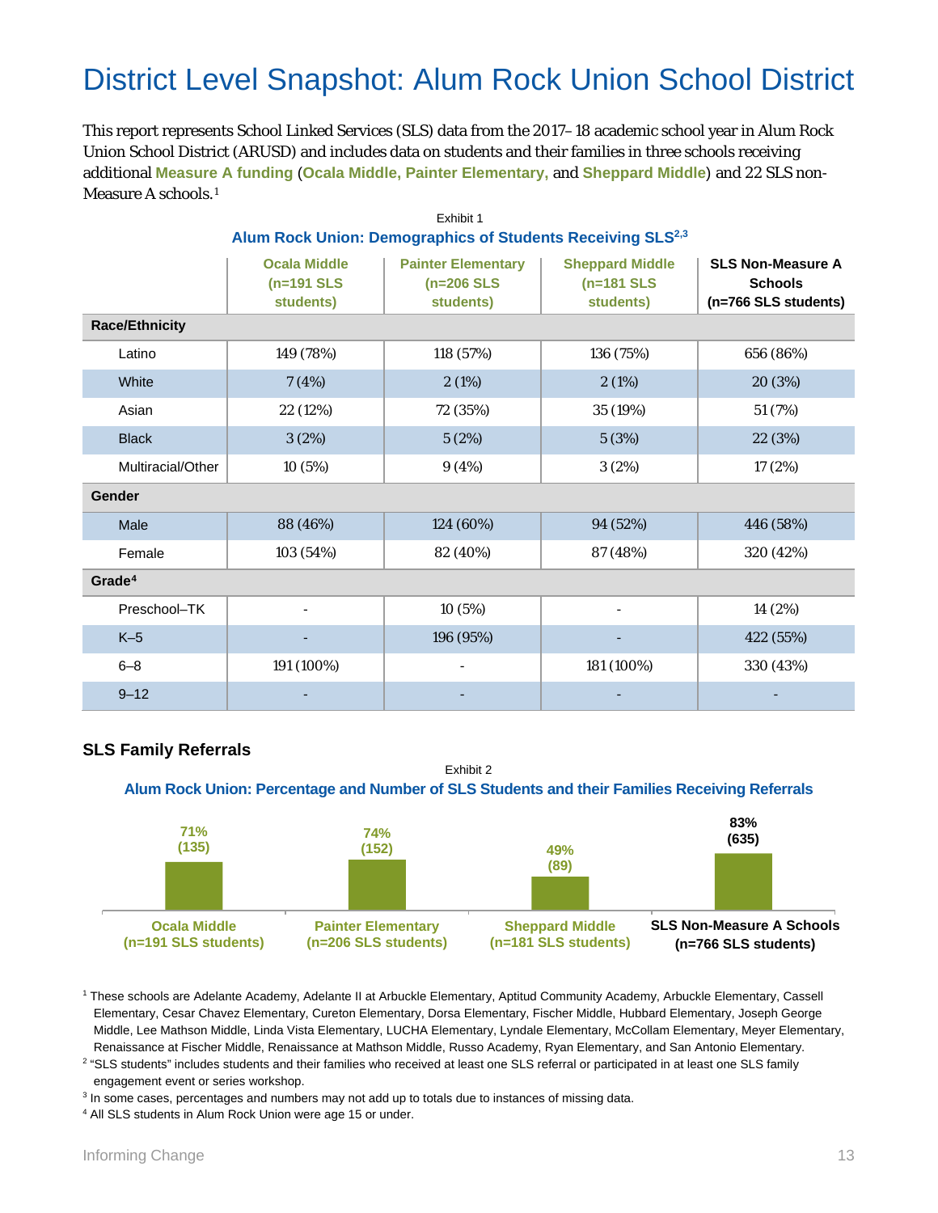# District Level Snapshot: Alum Rock Union School District

This report represents School Linked Services (SLS) data from the 2017–18 academic school year in Alum Rock Union School District (ARUSD) and includes data on students and their families in three schools receiving additional **Measure A funding** (**Ocala Middle, Painter Elementary,** and **Sheppard Middle**) and 22 SLS non-Measure A schools.[1]

Exhibit 1

**Alum Rock Union: Demographics of Students Receiving SLS[2,3]**

| | Ocala Middle (n=191 SLS students) | Painter Elementary (n=206 SLS students) | Sheppard Middle (n=181 SLS students) | SLS Non-Measure A Schools (n=766 SLS students) |
|---|---|---|---|---|
| **Race/Ethnicity** | | | | |
| Latino | 149 (78%) | 118 (57%) | 136 (75%) | 656 (86%) |
| White | 7 (4%) | 2 (1%) | 2 (1%) | 20 (3%) |
| Asian | 22 (12%) | 72 (35%) | 35 (19%) | 51 (7%) |
| Black | 3 (2%) | 5 (2%) | 5 (3%) | 22 (3%) |
| Multiracial/Other | 10 (5%) | 9 (4%) | 3 (2%) | 17 (2%) |
| **Gender** | | | | |
| Male | 88 (46%) | 124 (60%) | 94 (52%) | 446 (58%) |
| Female | 103 (54%) | 82 (40%) | 87 (48%) | 320 (42%) |
| **Grade[4]** | | | | |
| Preschool–TK | - | 10 (5%) | - | 14 (2%) |
| K–5 | - | 196 (95%) | - | 422 (55%) |
| 6–8 | 191 (100%) | - | 181 (100%) | 330 (43%) |
| 9–12 | - | - | - | - |

## SLS Family Referrals

Exhibit 2

**Alum Rock Union: Percentage and Number of SLS Students and their Families Receiving Referrals**

| School | Percentage (Number) |
|---|---|
| Ocala Middle (n=191 SLS students) | 71% (135) |
| Painter Elementary (n=206 SLS students) | 74% (152) |
| Sheppard Middle (n=181 SLS students) | 49% (89) |
| SLS Non-Measure A Schools (n=766 SLS students) | 83% (635) |

[1] These schools are Adelante Academy, Adelante II at Arbuckle Elementary, Aptitud Community Academy, Arbuckle Elementary, Cassell Elementary, Cesar Chavez Elementary, Cureton Elementary, Dorsa Elementary, Fischer Middle, Hubbard Elementary, Joseph George Middle, Lee Mathson Middle, Linda Vista Elementary, LUCHA Elementary, Lyndale Elementary, McCollam Elementary, Meyer Elementary, Renaissance at Fischer Middle, Renaissance at Mathson Middle, Russo Academy, Ryan Elementary, and San Antonio Elementary.

[2] "SLS students" includes students and their families who received at least one SLS referral or participated in at least one SLS family engagement event or series workshop.

[3] In some cases, percentages and numbers may not add up to totals due to instances of missing data.

[4] All SLS students in Alum Rock Union were age 15 or under.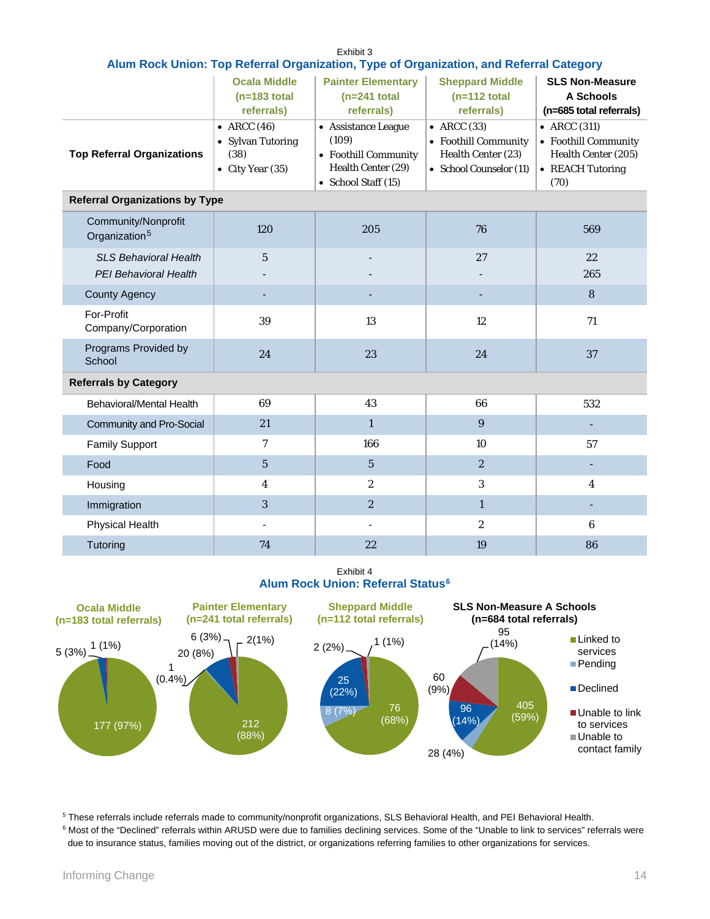Exhibit 3

**Alum Rock Union: Top Referral Organization, Type of Organization, and Referral Category**

| | Ocala Middle (n=183 total referrals) | Painter Elementary (n=241 total referrals) | Sheppard Middle (n=112 total referrals) | SLS Non-Measure A Schools (n=685 total referrals) |
|---|---|---|---|---|
| **Top Referral Organizations** | • ARCC (46)<br>• Sylvan Tutoring (38)<br>• City Year (35) | • Assistance League (109)<br>• Foothill Community Health Center (29)<br>• School Staff (15) | • ARCC (33)<br>• Foothill Community Health Center (23)<br>• School Counselor (11) | • ARCC (311)<br>• Foothill Community Health Center (205)<br>• REACH Tutoring (70) |
| **Referral Organizations by Type** | | | | |
| Community/Nonprofit Organization[5] | 120 | 205 | 76 | 569 |
| *SLS Behavioral Health* | 5 | - | 27 | 22 |
| *PEI Behavioral Health* | - | - | - | 265 |
| County Agency | - | - | - | 8 |
| For-Profit Company/Corporation | 39 | 13 | 12 | 71 |
| Programs Provided by School | 24 | 23 | 24 | 37 |
| **Referrals by Category** | | | | |
| Behavioral/Mental Health | 69 | 43 | 66 | 532 |
| Community and Pro-Social | 21 | 1 | 9 | - |
| Family Support | 7 | 166 | 10 | 57 |
| Food | 5 | 5 | 2 | - |
| Housing | 4 | 2 | 3 | 4 |
| Immigration | 3 | 2 | 1 | - |
| Physical Health | - | - | 2 | 6 |
| Tutoring | 74 | 22 | 19 | 86 |

Exhibit 4

**Alum Rock Union: Referral Status[6]**

| Status | Ocala Middle (n=183 total referrals) | Painter Elementary (n=241 total referrals) | Sheppard Middle (n=112 total referrals) | SLS Non-Measure A Schools (n=684 total referrals) |
|---|---|---|---|---|
| Linked to services | 177 (97%) | 212 (88%) | 76 (68%) | 405 (59%) |
| Pending | | 1 (0.4%) | 8 (7%) | 28 (4%) |
| Declined | 5 (3%) | 20 (8%) | 25 (22%) | 96 (14%) |
| Unable to link to services | 1 (1%) | 6 (3%) | 2 (2%) | 60 (9%) |
| Unable to contact family | | 2 (1%) | 1 (1%) | 95 (14%) |

[5] These referrals include referrals made to community/nonprofit organizations, SLS Behavioral Health, and PEI Behavioral Health.

[6] Most of the "Declined" referrals within ARUSD were due to families declining services. Some of the "Unable to link to services" referrals were due to insurance status, families moving out of the district, or organizations referring families to other organizations for services.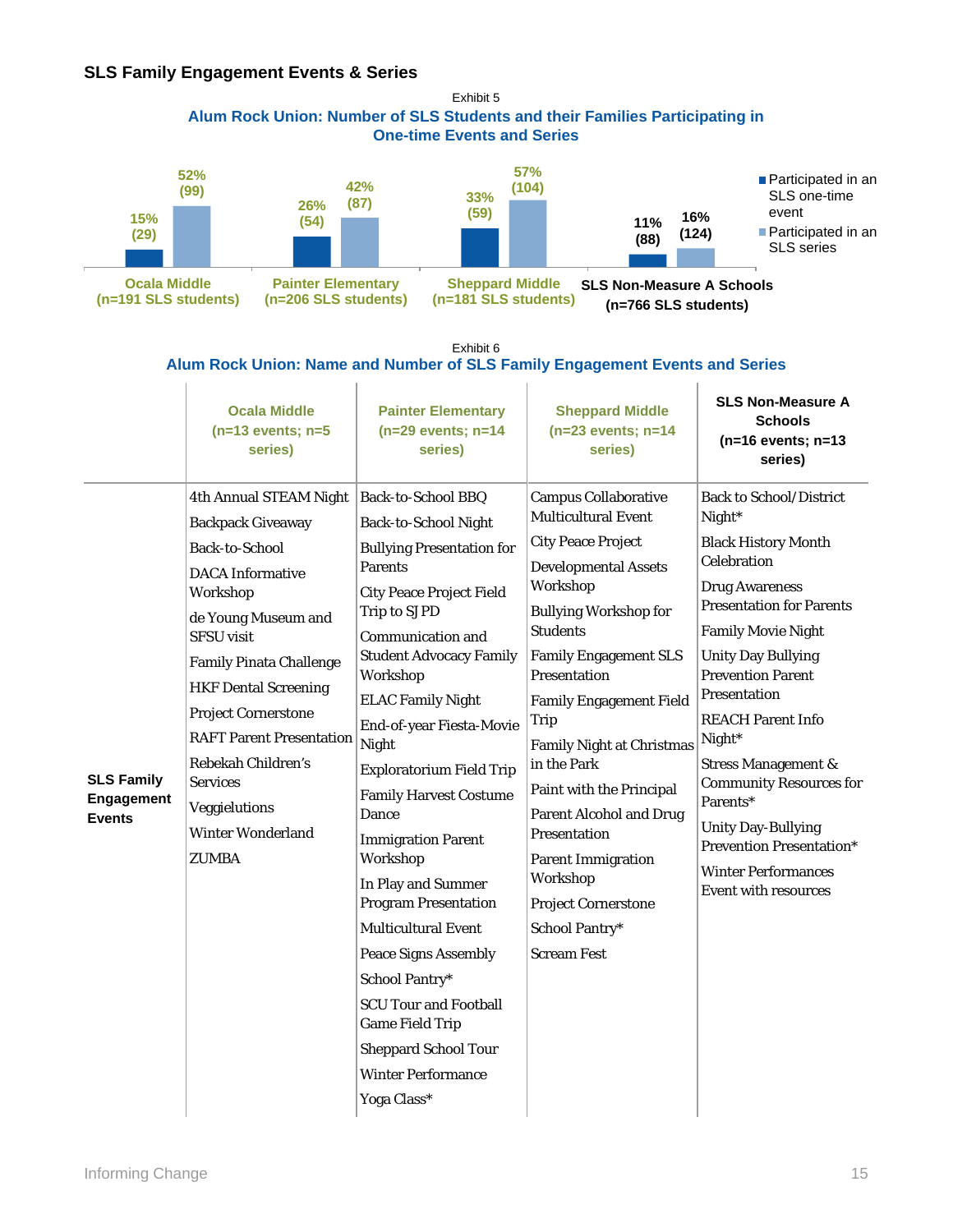### SLS Family Engagement Events & Series

Exhibit 5

**Alum Rock Union: Number of SLS Students and their Families Participating in One-time Events and Series**

| School | Participated in an SLS one-time event | Participated in an SLS series |
|---|---|---|
| Ocala Middle (n=191 SLS students) | 15% (29) | 52% (99) |
| Painter Elementary (n=206 SLS students) | 26% (54) | 42% (87) |
| Sheppard Middle (n=181 SLS students) | 33% (59) | 57% (104) |
| SLS Non-Measure A Schools (n=766 SLS students) | 11% (88) | 16% (124) |

Exhibit 6

**Alum Rock Union: Name and Number of SLS Family Engagement Events and Series**

| | Ocala Middle (n=13 events; n=5 series) | Painter Elementary (n=29 events; n=14 series) | Sheppard Middle (n=23 events; n=14 series) | SLS Non-Measure A Schools (n=16 events; n=13 series) |
|---|---|---|---|---|
| **SLS Family Engagement Events** | 4th Annual STEAM Night<br>Backpack Giveaway<br>Back-to-School<br>DACA Informative Workshop<br>de Young Museum and SFSU visit<br>Family Pinata Challenge<br>HKF Dental Screening<br>Project Cornerstone<br>RAFT Parent Presentation<br>Rebekah Children's Services<br>Veggielutions<br>Winter Wonderland<br>ZUMBA | Back-to-School BBQ<br>Back-to-School Night<br>Bullying Presentation for Parents<br>City Peace Project Field Trip to SJ PD<br>Communication and Student Advocacy Family Workshop<br>ELAC Family Night<br>End-of-year Fiesta-Movie Night<br>Exploratorium Field Trip<br>Family Harvest Costume Dance<br>Immigration Parent Workshop<br>In Play and Summer Program Presentation<br>Multicultural Event<br>Peace Signs Assembly<br>School Pantry*<br>SCU Tour and Football Game Field Trip<br>Sheppard School Tour<br>Winter Performance<br>Yoga Class* | Campus Collaborative Multicultural Event<br>City Peace Project<br>Developmental Assets Workshop<br>Bullying Workshop for Students<br>Family Engagement SLS Presentation<br>Family Engagement Field Trip<br>Family Night at Christmas in the Park<br>Paint with the Principal<br>Parent Alcohol and Drug Presentation<br>Parent Immigration Workshop<br>Project Cornerstone<br>School Pantry*<br>Scream Fest | Back to School/District Night*<br>Black History Month Celebration<br>Drug Awareness Presentation for Parents<br>Family Movie Night<br>Unity Day Bullying Prevention Parent Presentation<br>REACH Parent Info Night*<br>Stress Management & Community Resources for Parents*<br>Unity Day-Bullying Prevention Presentation*<br>Winter Performances Event with resources |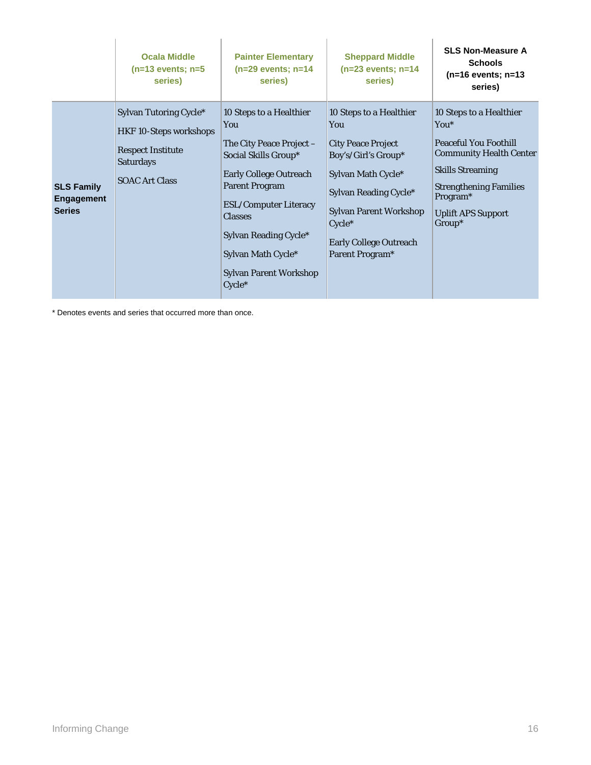| | Ocala Middle (n=13 events; n=5 series) | Painter Elementary (n=29 events; n=14 series) | Sheppard Middle (n=23 events; n=14 series) | SLS Non-Measure A Schools (n=16 events; n=13 series) |
|---|---|---|---|---|
| **SLS Family Engagement Series** | Sylvan Tutoring Cycle*<br>HKF 10-Steps workshops<br>Respect Institute Saturdays<br>SOAC Art Class | 10 Steps to a Healthier You<br>The City Peace Project – Social Skills Group*<br>Early College Outreach Parent Program<br>ESL/Computer Literacy Classes<br>Sylvan Reading Cycle*<br>Sylvan Math Cycle*<br>Sylvan Parent Workshop Cycle* | 10 Steps to a Healthier You<br>City Peace Project Boy's/Girl's Group*<br>Sylvan Math Cycle*<br>Sylvan Reading Cycle*<br>Sylvan Parent Workshop Cycle*<br>Early College Outreach Parent Program* | 10 Steps to a Healthier You*<br>Peaceful You Foothill Community Health Center<br>Skills Streaming<br>Strengthening Families Program*<br>Uplift APS Support Group* |

* Denotes events and series that occurred more than once.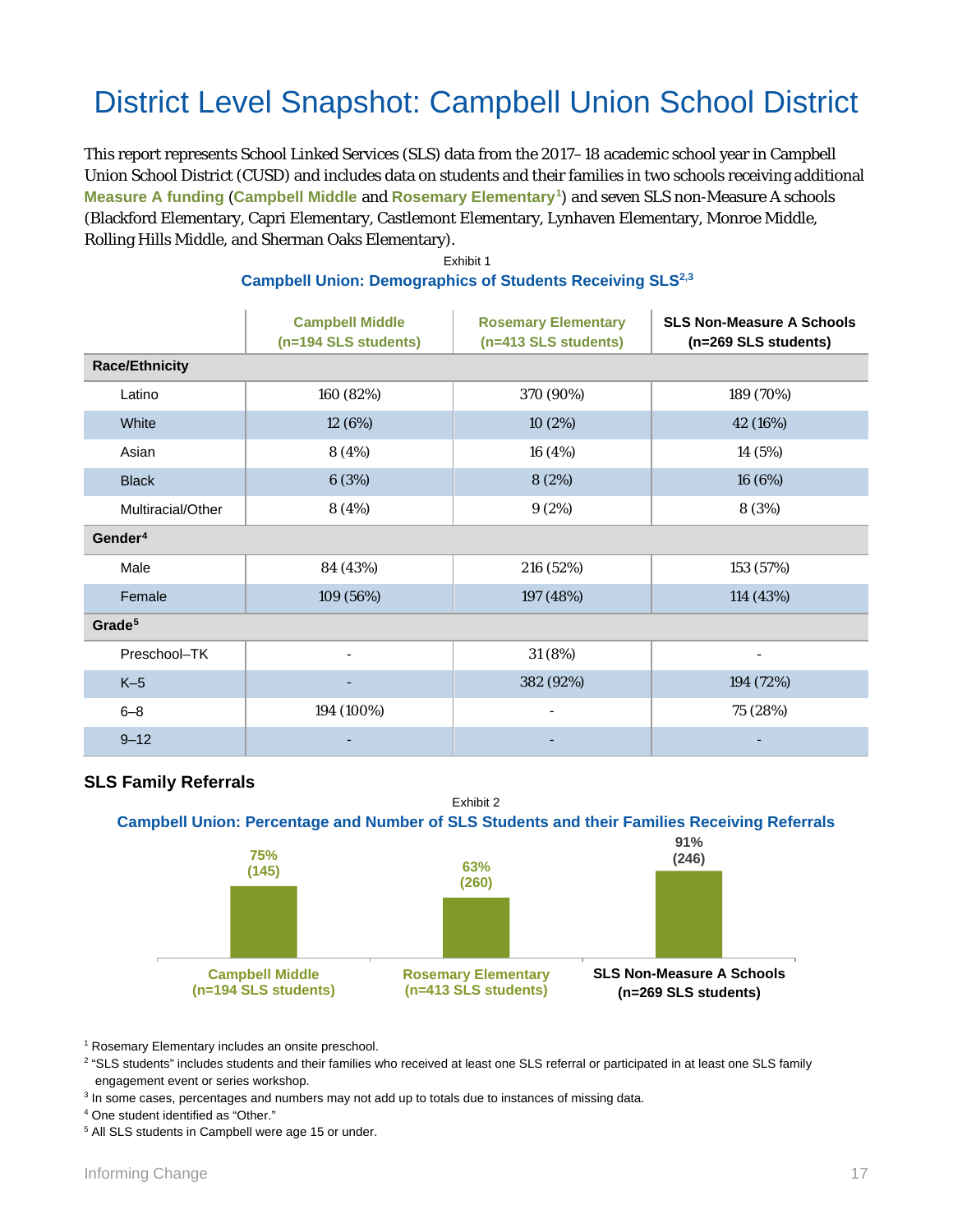# District Level Snapshot: Campbell Union School District

This report represents School Linked Services (SLS) data from the 2017–18 academic school year in Campbell Union School District (CUSD) and includes data on students and their families in two schools receiving additional **Measure A funding** (**Campbell Middle** and **Rosemary Elementary**[1]) and seven SLS non-Measure A schools (Blackford Elementary, Capri Elementary, Castlemont Elementary, Lynhaven Elementary, Monroe Middle, Rolling Hills Middle, and Sherman Oaks Elementary).

Exhibit 1

**Campbell Union: Demographics of Students Receiving SLS[2,3]**

| | Campbell Middle (n=194 SLS students) | Rosemary Elementary (n=413 SLS students) | SLS Non-Measure A Schools (n=269 SLS students) |
|---|---|---|---|
| **Race/Ethnicity** | | | |
| Latino | 160 (82%) | 370 (90%) | 189 (70%) |
| White | 12 (6%) | 10 (2%) | 42 (16%) |
| Asian | 8 (4%) | 16 (4%) | 14 (5%) |
| Black | 6 (3%) | 8 (2%) | 16 (6%) |
| Multiracial/Other | 8 (4%) | 9 (2%) | 8 (3%) |
| **Gender[4]** | | | |
| Male | 84 (43%) | 216 (52%) | 153 (57%) |
| Female | 109 (56%) | 197 (48%) | 114 (43%) |
| **Grade[5]** | | | |
| Preschool–TK | - | 31 (8%) | - |
| K–5 | - | 382 (92%) | 194 (72%) |
| 6–8 | 194 (100%) | - | 75 (28%) |
| 9–12 | - | - | - |

## SLS Family Referrals

Exhibit 2

**Campbell Union: Percentage and Number of SLS Students and their Families Receiving Referrals**

| | Campbell Middle (n=194 SLS students) | Rosemary Elementary (n=413 SLS students) | SLS Non-Measure A Schools (n=269 SLS students) |
|---|---|---|---|
| Receiving Referrals | 75% (145) | 63% (260) | 91% (246) |

[1] Rosemary Elementary includes an onsite preschool.

[2] "SLS students" includes students and their families who received at least one SLS referral or participated in at least one SLS family engagement event or series workshop.

[3] In some cases, percentages and numbers may not add up to totals due to instances of missing data.

[4] One student identified as "Other."

[5] All SLS students in Campbell were age 15 or under.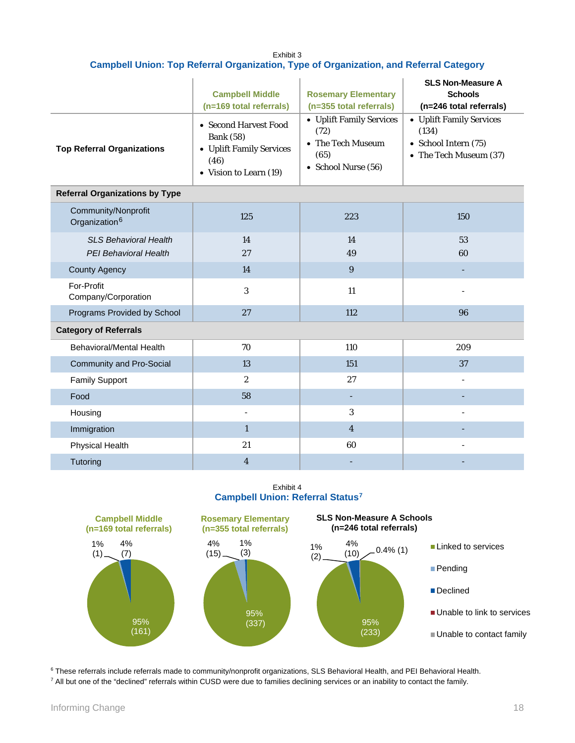Exhibit 3

**Campbell Union: Top Referral Organization, Type of Organization, and Referral Category**

| | Campbell Middle (n=169 total referrals) | Rosemary Elementary (n=355 total referrals) | SLS Non-Measure A Schools (n=246 total referrals) |
|---|---|---|---|
| **Top Referral Organizations** | • Second Harvest Food Bank (58) • Uplift Family Services (46) • Vision to Learn (19) | • Uplift Family Services (72) • The Tech Museum (65) • School Nurse (56) | • Uplift Family Services (134) • School Intern (75) • The Tech Museum (37) |
| **Referral Organizations by Type** | | | |
| Community/Nonprofit Organization[6] | 125 | 223 | 150 |
| *SLS Behavioral Health* | 14 | 14 | 53 |
| *PEI Behavioral Health* | 27 | 49 | 60 |
| County Agency | 14 | 9 | - |
| For-Profit Company/Corporation | 3 | 11 | - |
| Programs Provided by School | 27 | 112 | 96 |
| **Category of Referrals** | | | |
| Behavioral/Mental Health | 70 | 110 | 209 |
| Community and Pro-Social | 13 | 151 | 37 |
| Family Support | 2 | 27 | - |
| Food | 58 | - | - |
| Housing | - | 3 | - |
| Immigration | 1 | 4 | - |
| Physical Health | 21 | 60 | - |
| Tutoring | 4 | - | - |

Exhibit 4

**Campbell Union: Referral Status[7]**

| Status | Campbell Middle (n=169 total referrals) | Rosemary Elementary (n=355 total referrals) | SLS Non-Measure A Schools (n=246 total referrals) |
|---|---|---|---|
| Linked to services | 95% (161) | 95% (337) | 95% (233) |
| Pending | 1% (1) | 4% (15) | 1% (2) |
| Declined | 4% (7) | 1% (3) | 4% (10) |
| Unable to link to services | | | |
| Unable to contact family | | | 0.4% (1) |

[6] These referrals include referrals made to community/nonprofit organizations, SLS Behavioral Health, and PEI Behavioral Health.

[7] All but one of the "declined" referrals within CUSD were due to families declining services or an inability to contact the family.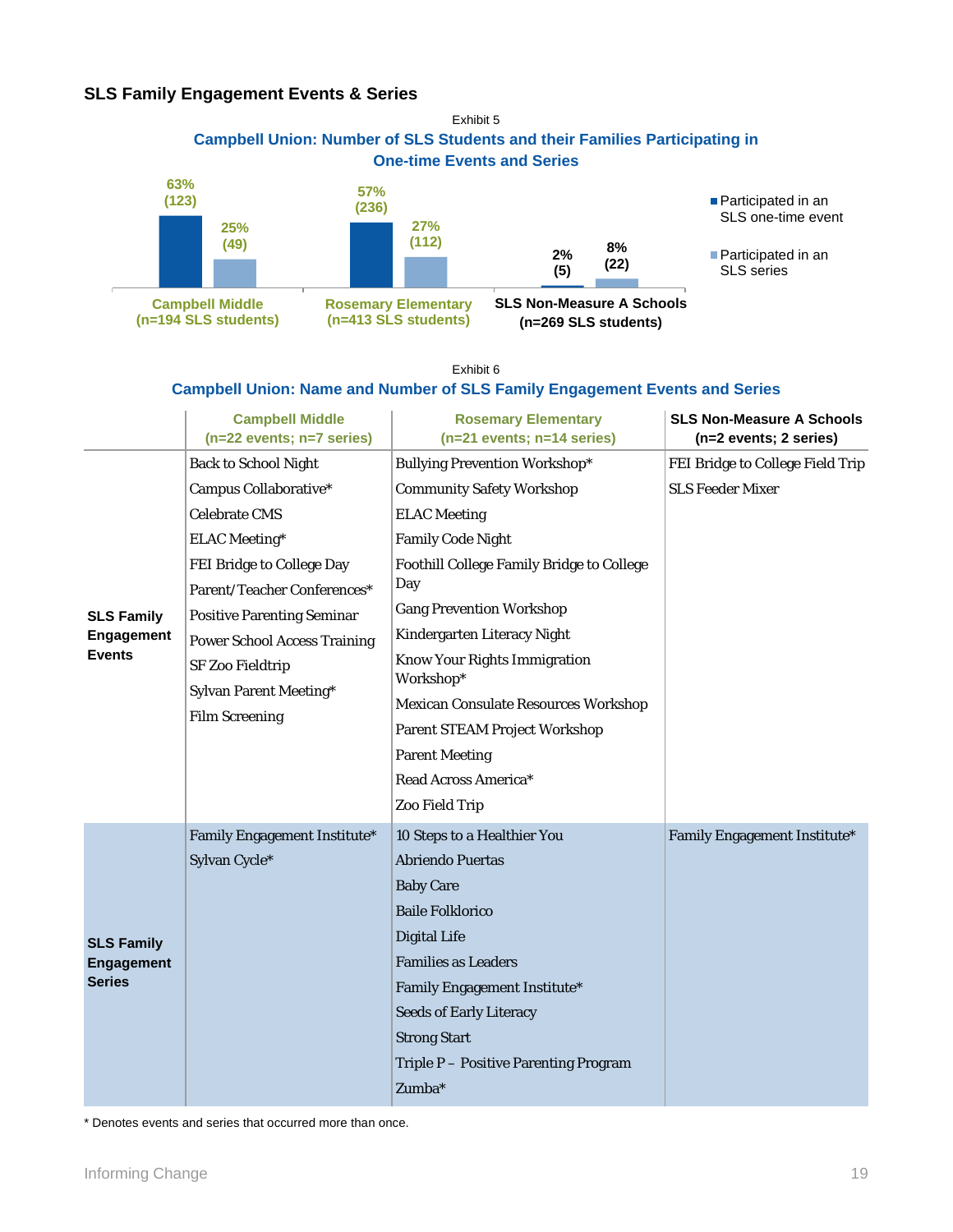### SLS Family Engagement Events & Series

Exhibit 5

**Campbell Union: Number of SLS Students and their Families Participating in One-time Events and Series**

| | Participated in an SLS one-time event | Participated in an SLS series |
|---|---|---|
| Campbell Middle (n=194 SLS students) | 63% (123) | 25% (49) |
| Rosemary Elementary (n=413 SLS students) | 57% (236) | 27% (112) |
| SLS Non-Measure A Schools (n=269 SLS students) | 2% (5) | 8% (22) |

Exhibit 6

**Campbell Union: Name and Number of SLS Family Engagement Events and Series**

| | Campbell Middle (n=22 events; n=7 series) | Rosemary Elementary (n=21 events; n=14 series) | SLS Non-Measure A Schools (n=2 events; 2 series) |
|---|---|---|---|
| **SLS Family Engagement Events** | Back to School Night<br>Campus Collaborative*<br>Celebrate CMS<br>ELAC Meeting*<br>FEI Bridge to College Day<br>Parent/Teacher Conferences*<br>Positive Parenting Seminar<br>Power School Access Training<br>SF Zoo Fieldtrip<br>Sylvan Parent Meeting*<br>Film Screening | Bullying Prevention Workshop*<br>Community Safety Workshop<br>ELAC Meeting<br>Family Code Night<br>Foothill College Family Bridge to College Day<br>Gang Prevention Workshop<br>Kindergarten Literacy Night<br>Know Your Rights Immigration Workshop*<br>Mexican Consulate Resources Workshop<br>Parent STEAM Project Workshop<br>Parent Meeting<br>Read Across America*<br>Zoo Field Trip | FEI Bridge to College Field Trip<br>SLS Feeder Mixer |
| **SLS Family Engagement Series** | Family Engagement Institute*<br>Sylvan Cycle* | 10 Steps to a Healthier You<br>Abriendo Puertas<br>Baby Care<br>Baile Folklorico<br>Digital Life<br>Families as Leaders<br>Family Engagement Institute*<br>Seeds of Early Literacy<br>Strong Start<br>Triple P – Positive Parenting Program<br>Zumba* | Family Engagement Institute* |

\* Denotes events and series that occurred more than once.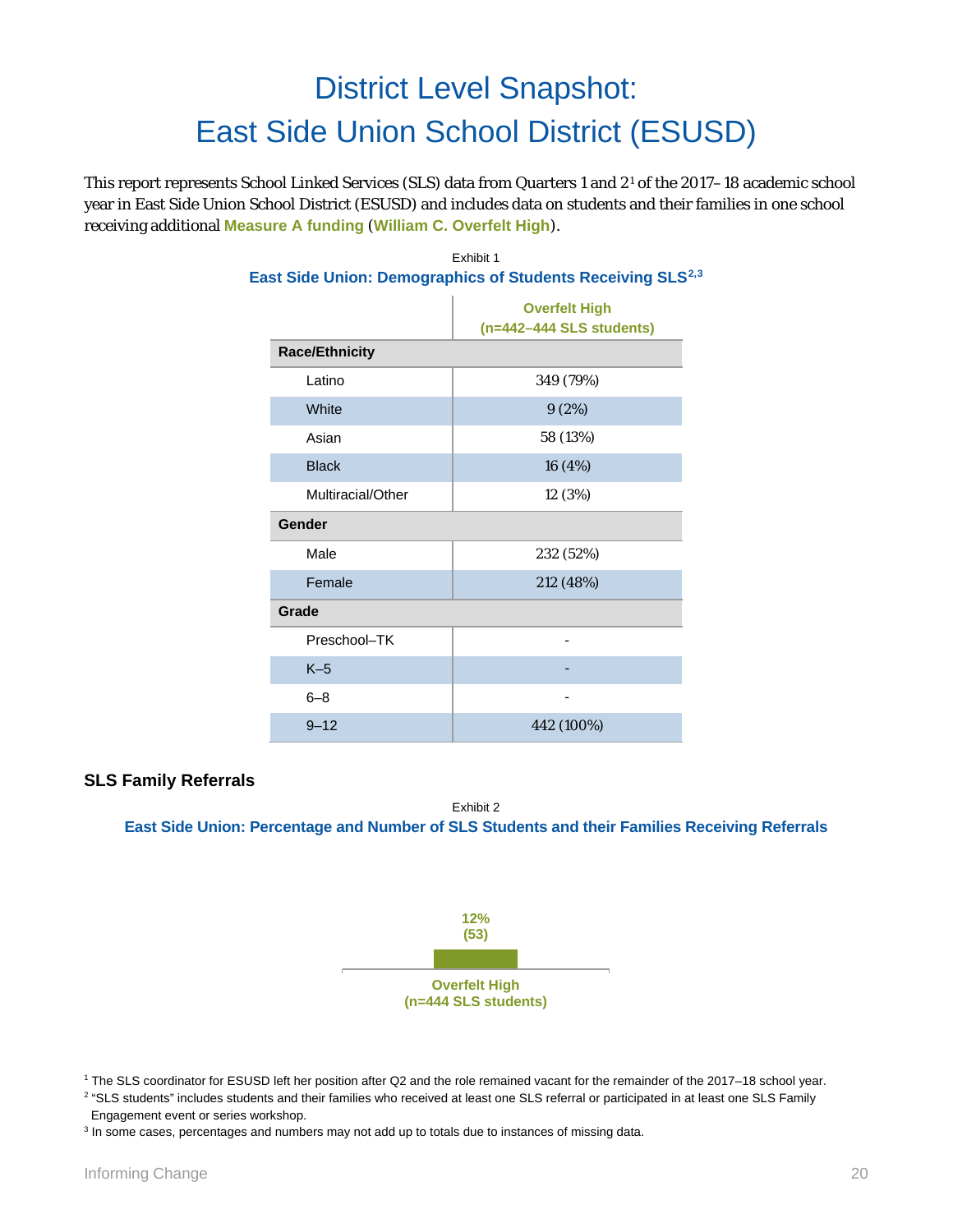# District Level Snapshot: East Side Union School District (ESUSD)

This report represents School Linked Services (SLS) data from Quarters 1 and 2[1] of the 2017–18 academic school year in East Side Union School District (ESUSD) and includes data on students and their families in one school receiving additional **Measure A funding** (**William C. Overfelt High**).

Exhibit 1

**East Side Union: Demographics of Students Receiving SLS[2,3]**

| | Overfelt High (n=442–444 SLS students) |
|---|---|
| **Race/Ethnicity** | |
| Latino | 349 (79%) |
| White | 9 (2%) |
| Asian | 58 (13%) |
| Black | 16 (4%) |
| Multiracial/Other | 12 (3%) |
| **Gender** | |
| Male | 232 (52%) |
| Female | 212 (48%) |
| **Grade** | |
| Preschool–TK | - |
| K–5 | - |
| 6–8 | - |
| 9–12 | 442 (100%) |

## SLS Family Referrals

Exhibit 2

**East Side Union: Percentage and Number of SLS Students and their Families Receiving Referrals**

| | Overfelt High (n=444 SLS students) |
|---|---|
| Receiving Referrals | 12% (53) |

[1] The SLS coordinator for ESUSD left her position after Q2 and the role remained vacant for the remainder of the 2017–18 school year.

[2] "SLS students" includes students and their families who received at least one SLS referral or participated in at least one SLS Family Engagement event or series workshop.

[3] In some cases, percentages and numbers may not add up to totals due to instances of missing data.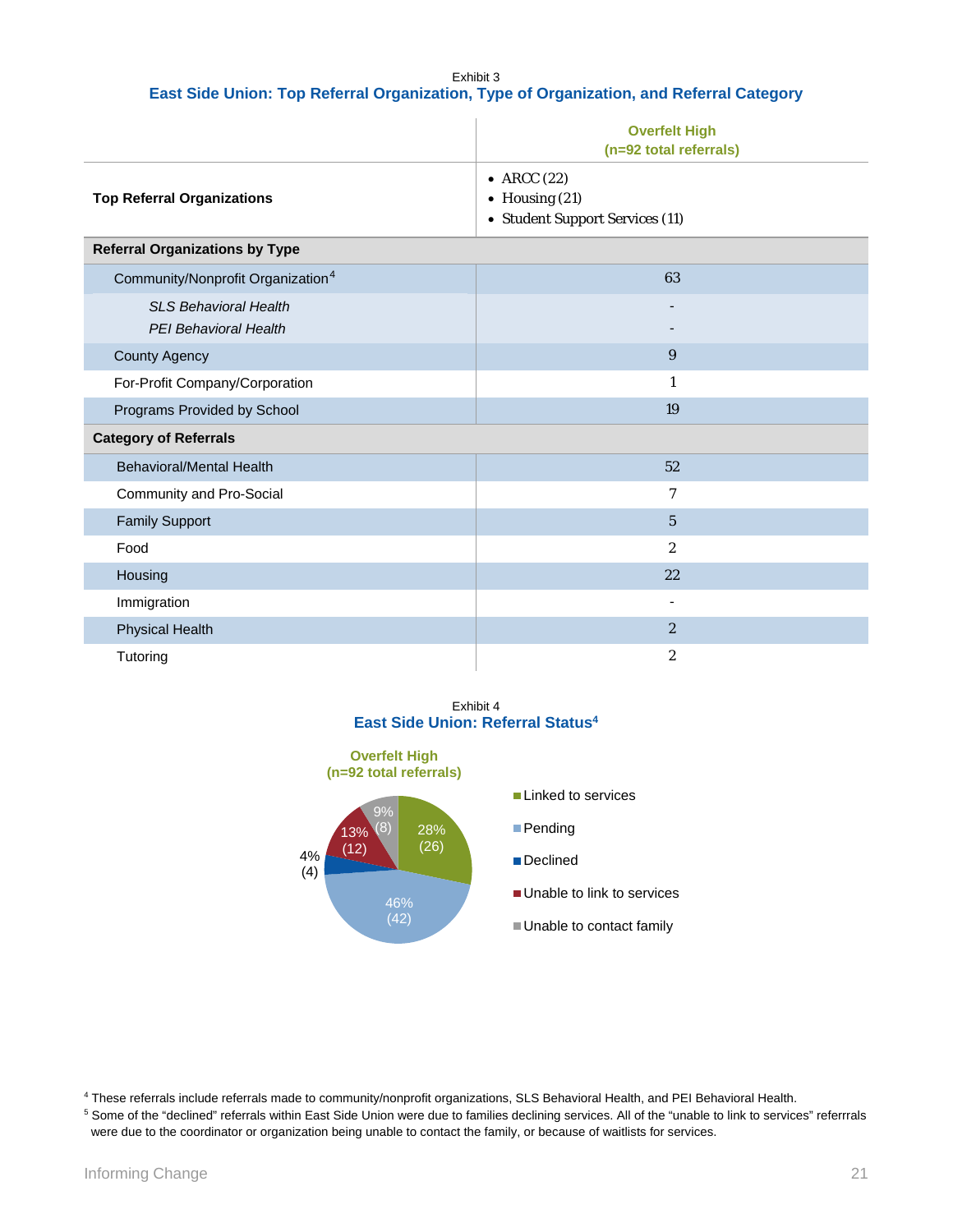Exhibit 3

### East Side Union: Top Referral Organization, Type of Organization, and Referral Category

| | Overfelt High (n=92 total referrals) |
|---|---|
| **Top Referral Organizations** | • ARCC (22)<br>• Housing (21)<br>• Student Support Services (11) |
| **Referral Organizations by Type** | |
| Community/Nonprofit Organization[4] | 63 |
| *SLS Behavioral Health* | - |
| *PEI Behavioral Health* | - |
| County Agency | 9 |
| For-Profit Company/Corporation | 1 |
| Programs Provided by School | 19 |
| **Category of Referrals** | |
| Behavioral/Mental Health | 52 |
| Community and Pro-Social | 7 |
| Family Support | 5 |
| Food | 2 |
| Housing | 22 |
| Immigration | - |
| Physical Health | 2 |
| Tutoring | 2 |

Exhibit 4

### East Side Union: Referral Status[4]

Overfelt High (n=92 total referrals)

| Status | Percent | Count |
|---|---|---|
| Linked to services | 28% | 26 |
| Pending | 46% | 42 |
| Declined | 4% | 4 |
| Unable to link to services | 13% | 12 |
| Unable to contact family | 9% | 8 |

[4] These referrals include referrals made to community/nonprofit organizations, SLS Behavioral Health, and PEI Behavioral Health.

[5] Some of the "declined" referrals within East Side Union were due to families declining services. All of the "unable to link to services" referrrals were due to the coordinator or organization being unable to contact the family, or because of waitlists for services.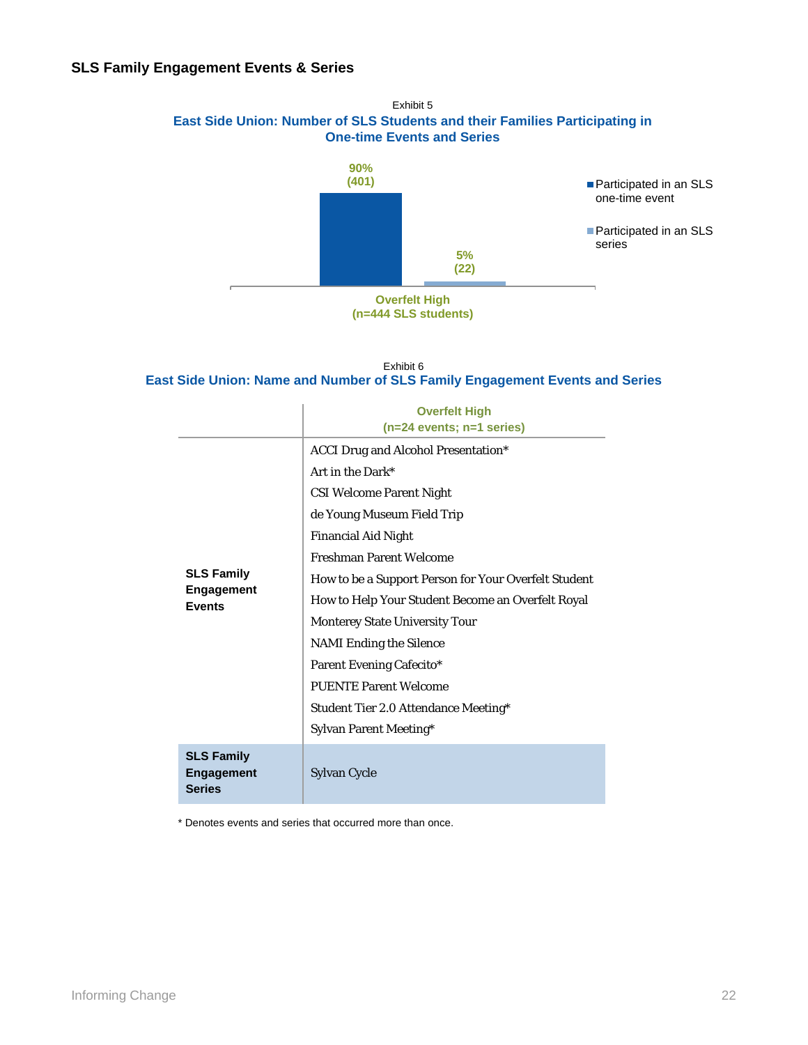### SLS Family Engagement Events & Series

Exhibit 5

**East Side Union: Number of SLS Students and their Families Participating in One-time Events and Series**

| Overfelt High (n=444 SLS students) | |
|---|---|
| Participated in an SLS one-time event | 90% (401) |
| Participated in an SLS series | 5% (22) |

Exhibit 6

**East Side Union: Name and Number of SLS Family Engagement Events and Series**

| | Overfelt High (n=24 events; n=1 series) |
|---|---|
| **SLS Family Engagement Events** | ACCI Drug and Alcohol Presentation*<br>Art in the Dark*<br>CSI Welcome Parent Night<br>de Young Museum Field Trip<br>Financial Aid Night<br>Freshman Parent Welcome<br>How to be a Support Person for Your Overfelt Student<br>How to Help Your Student Become an Overfelt Royal<br>Monterey State University Tour<br>NAMI Ending the Silence<br>Parent Evening Cafecito*<br>PUENTE Parent Welcome<br>Student Tier 2.0 Attendance Meeting*<br>Sylvan Parent Meeting* |
| **SLS Family Engagement Series** | Sylvan Cycle |

* Denotes events and series that occurred more than once.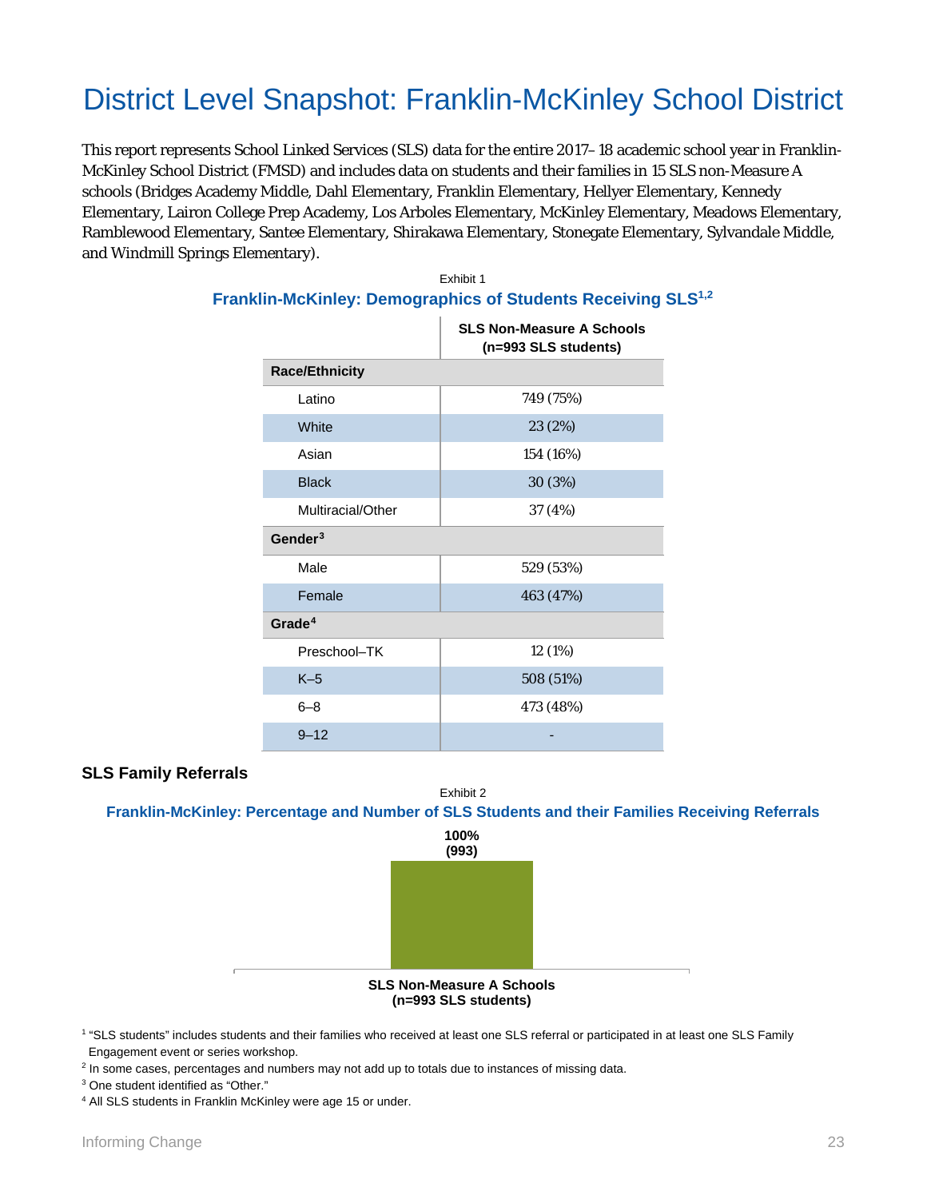# District Level Snapshot: Franklin-McKinley School District

This report represents School Linked Services (SLS) data for the entire 2017–18 academic school year in Franklin-McKinley School District (FMSD) and includes data on students and their families in 15 SLS non-Measure A schools (Bridges Academy Middle, Dahl Elementary, Franklin Elementary, Hellyer Elementary, Kennedy Elementary, Lairon College Prep Academy, Los Arboles Elementary, McKinley Elementary, Meadows Elementary, Ramblewood Elementary, Santee Elementary, Shirakawa Elementary, Stonegate Elementary, Sylvandale Middle, and Windmill Springs Elementary).

Exhibit 1

**Franklin-McKinley: Demographics of Students Receiving SLS[1,2]**

| | SLS Non-Measure A Schools (n=993 SLS students) |
|---|---|
| **Race/Ethnicity** | |
| Latino | 749 (75%) |
| White | 23 (2%) |
| Asian | 154 (16%) |
| Black | 30 (3%) |
| Multiracial/Other | 37 (4%) |
| **Gender[3]** | |
| Male | 529 (53%) |
| Female | 463 (47%) |
| **Grade[4]** | |
| Preschool–TK | 12 (1%) |
| K–5 | 508 (51%) |
| 6–8 | 473 (48%) |
| 9–12 | - |

## SLS Family Referrals

Exhibit 2

**Franklin-McKinley: Percentage and Number of SLS Students and their Families Receiving Referrals**

| | SLS Non-Measure A Schools (n=993 SLS students) |
|---|---|
| Receiving Referrals | 100% (993) |

[1] "SLS students" includes students and their families who received at least one SLS referral or participated in at least one SLS Family Engagement event or series workshop.

[2] In some cases, percentages and numbers may not add up to totals due to instances of missing data.

[3] One student identified as "Other."

[4] All SLS students in Franklin McKinley were age 15 or under.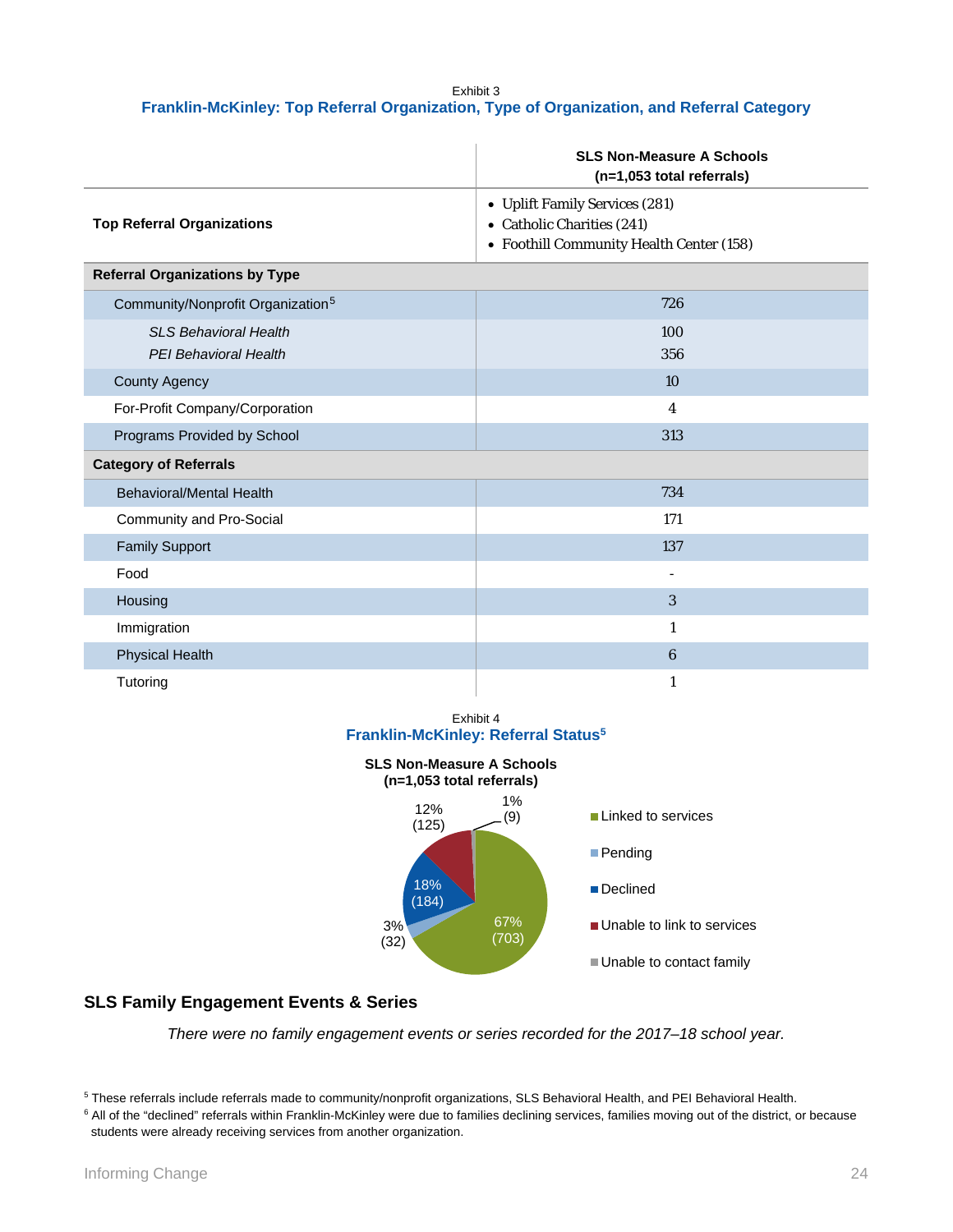Exhibit 3

**Franklin-McKinley: Top Referral Organization, Type of Organization, and Referral Category**

| | **SLS Non-Measure A Schools (n=1,053 total referrals)** |
|---|---|
| **Top Referral Organizations** | • Uplift Family Services (281)<br>• Catholic Charities (241)<br>• Foothill Community Health Center (158) |
| **Referral Organizations by Type** | |
| Community/Nonprofit Organization[5] | 726 |
| *SLS Behavioral Health* | 100 |
| *PEI Behavioral Health* | 356 |
| County Agency | 10 |
| For-Profit Company/Corporation | 4 |
| Programs Provided by School | 313 |
| **Category of Referrals** | |
| Behavioral/Mental Health | 734 |
| Community and Pro-Social | 171 |
| Family Support | 137 |
| Food | - |
| Housing | 3 |
| Immigration | 1 |
| Physical Health | 6 |
| Tutoring | 1 |

Exhibit 4

**Franklin-McKinley: Referral Status[5]**

**SLS Non-Measure A Schools (n=1,053 total referrals)**

| Referral Status | Percent | Count |
|---|---|---|
| Linked to services | 67% | 703 |
| Pending | 3% | 32 |
| Declined | 18% | 184 |
| Unable to link to services | 12% | 125 |
| Unable to contact family | 1% | 9 |

## SLS Family Engagement Events & Series

*There were no family engagement events or series recorded for the 2017–18 school year.*

[5] These referrals include referrals made to community/nonprofit organizations, SLS Behavioral Health, and PEI Behavioral Health.

[6] All of the "declined" referrals within Franklin-McKinley were due to families declining services, families moving out of the district, or because students were already receiving services from another organization.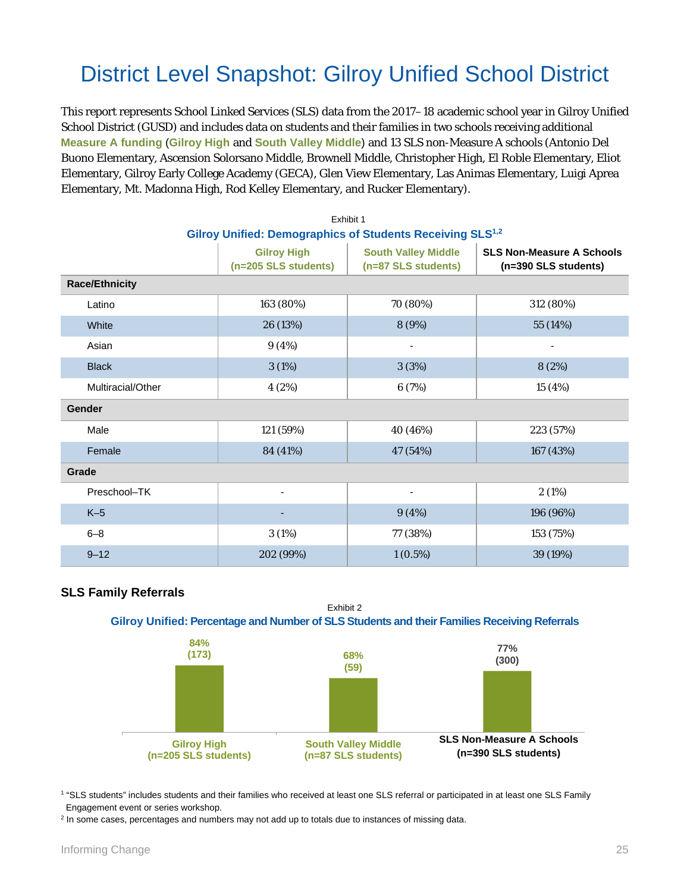# District Level Snapshot: Gilroy Unified School District

This report represents School Linked Services (SLS) data from the 2017–18 academic school year in Gilroy Unified School District (GUSD) and includes data on students and their families in two schools receiving additional **Measure A funding** (**Gilroy High** and **South Valley Middle**) and 13 SLS non-Measure A schools (Antonio Del Buono Elementary, Ascension Solorsano Middle, Brownell Middle, Christopher High, El Roble Elementary, Eliot Elementary, Gilroy Early College Academy (GECA), Glen View Elementary, Las Animas Elementary, Luigi Aprea Elementary, Mt. Madonna High, Rod Kelley Elementary, and Rucker Elementary).

Exhibit 1

**Gilroy Unified: Demographics of Students Receiving SLS[1,2]**

| | Gilroy High (n=205 SLS students) | South Valley Middle (n=87 SLS students) | SLS Non-Measure A Schools (n=390 SLS students) |
|---|---|---|---|
| **Race/Ethnicity** | | | |
| Latino | 163 (80%) | 70 (80%) | 312 (80%) |
| White | 26 (13%) | 8 (9%) | 55 (14%) |
| Asian | 9 (4%) | - | - |
| Black | 3 (1%) | 3 (3%) | 8 (2%) |
| Multiracial/Other | 4 (2%) | 6 (7%) | 15 (4%) |
| **Gender** | | | |
| Male | 121 (59%) | 40 (46%) | 223 (57%) |
| Female | 84 (41%) | 47 (54%) | 167 (43%) |
| **Grade** | | | |
| Preschool–TK | - | - | 2 (1%) |
| K–5 | - | 9 (4%) | 196 (96%) |
| 6–8 | 3 (1%) | 77 (38%) | 153 (75%) |
| 9–12 | 202 (99%) | 1 (0.5%) | 39 (19%) |

### SLS Family Referrals

Exhibit 2

**Gilroy Unified: Percentage and Number of SLS Students and their Families Receiving Referrals**

| | Gilroy High (n=205 SLS students) | South Valley Middle (n=87 SLS students) | SLS Non-Measure A Schools (n=390 SLS students) |
|---|---|---|---|
| Receiving referrals | 84% (173) | 68% (59) | 77% (300) |

[1] "SLS students" includes students and their families who received at least one SLS referral or participated in at least one SLS Family Engagement event or series workshop.

[2] In some cases, percentages and numbers may not add up to totals due to instances of missing data.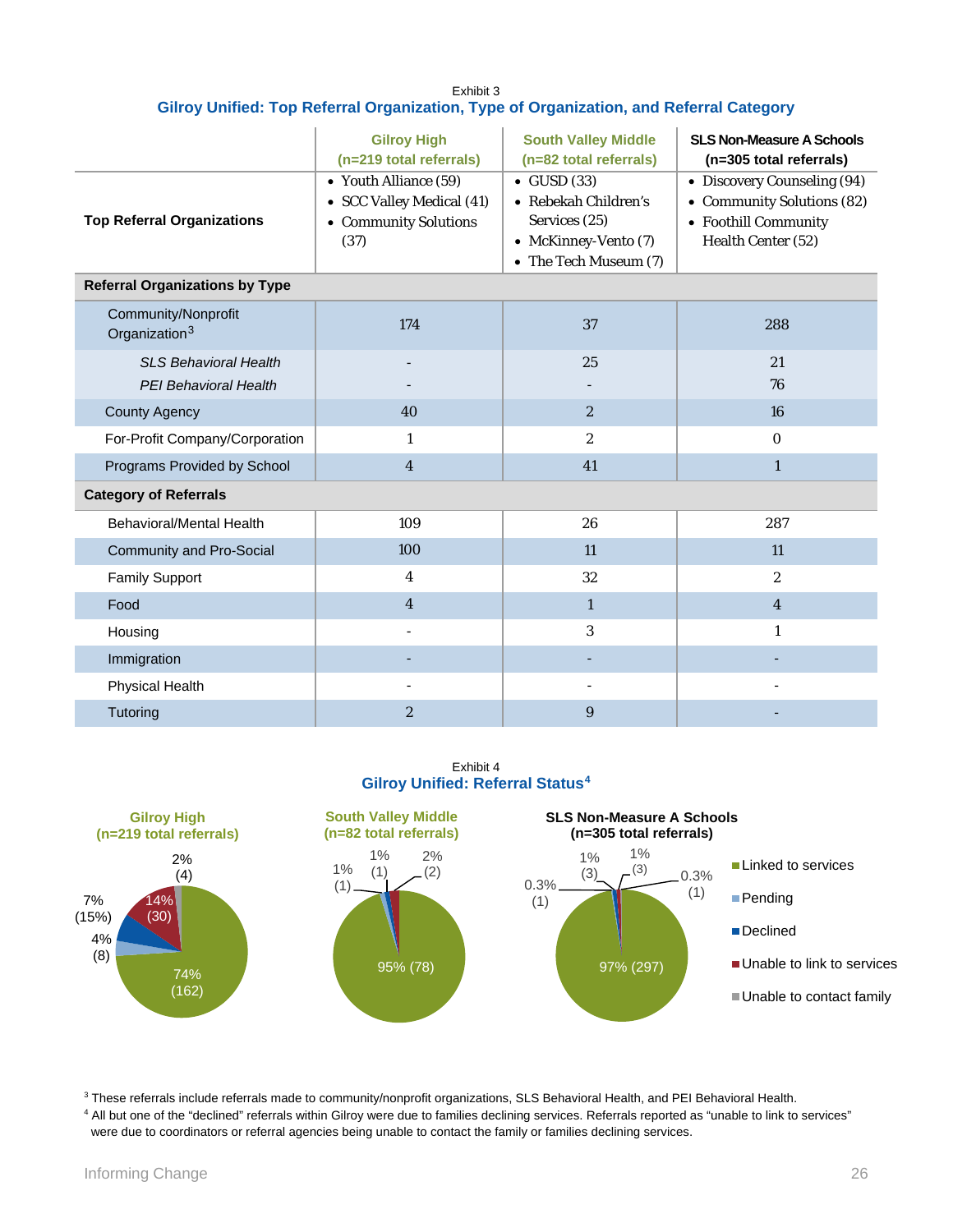Exhibit 3

### Gilroy Unified: Top Referral Organization, Type of Organization, and Referral Category

| | Gilroy High (n=219 total referrals) | South Valley Middle (n=82 total referrals) | SLS Non-Measure A Schools (n=305 total referrals) |
|---|---|---|---|
| **Top Referral Organizations** | • Youth Alliance (59)<br>• SCC Valley Medical (41)<br>• Community Solutions (37) | • GUSD (33)<br>• Rebekah Children's Services (25)<br>• McKinney-Vento (7)<br>• The Tech Museum (7) | • Discovery Counseling (94)<br>• Community Solutions (82)<br>• Foothill Community Health Center (52) |
| **Referral Organizations by Type** | | | |
| Community/Nonprofit Organization[3] | 174 | 37 | 288 |
| *SLS Behavioral Health* | - | 25 | 21 |
| *PEI Behavioral Health* | - | - | 76 |
| County Agency | 40 | 2 | 16 |
| For-Profit Company/Corporation | 1 | 2 | 0 |
| Programs Provided by School | 4 | 41 | 1 |
| **Category of Referrals** | | | |
| Behavioral/Mental Health | 109 | 26 | 287 |
| Community and Pro-Social | 100 | 11 | 11 |
| Family Support | 4 | 32 | 2 |
| Food | 4 | 1 | 4 |
| Housing | - | 3 | 1 |
| Immigration | - | - | - |
| Physical Health | - | - | - |
| Tutoring | 2 | 9 | - |

Exhibit 4

### Gilroy Unified: Referral Status[4]

| Referral Status | Gilroy High (n=219 total referrals) | South Valley Middle (n=82 total referrals) | SLS Non-Measure A Schools (n=305 total referrals) |
|---|---|---|---|
| Linked to services | 74% (162) | 95% (78) | 97% (297) |
| Pending | 4% (8) | 1% (1) | 0.3% (1) |
| Declined | 7% (15%) | 1% (1) | 1% (3) |
| Unable to link to services | 14% (30) | 2% (2) | 1% (3) |
| Unable to contact family | 2% (4) | | 0.3% (1) |

[3] These referrals include referrals made to community/nonprofit organizations, SLS Behavioral Health, and PEI Behavioral Health.

[4] All but one of the "declined" referrals within Gilroy were due to families declining services. Referrals reported as "unable to link to services" were due to coordinators or referral agencies being unable to contact the family or families declining services.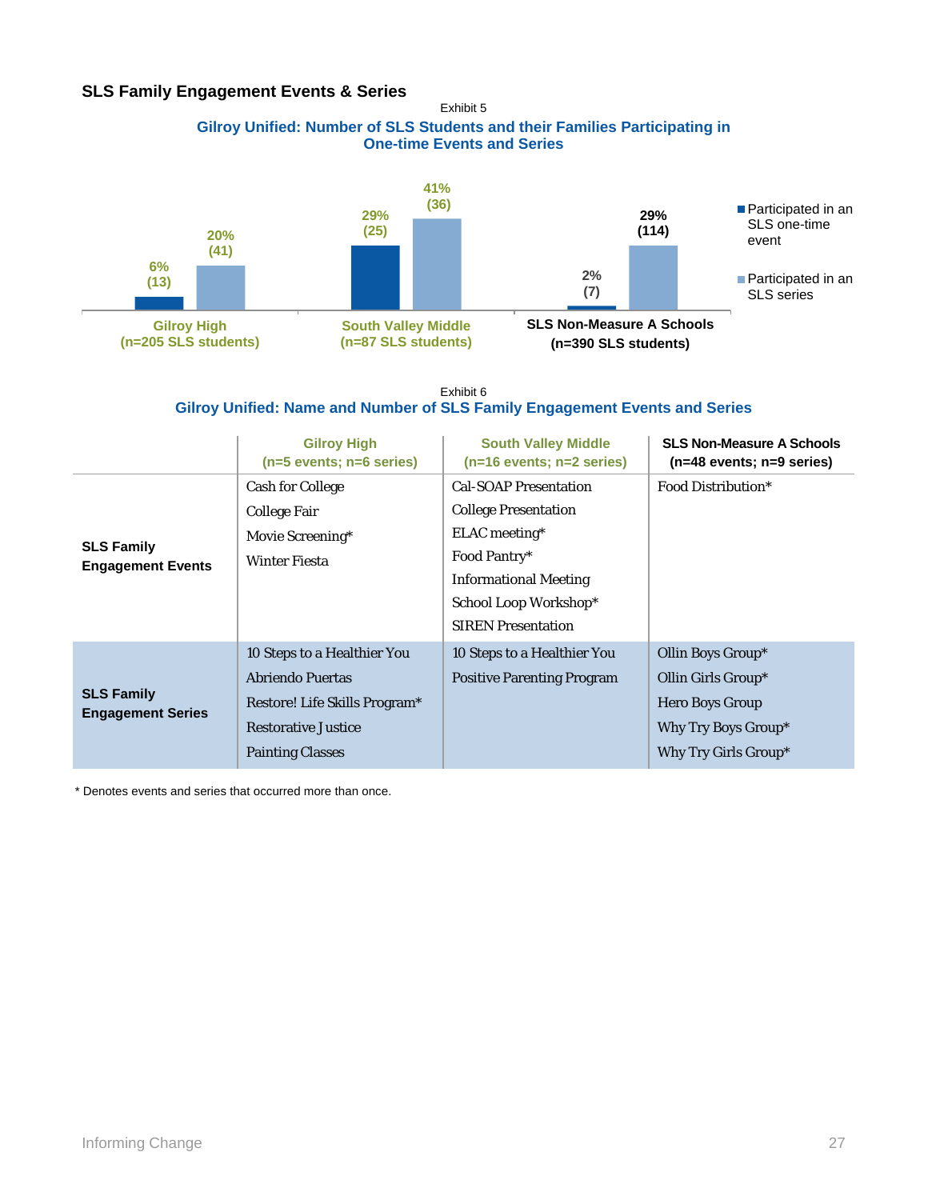### SLS Family Engagement Events & Series

Exhibit 5

**Gilroy Unified: Number of SLS Students and their Families Participating in One-time Events and Series**

| | Participated in an SLS one-time event | Participated in an SLS series |
|---|---|---|
| Gilroy High (n=205 SLS students) | 6% (13) | 20% (41) |
| South Valley Middle (n=87 SLS students) | 29% (25) | 41% (36) |
| SLS Non-Measure A Schools (n=390 SLS students) | 2% (7) | 29% (114) |

Exhibit 6

**Gilroy Unified: Name and Number of SLS Family Engagement Events and Series**

| | Gilroy High (n=5 events; n=6 series) | South Valley Middle (n=16 events; n=2 series) | SLS Non-Measure A Schools (n=48 events; n=9 series) |
|---|---|---|---|
| **SLS Family Engagement Events** | Cash for College<br>College Fair<br>Movie Screening*<br>Winter Fiesta | Cal-SOAP Presentation<br>College Presentation<br>ELAC meeting*<br>Food Pantry*<br>Informational Meeting<br>School Loop Workshop*<br>SIREN Presentation | Food Distribution* |
| **SLS Family Engagement Series** | 10 Steps to a Healthier You<br>Abriendo Puertas<br>Restore! Life Skills Program*<br>Restorative Justice<br>Painting Classes | 10 Steps to a Healthier You<br>Positive Parenting Program | Ollin Boys Group*<br>Ollin Girls Group*<br>Hero Boys Group<br>Why Try Boys Group*<br>Why Try Girls Group* |

\* Denotes events and series that occurred more than once.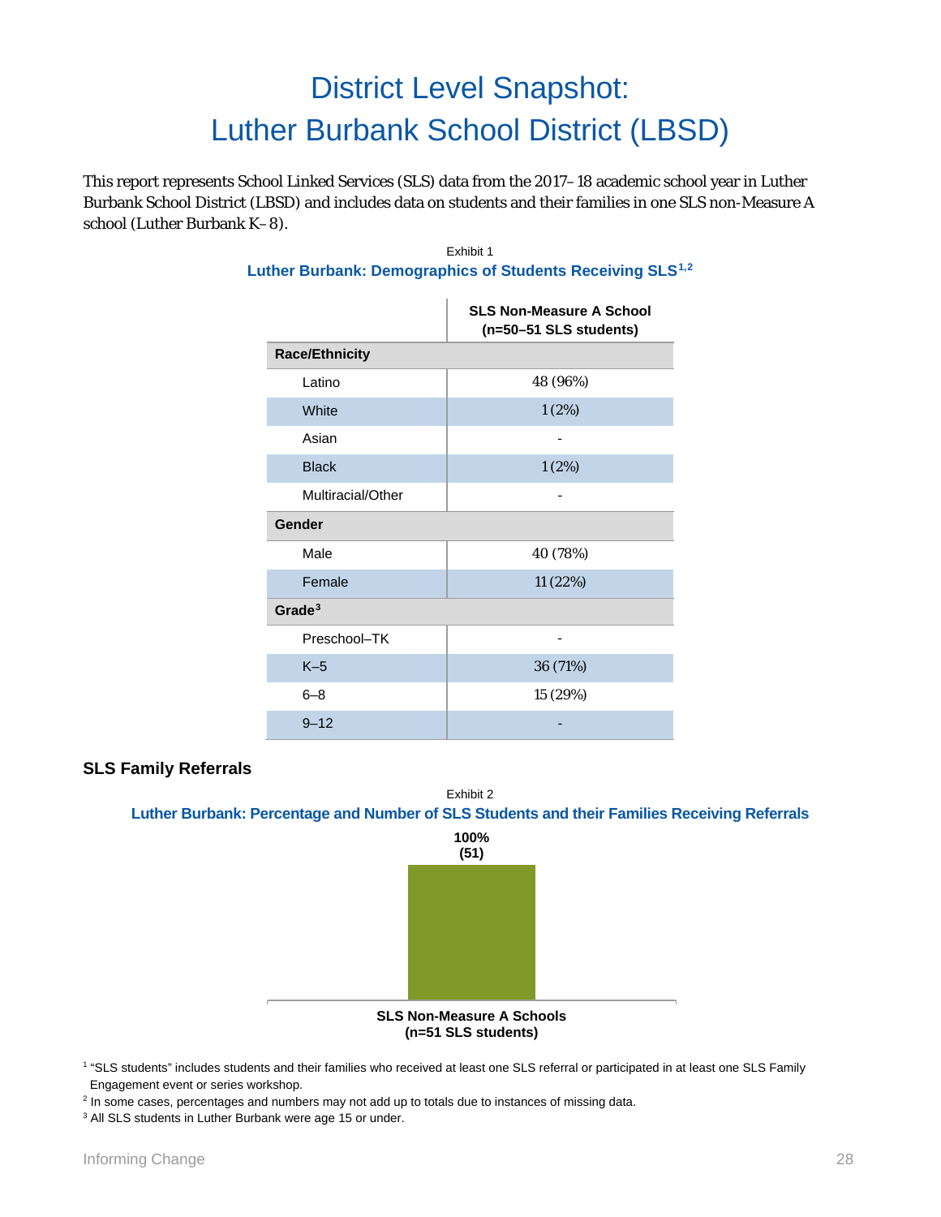# District Level Snapshot: Luther Burbank School District (LBSD)

This report represents School Linked Services (SLS) data from the 2017–18 academic school year in Luther Burbank School District (LBSD) and includes data on students and their families in one SLS non-Measure A school (Luther Burbank K–8).

Exhibit 1

**Luther Burbank: Demographics of Students Receiving SLS[1,2]**

| | SLS Non-Measure A School (n=50–51 SLS students) |
|---|---|
| **Race/Ethnicity** | |
| Latino | 48 (96%) |
| White | 1 (2%) |
| Asian | - |
| Black | 1 (2%) |
| Multiracial/Other | - |
| **Gender** | |
| Male | 40 (78%) |
| Female | 11 (22%) |
| **Grade[3]** | |
| Preschool–TK | - |
| K–5 | 36 (71%) |
| 6–8 | 15 (29%) |
| 9–12 | - |

### SLS Family Referrals

Exhibit 2

**Luther Burbank: Percentage and Number of SLS Students and their Families Receiving Referrals**

| | SLS Non-Measure A Schools (n=51 SLS students) |
|---|---|
| Receiving referrals | 100% (51) |

[1] "SLS students" includes students and their families who received at least one SLS referral or participated in at least one SLS Family Engagement event or series workshop.

[2] In some cases, percentages and numbers may not add up to totals due to instances of missing data.

[3] All SLS students in Luther Burbank were age 15 or under.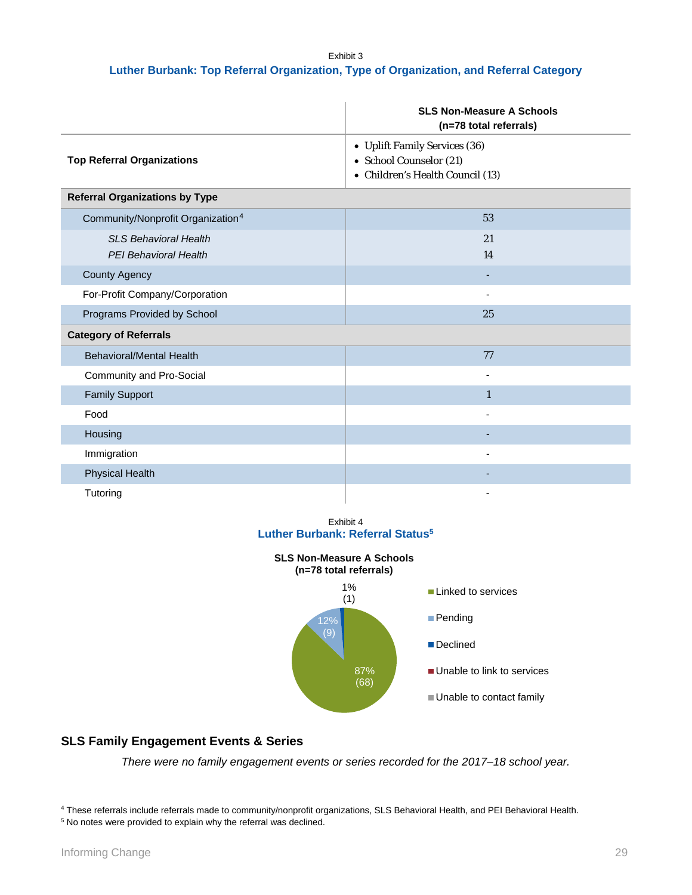Exhibit 3

### Luther Burbank: Top Referral Organization, Type of Organization, and Referral Category

| | SLS Non-Measure A Schools (n=78 total referrals) |
|---|---|
| **Top Referral Organizations** | • Uplift Family Services (36)<br>• School Counselor (21)<br>• Children's Health Council (13) |
| **Referral Organizations by Type** | |
| Community/Nonprofit Organization[4] | 53 |
| *SLS Behavioral Health* | 21 |
| *PEI Behavioral Health* | 14 |
| County Agency | - |
| For-Profit Company/Corporation | - |
| Programs Provided by School | 25 |
| **Category of Referrals** | |
| Behavioral/Mental Health | 77 |
| Community and Pro-Social | - |
| Family Support | 1 |
| Food | - |
| Housing | - |
| Immigration | - |
| Physical Health | - |
| Tutoring | - |

Exhibit 4

### Luther Burbank: Referral Status[5]

**SLS Non-Measure A Schools (n=78 total referrals)**

| Referral Status | Percent | Count |
|---|---|---|
| Linked to services | 87% | 68 |
| Pending | 12% | 9 |
| Declined | 1% | 1 |
| Unable to link to services | | |
| Unable to contact family | | |

## SLS Family Engagement Events & Series

*There were no family engagement events or series recorded for the 2017–18 school year.*

[4] These referrals include referrals made to community/nonprofit organizations, SLS Behavioral Health, and PEI Behavioral Health.

[5] No notes were provided to explain why the referral was declined.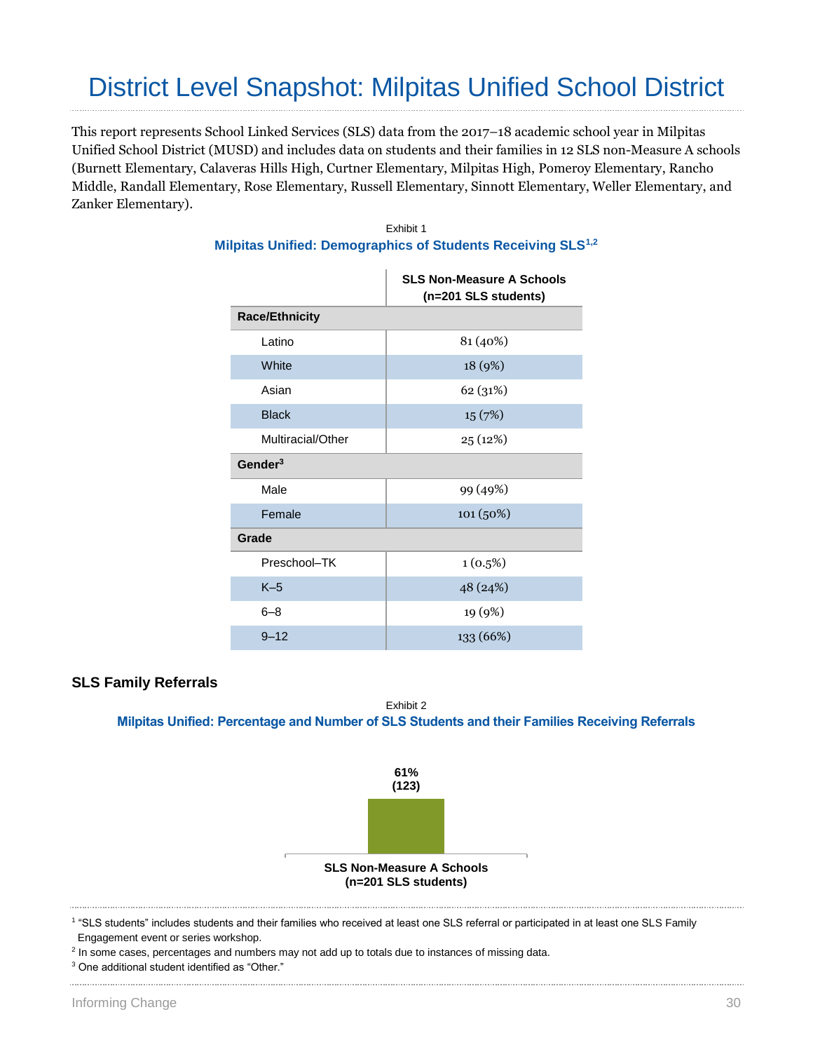# District Level Snapshot: Milpitas Unified School District

This report represents School Linked Services (SLS) data from the 2017–18 academic school year in Milpitas Unified School District (MUSD) and includes data on students and their families in 12 SLS non-Measure A schools (Burnett Elementary, Calaveras Hills High, Curtner Elementary, Milpitas High, Pomeroy Elementary, Rancho Middle, Randall Elementary, Rose Elementary, Russell Elementary, Sinnott Elementary, Weller Elementary, and Zanker Elementary).

Exhibit 1

**Milpitas Unified: Demographics of Students Receiving SLS[1,2]**

| | SLS Non-Measure A Schools (n=201 SLS students) |
|---|---|
| **Race/Ethnicity** | |
| Latino | 81 (40%) |
| White | 18 (9%) |
| Asian | 62 (31%) |
| Black | 15 (7%) |
| Multiracial/Other | 25 (12%) |
| **Gender[3]** | |
| Male | 99 (49%) |
| Female | 101 (50%) |
| **Grade** | |
| Preschool–TK | 1 (0.5%) |
| K–5 | 48 (24%) |
| 6–8 | 19 (9%) |
| 9–12 | 133 (66%) |

## SLS Family Referrals

Exhibit 2

**Milpitas Unified: Percentage and Number of SLS Students and their Families Receiving Referrals**

| | SLS Non-Measure A Schools (n=201 SLS students) |
|---|---|
| Receiving Referrals | 61% (123) |

[1] "SLS students" includes students and their families who received at least one SLS referral or participated in at least one SLS Family Engagement event or series workshop.

[2] In some cases, percentages and numbers may not add up to totals due to instances of missing data.

[3] One additional student identified as "Other."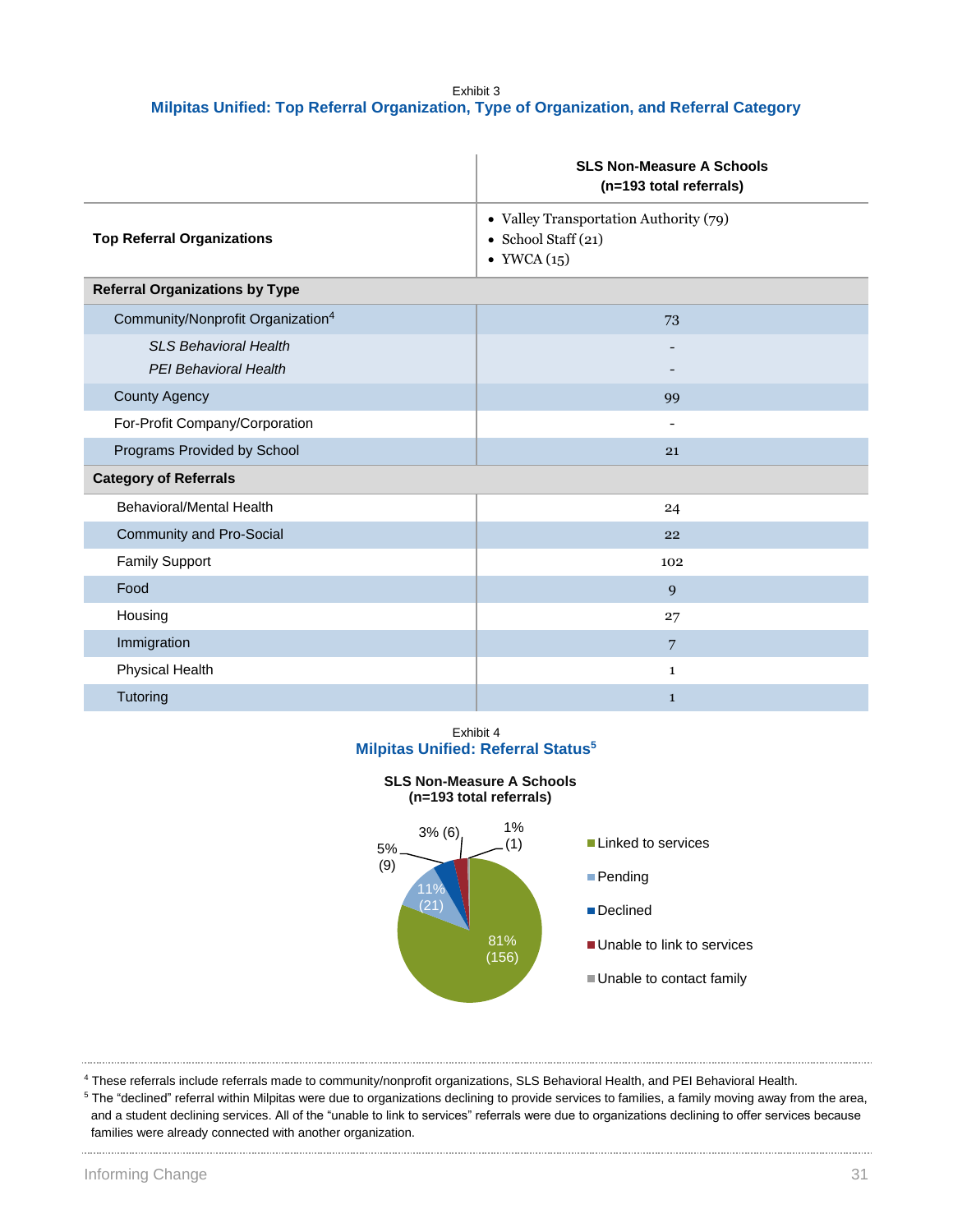Exhibit 3

### Milpitas Unified: Top Referral Organization, Type of Organization, and Referral Category

| | SLS Non-Measure A Schools (n=193 total referrals) |
|---|---|
| **Top Referral Organizations** | • Valley Transportation Authority (79)<br>• School Staff (21)<br>• YWCA (15) |
| **Referral Organizations by Type** | |
| Community/Nonprofit Organization[4] | 73 |
| *SLS Behavioral Health* | - |
| *PEI Behavioral Health* | - |
| County Agency | 99 |
| For-Profit Company/Corporation | - |
| Programs Provided by School | 21 |
| **Category of Referrals** | |
| Behavioral/Mental Health | 24 |
| Community and Pro-Social | 22 |
| Family Support | 102 |
| Food | 9 |
| Housing | 27 |
| Immigration | 7 |
| Physical Health | 1 |
| Tutoring | 1 |

Exhibit 4

### Milpitas Unified: Referral Status[5]

**SLS Non-Measure A Schools (n=193 total referrals)**

| Referral Status | Percent | Count |
|---|---|---|
| Linked to services | 81% | 156 |
| Pending | 11% | 21 |
| Declined | 5% | 9 |
| Unable to link to services | 3% | 6 |
| Unable to contact family | 1% | 1 |

[4] These referrals include referrals made to community/nonprofit organizations, SLS Behavioral Health, and PEI Behavioral Health.

[5] The "declined" referral within Milpitas were due to organizations declining to provide services to families, a family moving away from the area, and a student declining services. All of the "unable to link to services" referrals were due to organizations declining to offer services because families were already connected with another organization.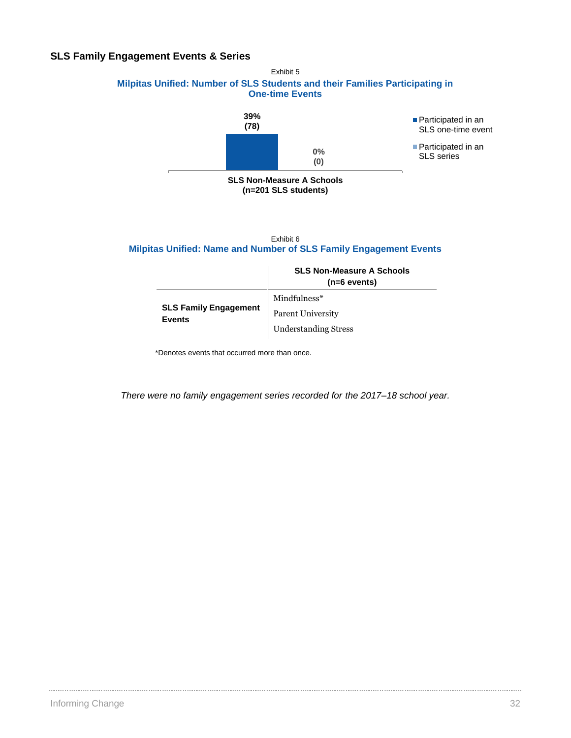### SLS Family Engagement Events & Series

Exhibit 5

**Milpitas Unified: Number of SLS Students and their Families Participating in One-time Events**

| | Participated in an SLS one-time event | Participated in an SLS series |
|---|---|---|
| SLS Non-Measure A Schools (n=201 SLS students) | 39% (78) | 0% (0) |

Exhibit 6

**Milpitas Unified: Name and Number of SLS Family Engagement Events**

| | SLS Non-Measure A Schools (n=6 events) |
|---|---|
| **SLS Family Engagement Events** | Mindfulness*<br>Parent University<br>Understanding Stress |

*Denotes events that occurred more than once.

*There were no family engagement series recorded for the 2017–18 school year.*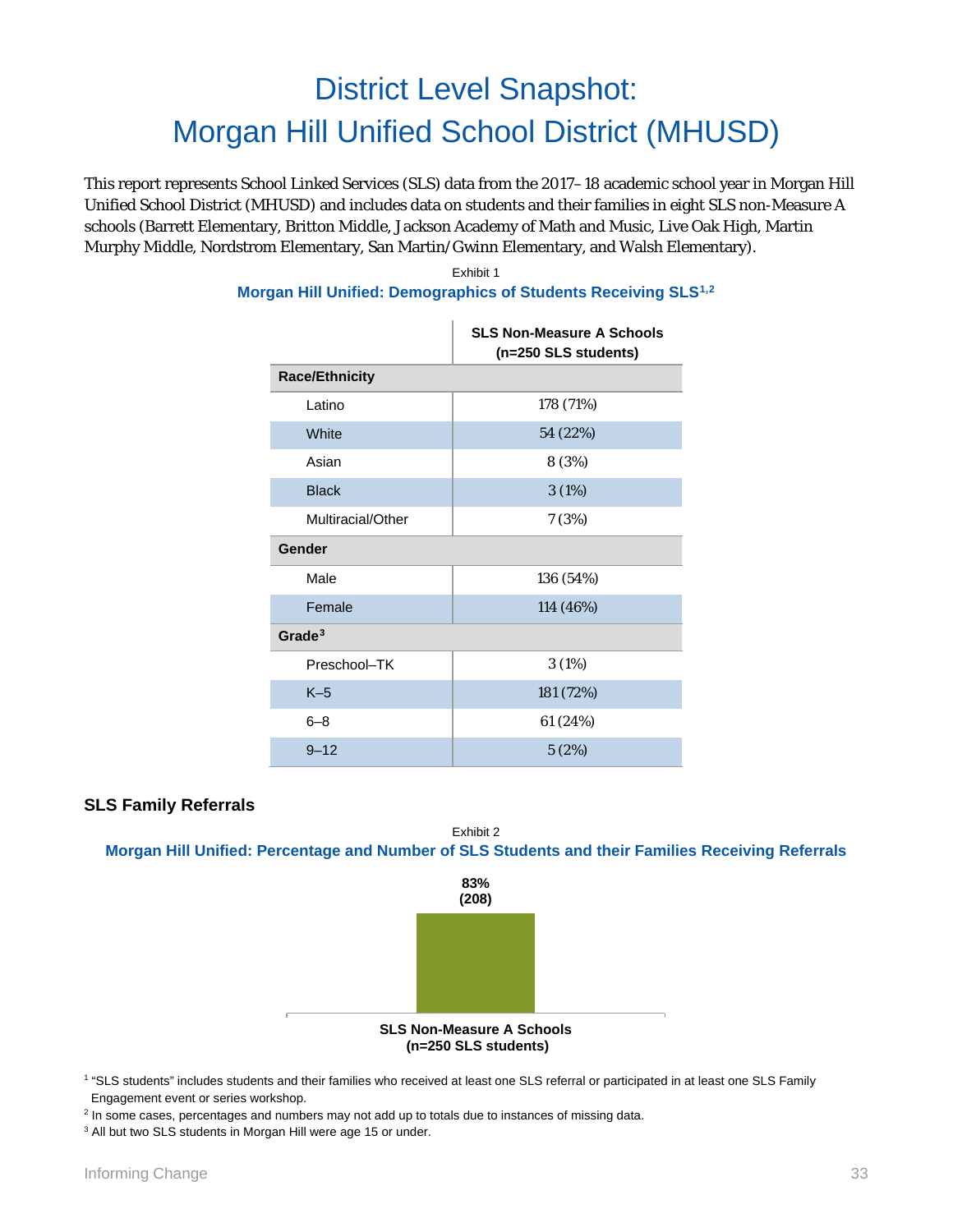# District Level Snapshot: Morgan Hill Unified School District (MHUSD)

This report represents School Linked Services (SLS) data from the 2017–18 academic school year in Morgan Hill Unified School District (MHUSD) and includes data on students and their families in eight SLS non-Measure A schools (Barrett Elementary, Britton Middle, Jackson Academy of Math and Music, Live Oak High, Martin Murphy Middle, Nordstrom Elementary, San Martin/Gwinn Elementary, and Walsh Elementary).

Exhibit 1

**Morgan Hill Unified: Demographics of Students Receiving SLS[1,2]**

| | SLS Non-Measure A Schools (n=250 SLS students) |
|---|---|
| **Race/Ethnicity** | |
| Latino | 178 (71%) |
| White | 54 (22%) |
| Asian | 8 (3%) |
| Black | 3 (1%) |
| Multiracial/Other | 7 (3%) |
| **Gender** | |
| Male | 136 (54%) |
| Female | 114 (46%) |
| **Grade[3]** | |
| Preschool–TK | 3 (1%) |
| K–5 | 181 (72%) |
| 6–8 | 61 (24%) |
| 9–12 | 5 (2%) |

## SLS Family Referrals

Exhibit 2

**Morgan Hill Unified: Percentage and Number of SLS Students and their Families Receiving Referrals**

| | SLS Non-Measure A Schools (n=250 SLS students) |
|---|---|
| Receiving Referrals | 83% (208) |

[1] "SLS students" includes students and their families who received at least one SLS referral or participated in at least one SLS Family Engagement event or series workshop.

[2] In some cases, percentages and numbers may not add up to totals due to instances of missing data.

[3] All but two SLS students in Morgan Hill were age 15 or under.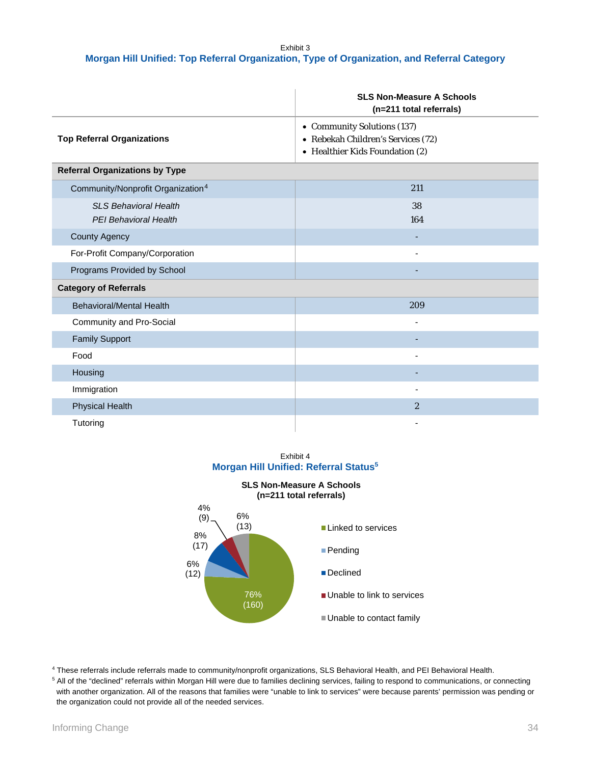Exhibit 3

**Morgan Hill Unified: Top Referral Organization, Type of Organization, and Referral Category**

| | SLS Non-Measure A Schools (n=211 total referrals) |
|---|---|
| **Top Referral Organizations** | • Community Solutions (137)<br>• Rebekah Children's Services (72)<br>• Healthier Kids Foundation (2) |
| **Referral Organizations by Type** | |
| Community/Nonprofit Organization[4] | 211 |
| *SLS Behavioral Health* | 38 |
| *PEI Behavioral Health* | 164 |
| County Agency | - |
| For-Profit Company/Corporation | - |
| Programs Provided by School | - |
| **Category of Referrals** | |
| Behavioral/Mental Health | 209 |
| Community and Pro-Social | - |
| Family Support | - |
| Food | - |
| Housing | - |
| Immigration | - |
| Physical Health | 2 |
| Tutoring | - |

Exhibit 4

**Morgan Hill Unified: Referral Status[5]**

**SLS Non-Measure A Schools (n=211 total referrals)**

| Referral Status | Percent | Number |
|---|---|---|
| Linked to services | 76% | 160 |
| Pending | 6% | 12 |
| Declined | 8% | 17 |
| Unable to link to services | 4% | 9 |
| Unable to contact family | 6% | 13 |

[4] These referrals include referrals made to community/nonprofit organizations, SLS Behavioral Health, and PEI Behavioral Health.

[5] All of the "declined" referrals within Morgan Hill were due to families declining services, failing to respond to communications, or connecting with another organization. All of the reasons that families were "unable to link to services" were because parents' permission was pending or the organization could not provide all of the needed services.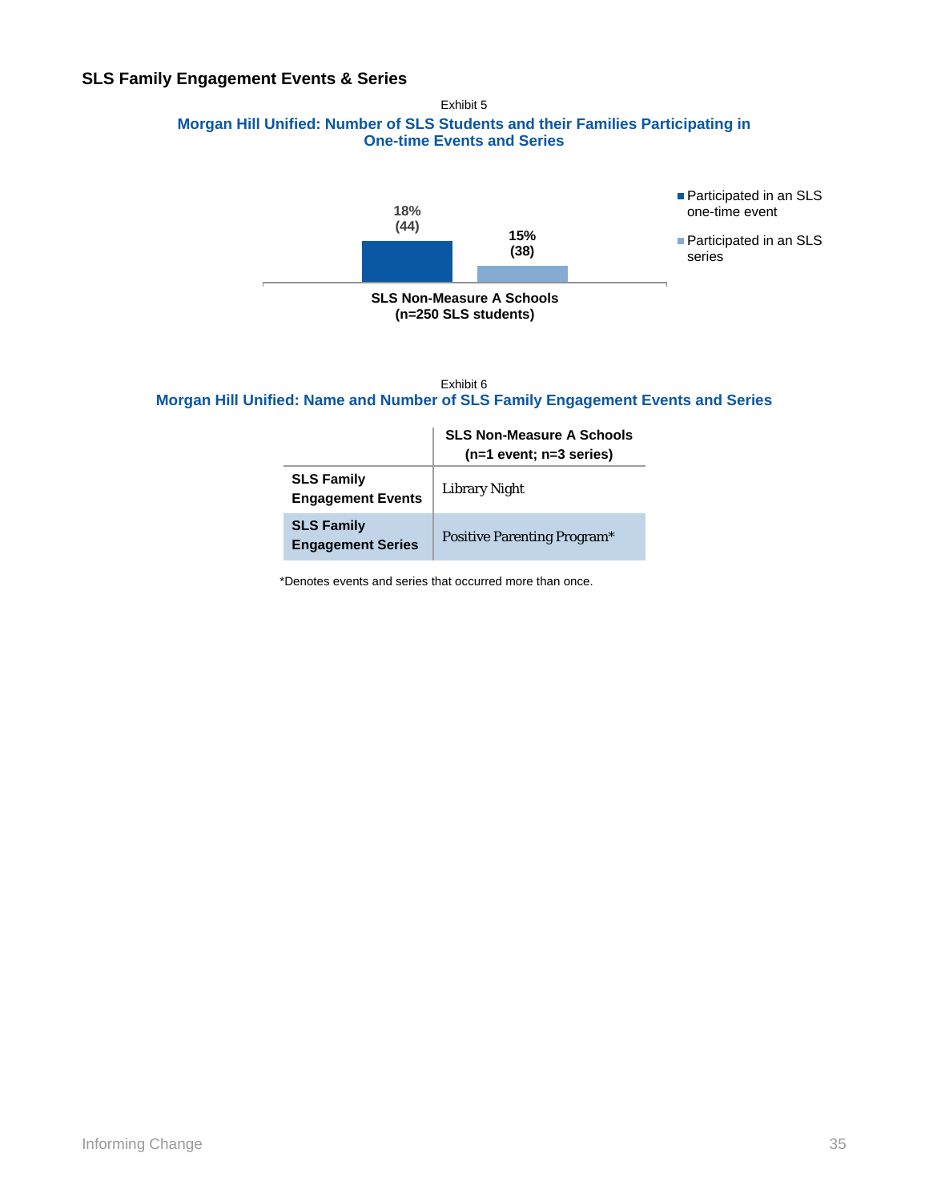## SLS Family Engagement Events & Series

Exhibit 5

**Morgan Hill Unified: Number of SLS Students and their Families Participating in One-time Events and Series**

| SLS Non-Measure A Schools (n=250 SLS students) | |
|---|---|
| Participated in an SLS one-time event | 18% (44) |
| Participated in an SLS series | 15% (38) |

Exhibit 6

**Morgan Hill Unified: Name and Number of SLS Family Engagement Events and Series**

| | SLS Non-Measure A Schools (n=1 event; n=3 series) |
|---|---|
| **SLS Family Engagement Events** | Library Night |
| **SLS Family Engagement Series** | Positive Parenting Program* |

*Denotes events and series that occurred more than once.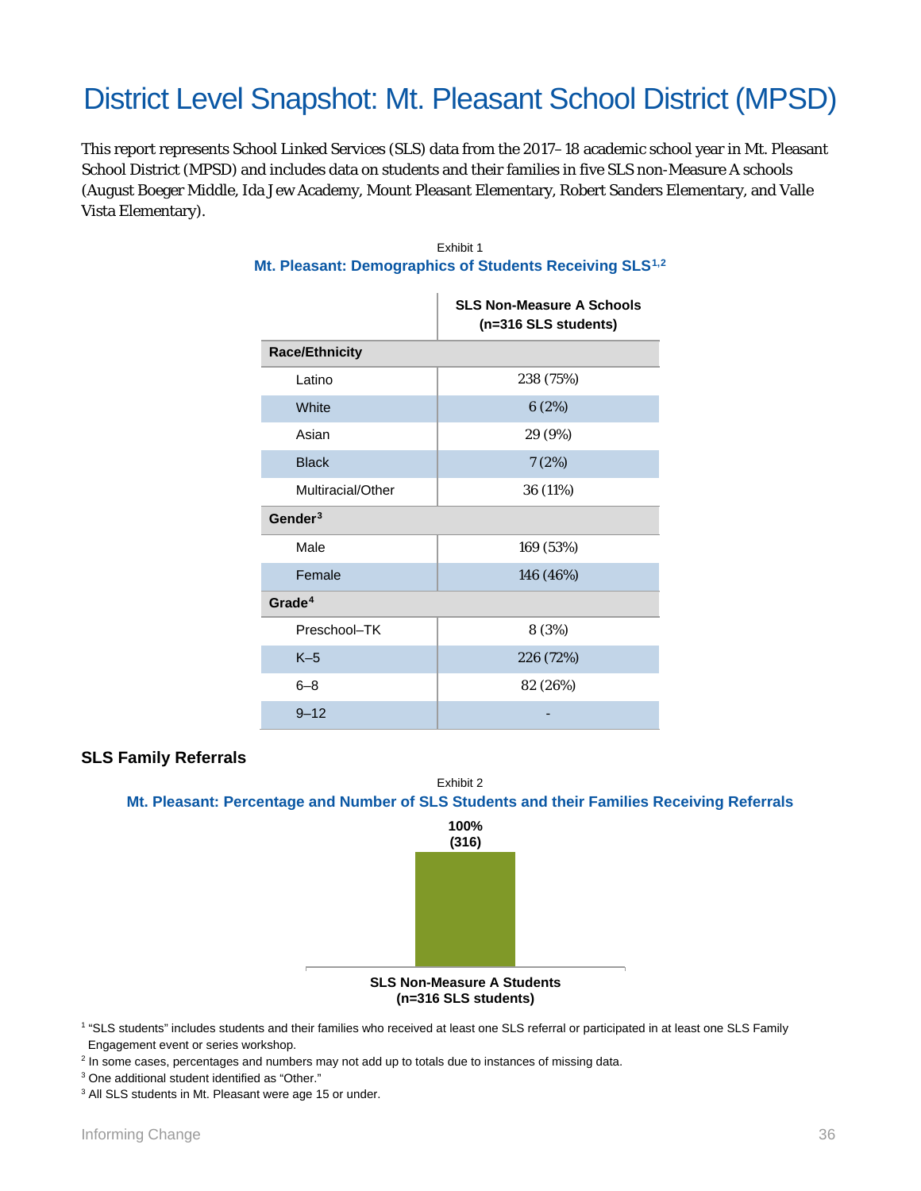# District Level Snapshot: Mt. Pleasant School District (MPSD)

This report represents School Linked Services (SLS) data from the 2017–18 academic school year in Mt. Pleasant School District (MPSD) and includes data on students and their families in five SLS non-Measure A schools (August Boeger Middle, Ida Jew Academy, Mount Pleasant Elementary, Robert Sanders Elementary, and Valle Vista Elementary).

Exhibit 1

**Mt. Pleasant: Demographics of Students Receiving SLS[1,2]**

| | SLS Non-Measure A Schools (n=316 SLS students) |
|---|---|
| **Race/Ethnicity** | |
| Latino | 238 (75%) |
| White | 6 (2%) |
| Asian | 29 (9%) |
| Black | 7 (2%) |
| Multiracial/Other | 36 (11%) |
| **Gender[3]** | |
| Male | 169 (53%) |
| Female | 146 (46%) |
| **Grade[4]** | |
| Preschool–TK | 8 (3%) |
| K–5 | 226 (72%) |
| 6–8 | 82 (26%) |
| 9–12 | - |

### SLS Family Referrals

Exhibit 2

**Mt. Pleasant: Percentage and Number of SLS Students and their Families Receiving Referrals**

| | SLS Non-Measure A Students (n=316 SLS students) |
|---|---|
| Receiving Referrals | 100% (316) |

[1] "SLS students" includes students and their families who received at least one SLS referral or participated in at least one SLS Family Engagement event or series workshop.

[2] In some cases, percentages and numbers may not add up to totals due to instances of missing data.

[3] One additional student identified as "Other."

[3] All SLS students in Mt. Pleasant were age 15 or under.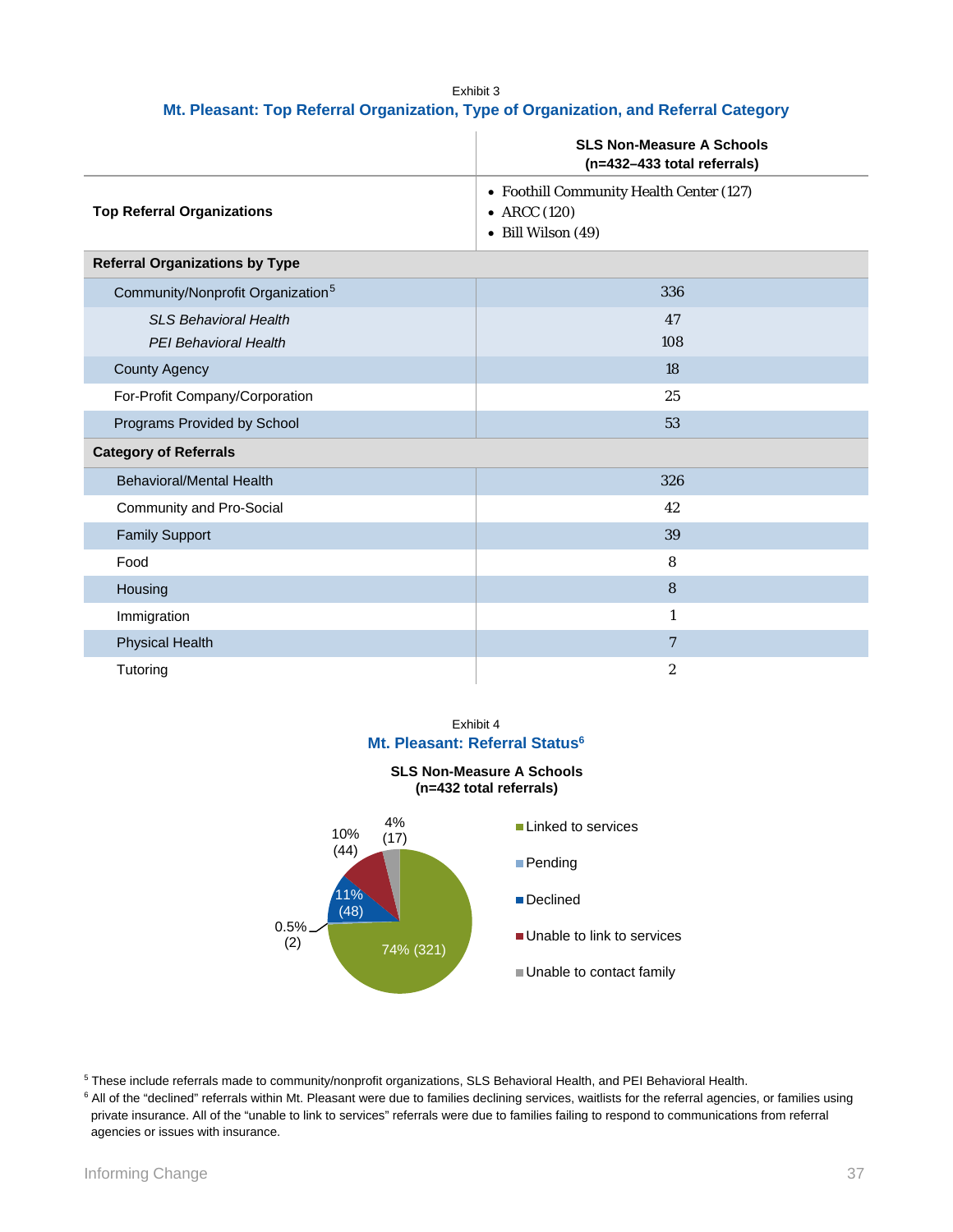Exhibit 3

**Mt. Pleasant: Top Referral Organization, Type of Organization, and Referral Category**

| | SLS Non-Measure A Schools (n=432–433 total referrals) |
|---|---|
| **Top Referral Organizations** | • Foothill Community Health Center (127)<br>• ARCC (120)<br>• Bill Wilson (49) |
| **Referral Organizations by Type** | |
| Community/Nonprofit Organization[5] | 336 |
| *SLS Behavioral Health* | 47 |
| *PEI Behavioral Health* | 108 |
| County Agency | 18 |
| For-Profit Company/Corporation | 25 |
| Programs Provided by School | 53 |
| **Category of Referrals** | |
| Behavioral/Mental Health | 326 |
| Community and Pro-Social | 42 |
| Family Support | 39 |
| Food | 8 |
| Housing | 8 |
| Immigration | 1 |
| Physical Health | 7 |
| Tutoring | 2 |

Exhibit 4

**Mt. Pleasant: Referral Status[6]**

**SLS Non-Measure A Schools (n=432 total referrals)**

| Referral Status | Percent (n) |
|---|---|
| Linked to services | 74% (321) |
| Pending | 0.5% (2) |
| Declined | 11% (48) |
| Unable to link to services | 10% (44) |
| Unable to contact family | 4% (17) |

[5] These include referrals made to community/nonprofit organizations, SLS Behavioral Health, and PEI Behavioral Health.

[6] All of the "declined" referrals within Mt. Pleasant were due to families declining services, waitlists for the referral agencies, or families using private insurance. All of the "unable to link to services" referrals were due to families failing to respond to communications from referral agencies or issues with insurance.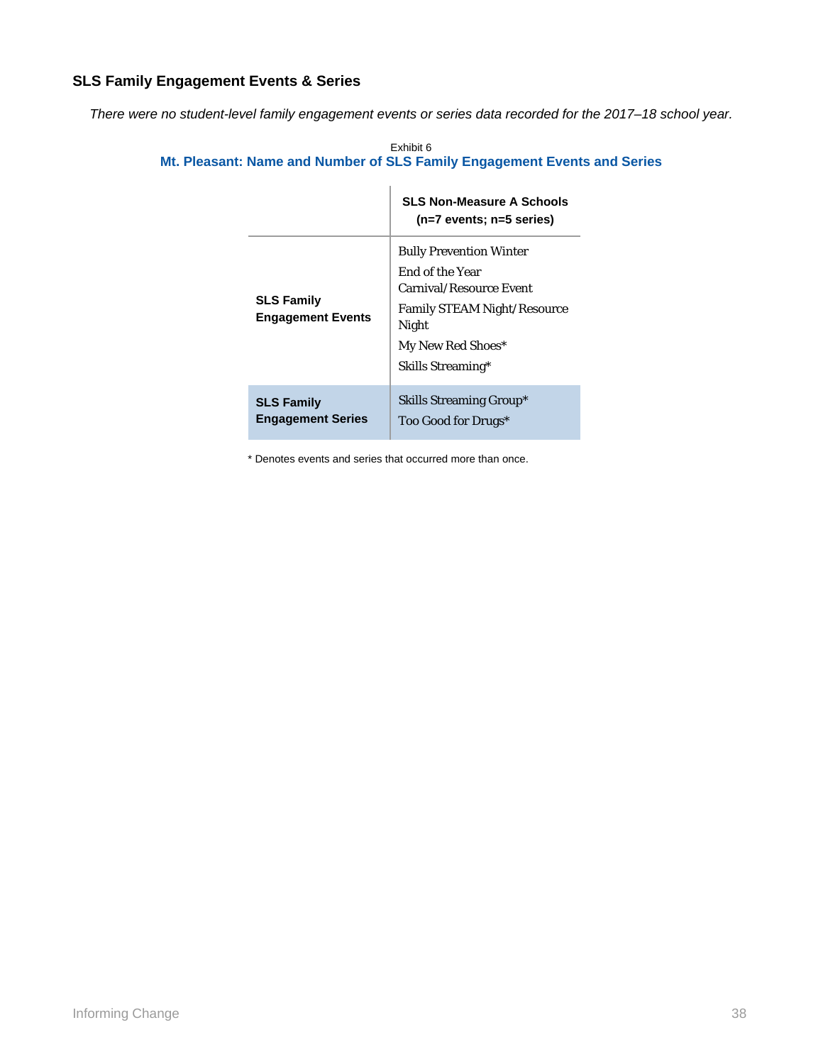### SLS Family Engagement Events & Series

*There were no student-level family engagement events or series data recorded for the 2017–18 school year.*

Exhibit 6

**Mt. Pleasant: Name and Number of SLS Family Engagement Events and Series**

| | SLS Non-Measure A Schools (n=7 events; n=5 series) |
|---|---|
| **SLS Family Engagement Events** | Bully Prevention Winter<br>End of the Year Carnival/Resource Event<br>Family STEAM Night/Resource Night<br>My New Red Shoes*<br>Skills Streaming* |
| **SLS Family Engagement Series** | Skills Streaming Group*<br>Too Good for Drugs* |

\* Denotes events and series that occurred more than once.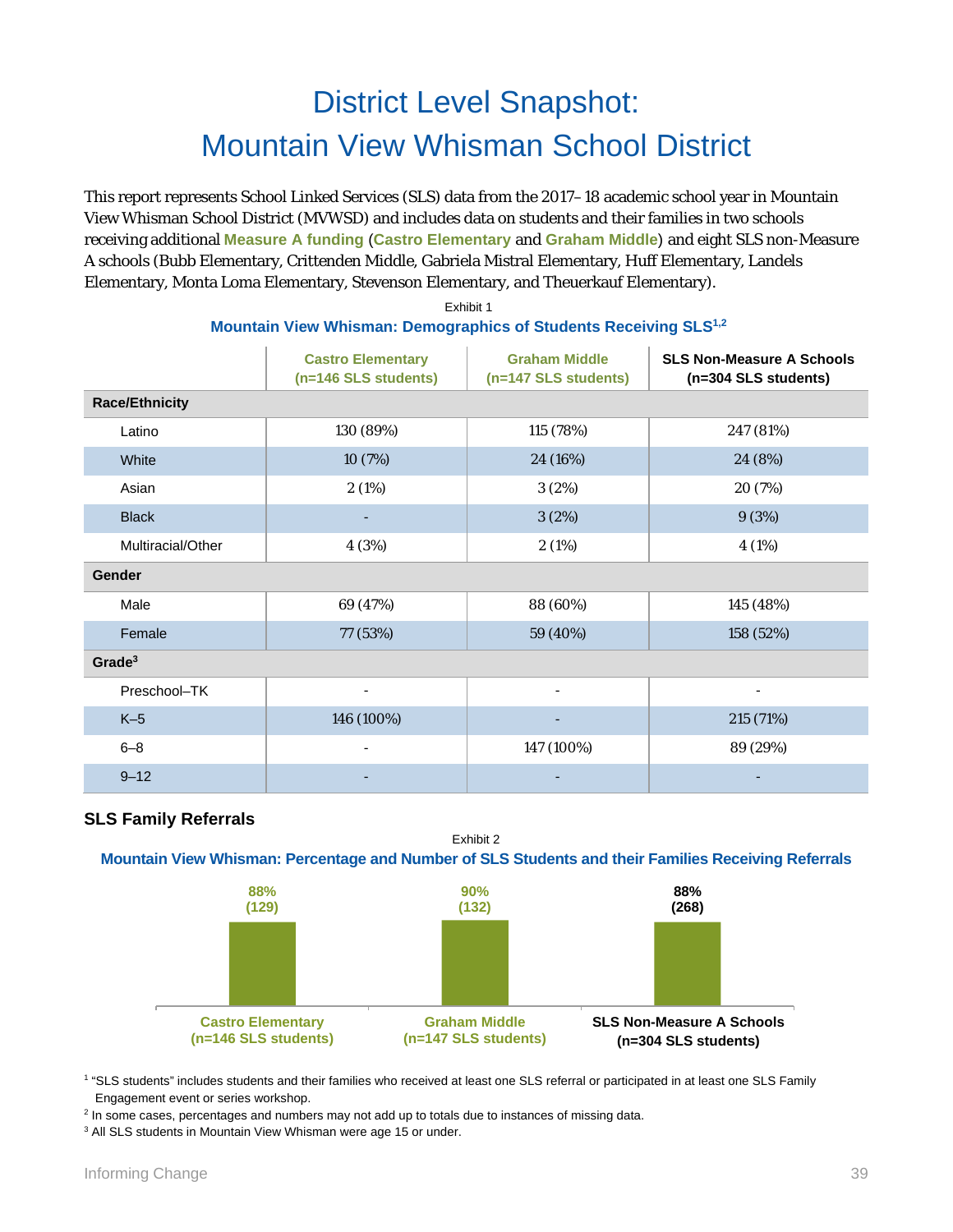# District Level Snapshot: Mountain View Whisman School District

This report represents School Linked Services (SLS) data from the 2017–18 academic school year in Mountain View Whisman School District (MVWSD) and includes data on students and their families in two schools receiving additional **Measure A funding** (**Castro Elementary** and **Graham Middle**) and eight SLS non-Measure A schools (Bubb Elementary, Crittenden Middle, Gabriela Mistral Elementary, Huff Elementary, Landels Elementary, Monta Loma Elementary, Stevenson Elementary, and Theuerkauf Elementary).

Exhibit 1

**Mountain View Whisman: Demographics of Students Receiving SLS[1,2]**

| | Castro Elementary (n=146 SLS students) | Graham Middle (n=147 SLS students) | SLS Non-Measure A Schools (n=304 SLS students) |
|---|---|---|---|
| **Race/Ethnicity** | | | |
| Latino | 130 (89%) | 115 (78%) | 247 (81%) |
| White | 10 (7%) | 24 (16%) | 24 (8%) |
| Asian | 2 (1%) | 3 (2%) | 20 (7%) |
| Black | - | 3 (2%) | 9 (3%) |
| Multiracial/Other | 4 (3%) | 2 (1%) | 4 (1%) |
| **Gender** | | | |
| Male | 69 (47%) | 88 (60%) | 145 (48%) |
| Female | 77 (53%) | 59 (40%) | 158 (52%) |
| **Grade[3]** | | | |
| Preschool–TK | - | - | - |
| K–5 | 146 (100%) | - | 215 (71%) |
| 6–8 | - | 147 (100%) | 89 (29%) |
| 9–12 | - | - | - |

## SLS Family Referrals

Exhibit 2

**Mountain View Whisman: Percentage and Number of SLS Students and their Families Receiving Referrals**

| | Castro Elementary (n=146 SLS students) | Graham Middle (n=147 SLS students) | SLS Non-Measure A Schools (n=304 SLS students) |
|---|---|---|---|
| Receiving referrals | 88% (129) | 90% (132) | 88% (268) |

[1] "SLS students" includes students and their families who received at least one SLS referral or participated in at least one SLS Family Engagement event or series workshop.

[2] In some cases, percentages and numbers may not add up to totals due to instances of missing data.

[3] All SLS students in Mountain View Whisman were age 15 or under.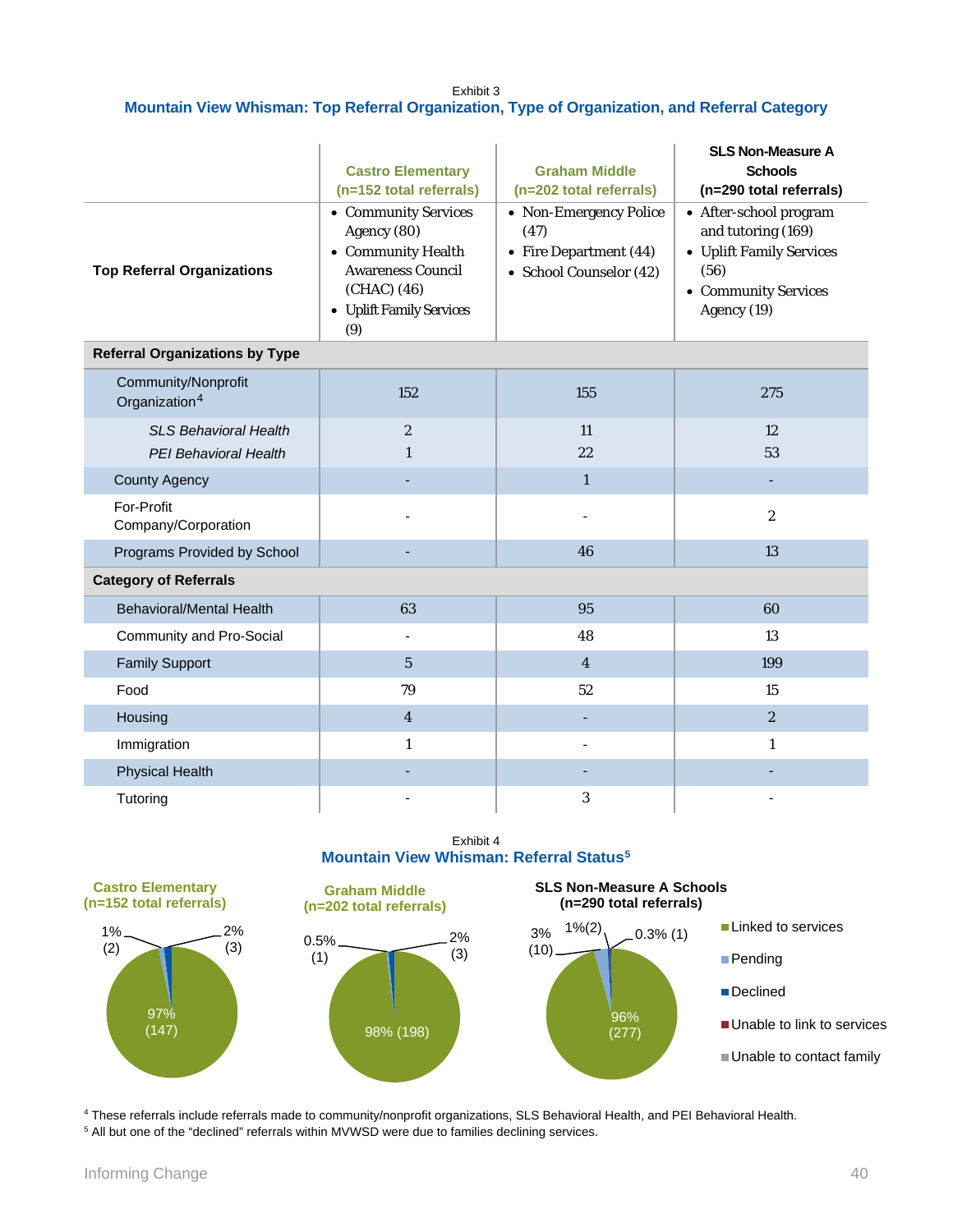Exhibit 3

### Mountain View Whisman: Top Referral Organization, Type of Organization, and Referral Category

| | Castro Elementary (n=152 total referrals) | Graham Middle (n=202 total referrals) | SLS Non-Measure A Schools (n=290 total referrals) |
|---|---|---|---|
| **Top Referral Organizations** | • Community Services Agency (80) • Community Health Awareness Council (CHAC) (46) • Uplift Family Services (9) | • Non-Emergency Police (47) • Fire Department (44) • School Counselor (42) | • After-school program and tutoring (169) • Uplift Family Services (56) • Community Services Agency (19) |
| **Referral Organizations by Type** | | | |
| Community/Nonprofit Organization[4] | 152 | 155 | 275 |
| *SLS Behavioral Health* | 2 | 11 | 12 |
| *PEI Behavioral Health* | 1 | 22 | 53 |
| County Agency | - | 1 | - |
| For-Profit Company/Corporation | - | - | 2 |
| Programs Provided by School | - | 46 | 13 |
| **Category of Referrals** | | | |
| Behavioral/Mental Health | 63 | 95 | 60 |
| Community and Pro-Social | - | 48 | 13 |
| Family Support | 5 | 4 | 199 |
| Food | 79 | 52 | 15 |
| Housing | 4 | - | 2 |
| Immigration | 1 | - | 1 |
| Physical Health | - | - | - |
| Tutoring | - | 3 | - |

Exhibit 4

### Mountain View Whisman: Referral Status[5]

| Status | Castro Elementary (n=152 total referrals) | Graham Middle (n=202 total referrals) | SLS Non-Measure A Schools (n=290 total referrals) |
|---|---|---|---|
| Linked to services | 97% (147) | 98% (198) | 96% (277) |
| Pending | 1% (2) | 0.5% (1) | 3% (10) |
| Declined | 2% (3) | 2% (3) | 1% (2) |
| Unable to link to services | | | 0.3% (1) |
| Unable to contact family | | | |

[4] These referrals include referrals made to community/nonprofit organizations, SLS Behavioral Health, and PEI Behavioral Health.

[5] All but one of the "declined" referrals within MVWSD were due to families declining services.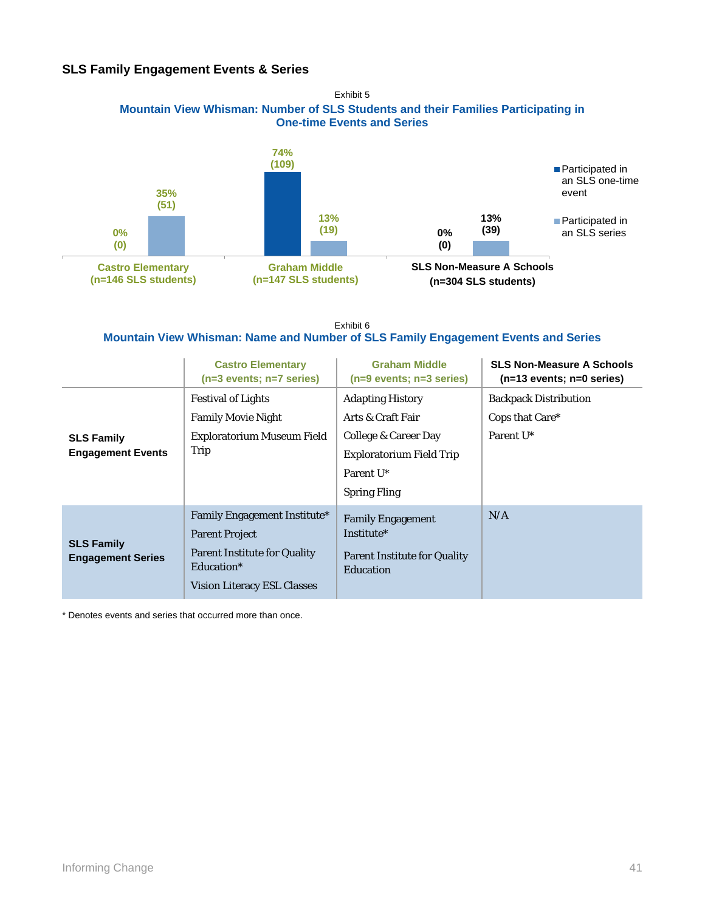### SLS Family Engagement Events & Series

Exhibit 5

**Mountain View Whisman: Number of SLS Students and their Families Participating in One-time Events and Series**

| | Participated in an SLS one-time event | Participated in an SLS series |
|---|---|---|
| Castro Elementary (n=146 SLS students) | 0% (0) | 35% (51) |
| Graham Middle (n=147 SLS students) | 74% (109) | 13% (19) |
| SLS Non-Measure A Schools (n=304 SLS students) | 0% (0) | 13% (39) |

Exhibit 6

**Mountain View Whisman: Name and Number of SLS Family Engagement Events and Series**

| | Castro Elementary (n=3 events; n=7 series) | Graham Middle (n=9 events; n=3 series) | SLS Non-Measure A Schools (n=13 events; n=0 series) |
|---|---|---|---|
| **SLS Family Engagement Events** | Festival of Lights<br>Family Movie Night<br>Exploratorium Museum Field Trip | Adapting History<br>Arts & Craft Fair<br>College & Career Day<br>Exploratorium Field Trip<br>Parent U*<br>Spring Fling | Backpack Distribution<br>Cops that Care*<br>Parent U* |
| **SLS Family Engagement Series** | Family Engagement Institute*<br>Parent Project<br>Parent Institute for Quality Education*<br>Vision Literacy ESL Classes | Family Engagement Institute*<br>Parent Institute for Quality Education | N/A |

\* Denotes events and series that occurred more than once.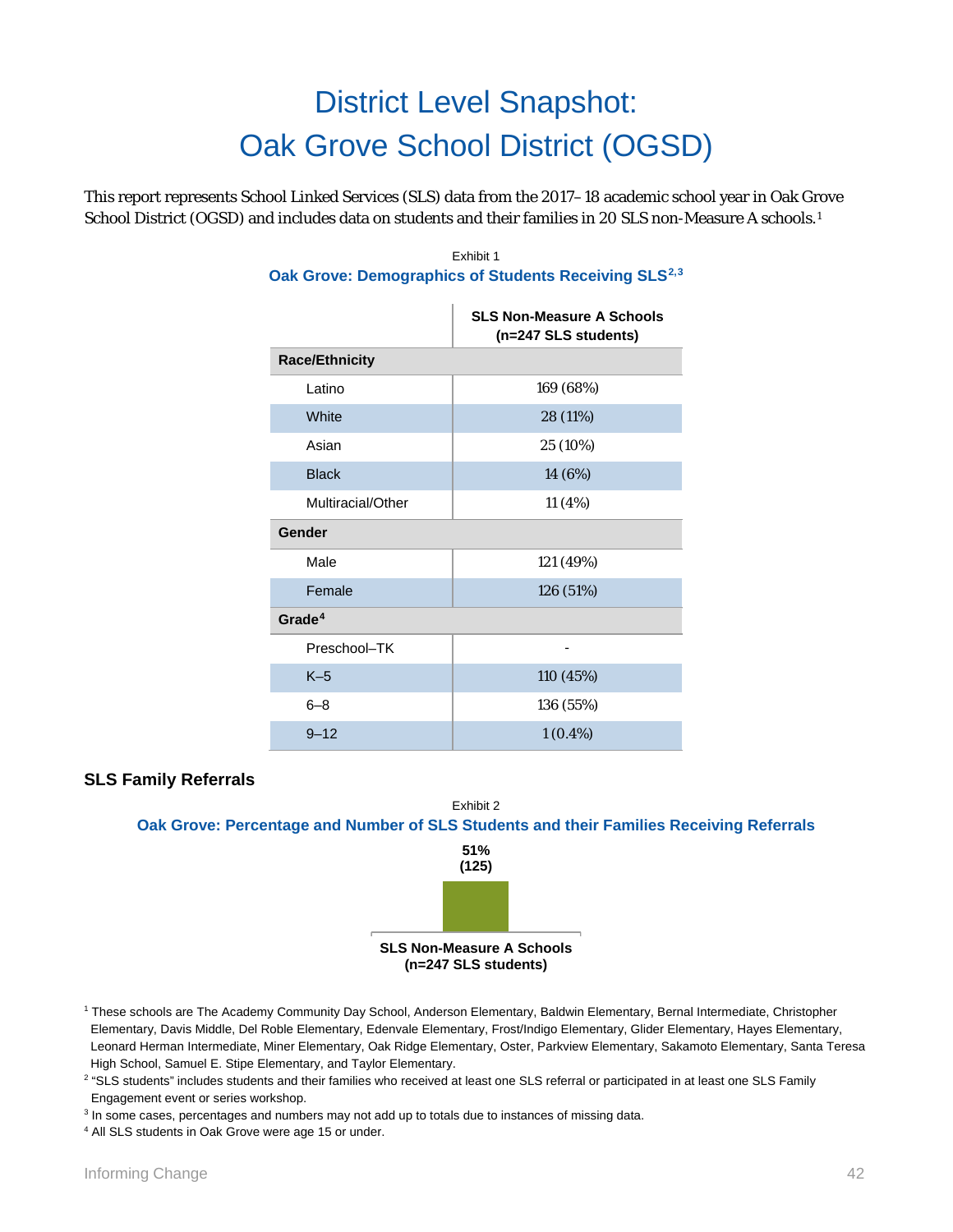# District Level Snapshot: Oak Grove School District (OGSD)

This report represents School Linked Services (SLS) data from the 2017–18 academic school year in Oak Grove School District (OGSD) and includes data on students and their families in 20 SLS non-Measure A schools.[1]

Exhibit 1

**Oak Grove: Demographics of Students Receiving SLS[2,3]**

| | SLS Non-Measure A Schools (n=247 SLS students) |
|---|---|
| **Race/Ethnicity** | |
| Latino | 169 (68%) |
| White | 28 (11%) |
| Asian | 25 (10%) |
| Black | 14 (6%) |
| Multiracial/Other | 11 (4%) |
| **Gender** | |
| Male | 121 (49%) |
| Female | 126 (51%) |
| **Grade[4]** | |
| Preschool–TK | - |
| K–5 | 110 (45%) |
| 6–8 | 136 (55%) |
| 9–12 | 1 (0.4%) |

## SLS Family Referrals

Exhibit 2

**Oak Grove: Percentage and Number of SLS Students and their Families Receiving Referrals**

| | SLS Non-Measure A Schools (n=247 SLS students) |
|---|---|
| Receiving Referrals | 51% (125) |

[1] These schools are The Academy Community Day School, Anderson Elementary, Baldwin Elementary, Bernal Intermediate, Christopher Elementary, Davis Middle, Del Roble Elementary, Edenvale Elementary, Frost/Indigo Elementary, Glider Elementary, Hayes Elementary, Leonard Herman Intermediate, Miner Elementary, Oak Ridge Elementary, Oster, Parkview Elementary, Sakamoto Elementary, Santa Teresa High School, Samuel E. Stipe Elementary, and Taylor Elementary.

[2] "SLS students" includes students and their families who received at least one SLS referral or participated in at least one SLS Family Engagement event or series workshop.

[3] In some cases, percentages and numbers may not add up to totals due to instances of missing data.

[4] All SLS students in Oak Grove were age 15 or under.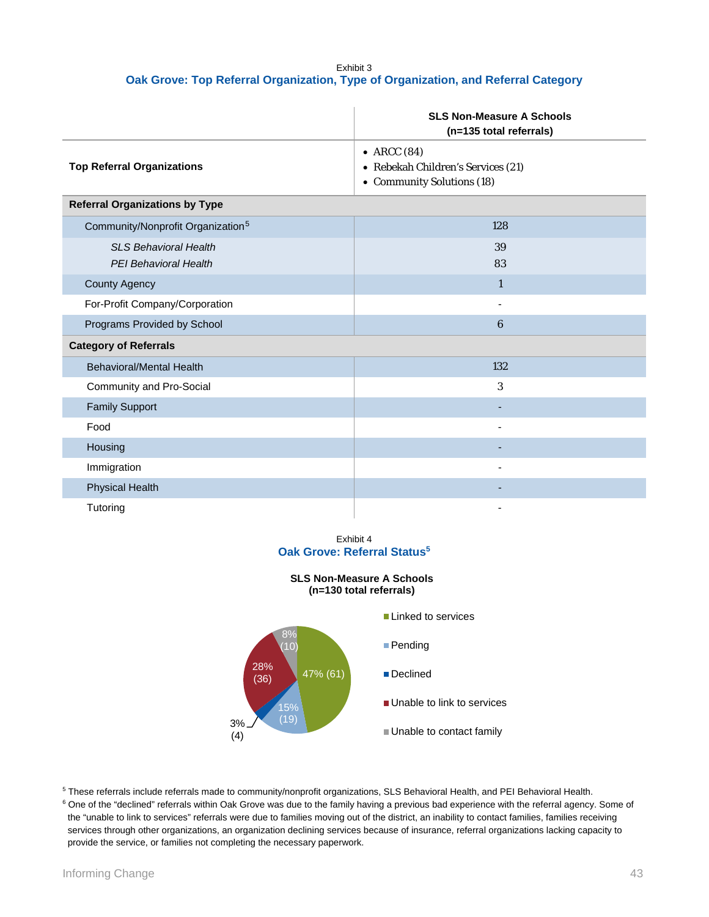Exhibit 3

## Oak Grove: Top Referral Organization, Type of Organization, and Referral Category

| | SLS Non-Measure A Schools (n=135 total referrals) |
|---|---|
| **Top Referral Organizations** | • ARCC (84)<br>• Rebekah Children's Services (21)<br>• Community Solutions (18) |
| **Referral Organizations by Type** | |
| Community/Nonprofit Organization[5] | 128 |
| *SLS Behavioral Health* | 39 |
| *PEI Behavioral Health* | 83 |
| County Agency | 1 |
| For-Profit Company/Corporation | - |
| Programs Provided by School | 6 |
| **Category of Referrals** | |
| Behavioral/Mental Health | 132 |
| Community and Pro-Social | 3 |
| Family Support | - |
| Food | - |
| Housing | - |
| Immigration | - |
| Physical Health | - |
| Tutoring | - |

Exhibit 4

## Oak Grove: Referral Status[5]

**SLS Non-Measure A Schools (n=130 total referrals)**

| Status | Percent (n) |
|---|---|
| Linked to services | 47% (61) |
| Pending | 15% (19) |
| Declined | 3% (4) |
| Unable to link to services | 28% (36) |
| Unable to contact family | 8% (10) |

[5] These referrals include referrals made to community/nonprofit organizations, SLS Behavioral Health, and PEI Behavioral Health.

[6] One of the "declined" referrals within Oak Grove was due to the family having a previous bad experience with the referral agency. Some of the "unable to link to services" referrals were due to families moving out of the district, an inability to contact families, families receiving services through other organizations, an organization declining services because of insurance, referral organizations lacking capacity to provide the service, or families not completing the necessary paperwork.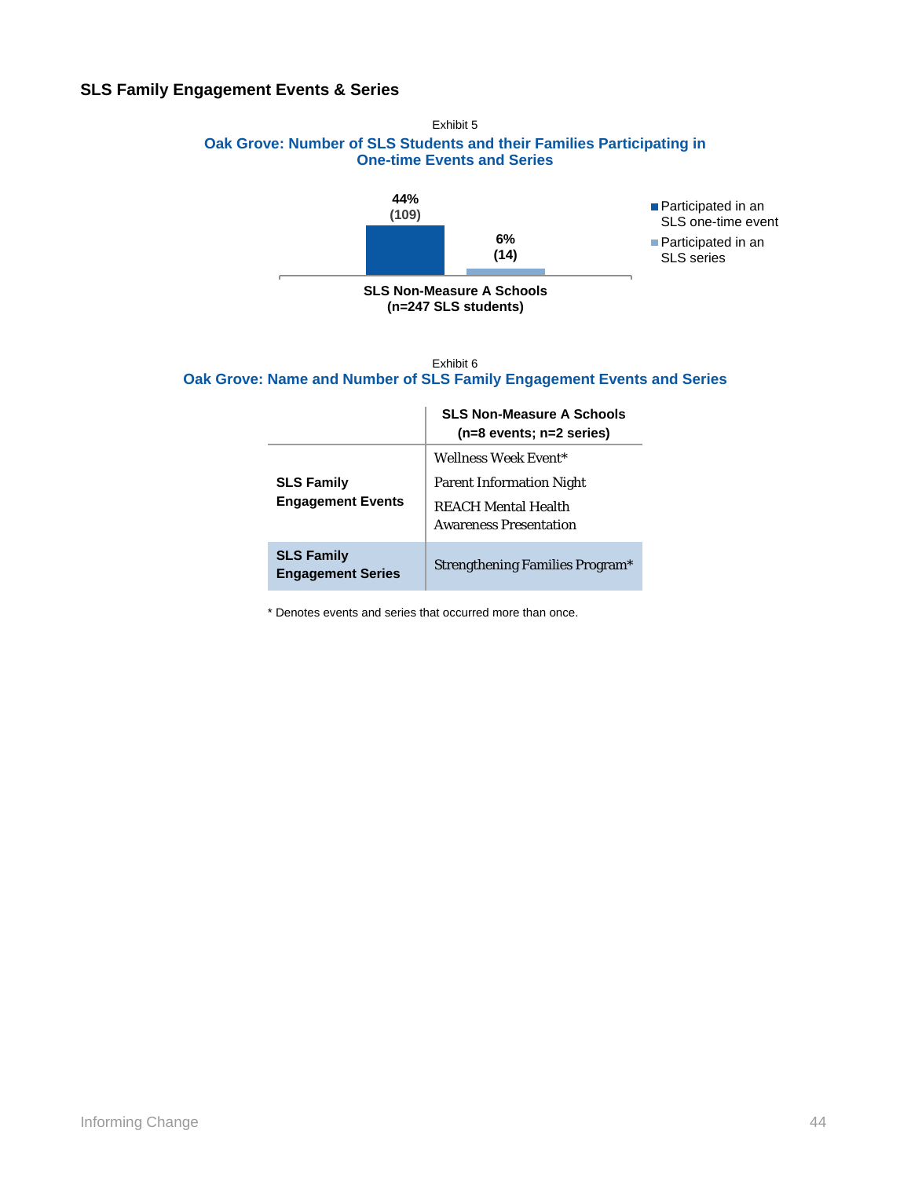### SLS Family Engagement Events & Series

Exhibit 5

**Oak Grove: Number of SLS Students and their Families Participating in One-time Events and Series**

| SLS Non-Measure A Schools (n=247 SLS students) | |
|---|---|
| Participated in an SLS one-time event | 44% (109) |
| Participated in an SLS series | 6% (14) |

Exhibit 6

**Oak Grove: Name and Number of SLS Family Engagement Events and Series**

| | SLS Non-Measure A Schools (n=8 events; n=2 series) |
|---|---|
| **SLS Family Engagement Events** | Wellness Week Event*<br>Parent Information Night<br>REACH Mental Health Awareness Presentation |
| **SLS Family Engagement Series** | Strengthening Families Program* |

* Denotes events and series that occurred more than once.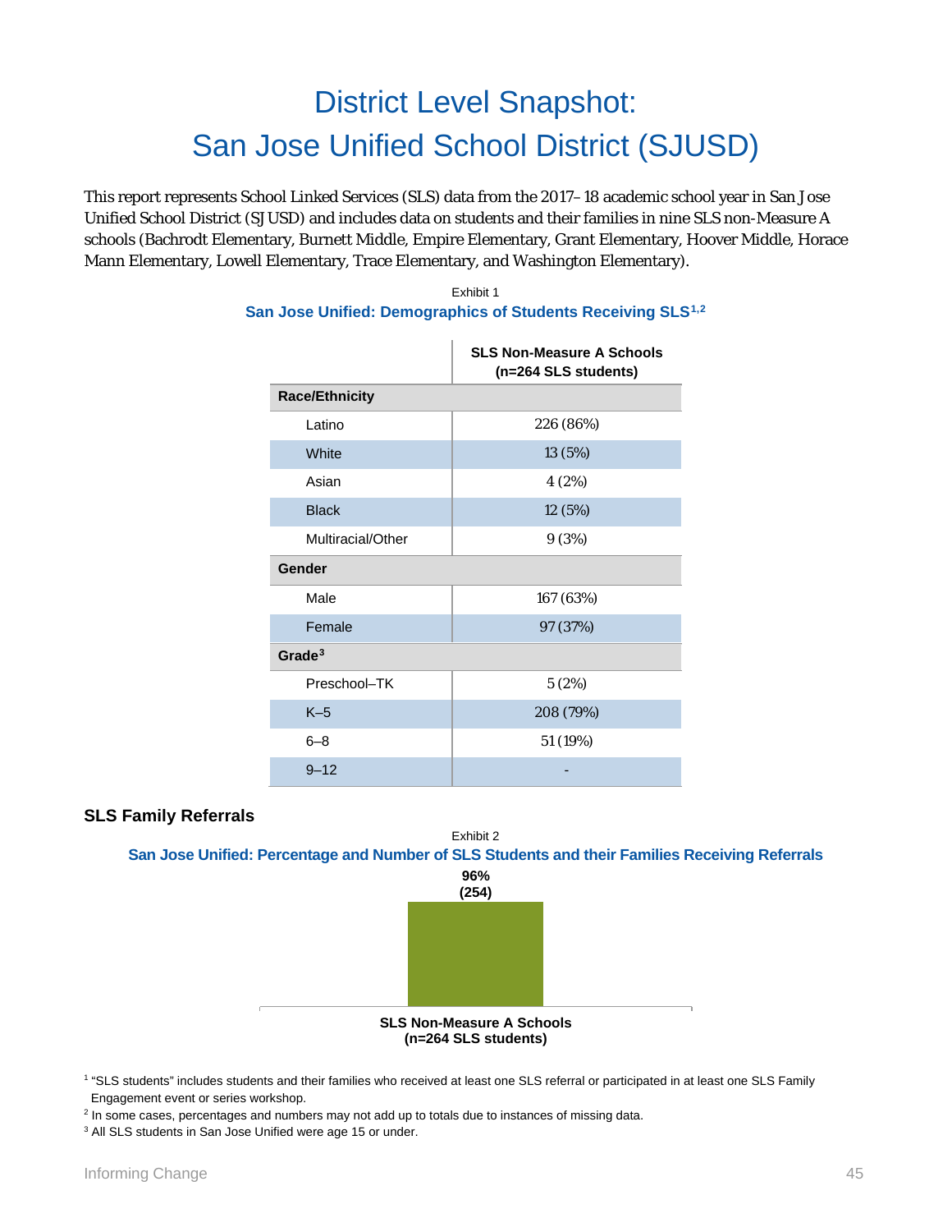# District Level Snapshot: San Jose Unified School District (SJUSD)

This report represents School Linked Services (SLS) data from the 2017–18 academic school year in San Jose Unified School District (SJUSD) and includes data on students and their families in nine SLS non-Measure A schools (Bachrodt Elementary, Burnett Middle, Empire Elementary, Grant Elementary, Hoover Middle, Horace Mann Elementary, Lowell Elementary, Trace Elementary, and Washington Elementary).

Exhibit 1

**San Jose Unified: Demographics of Students Receiving SLS[1,2]**

| | SLS Non-Measure A Schools (n=264 SLS students) |
|---|---|
| **Race/Ethnicity** | |
| Latino | 226 (86%) |
| White | 13 (5%) |
| Asian | 4 (2%) |
| Black | 12 (5%) |
| Multiracial/Other | 9 (3%) |
| **Gender** | |
| Male | 167 (63%) |
| Female | 97 (37%) |
| **Grade[3]** | |
| Preschool–TK | 5 (2%) |
| K–5 | 208 (79%) |
| 6–8 | 51 (19%) |
| 9–12 | - |

## SLS Family Referrals

Exhibit 2

**San Jose Unified: Percentage and Number of SLS Students and their Families Receiving Referrals**

| | SLS Non-Measure A Schools (n=264 SLS students) |
|---|---|
| Receiving Referrals | 96% (254) |

[1] "SLS students" includes students and their families who received at least one SLS referral or participated in at least one SLS Family Engagement event or series workshop.

[2] In some cases, percentages and numbers may not add up to totals due to instances of missing data.

[3] All SLS students in San Jose Unified were age 15 or under.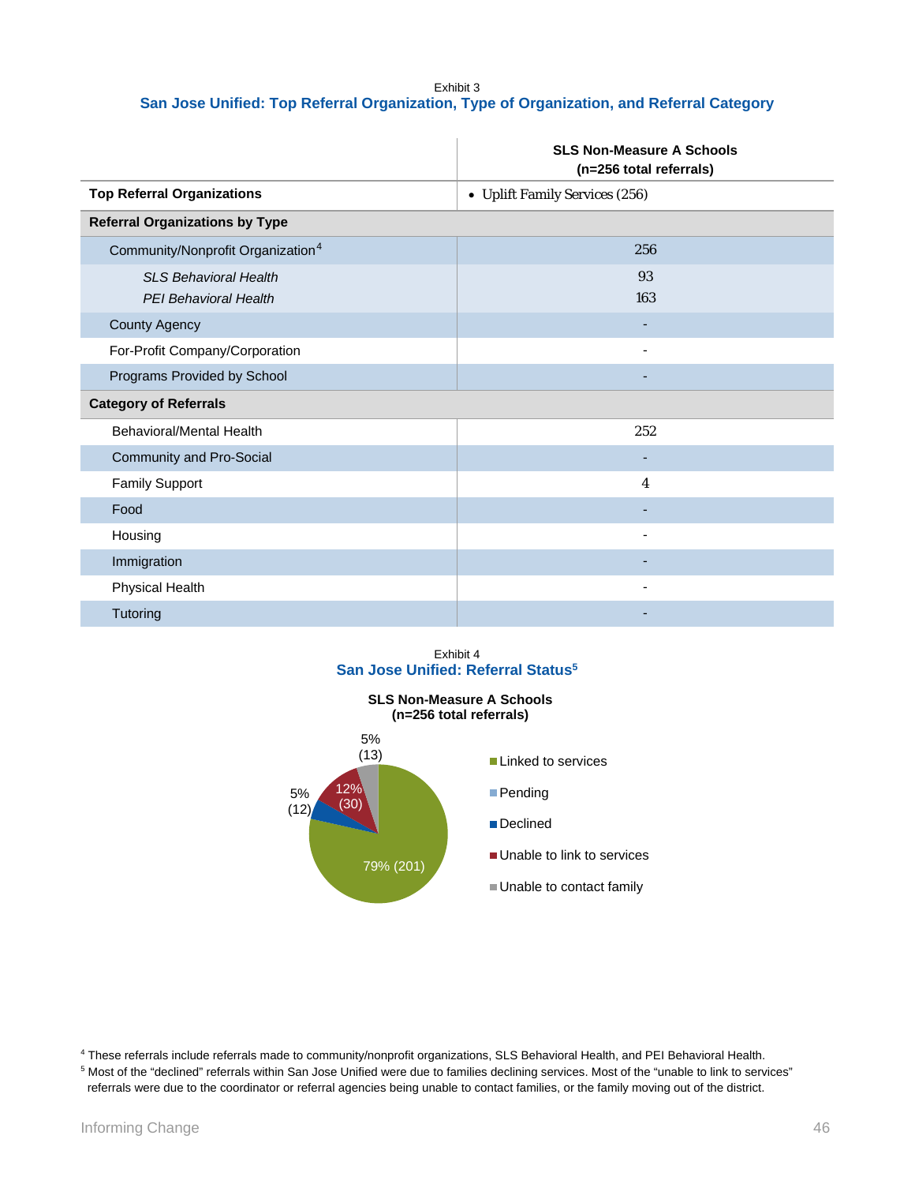Exhibit 3

### San Jose Unified: Top Referral Organization, Type of Organization, and Referral Category

| | SLS Non-Measure A Schools (n=256 total referrals) |
|---|---|
| **Top Referral Organizations** | • Uplift Family Services (256) |
| **Referral Organizations by Type** | |
| Community/Nonprofit Organization[4] | 256 |
| *SLS Behavioral Health* | 93 |
| *PEI Behavioral Health* | 163 |
| County Agency | - |
| For-Profit Company/Corporation | - |
| Programs Provided by School | - |
| **Category of Referrals** | |
| Behavioral/Mental Health | 252 |
| Community and Pro-Social | - |
| Family Support | 4 |
| Food | - |
| Housing | - |
| Immigration | - |
| Physical Health | - |
| Tutoring | - |

Exhibit 4

### San Jose Unified: Referral Status[5]

**SLS Non-Measure A Schools (n=256 total referrals)**

| Status | Percent (n) |
|---|---|
| Linked to services | 79% (201) |
| Pending | |
| Declined | 5% (12) |
| Unable to link to services | 12% (30) |
| Unable to contact family | 5% (13) |

[4] These referrals include referrals made to community/nonprofit organizations, SLS Behavioral Health, and PEI Behavioral Health.

[5] Most of the "declined" referrals within San Jose Unified were due to families declining services. Most of the "unable to link to services" referrals were due to the coordinator or referral agencies being unable to contact families, or the family moving out of the district.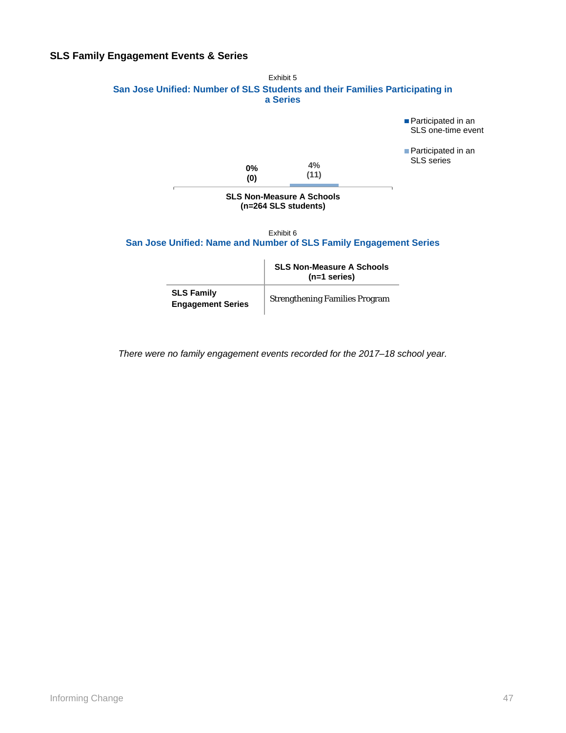### SLS Family Engagement Events & Series

Exhibit 5

**San Jose Unified: Number of SLS Students and their Families Participating in a Series**

| | Participated in an SLS one-time event | Participated in an SLS series |
|---|---|---|
| SLS Non-Measure A Schools (n=264 SLS students) | 0% (0) | 4% (11) |

Exhibit 6

**San Jose Unified: Name and Number of SLS Family Engagement Series**

| | SLS Non-Measure A Schools (n=1 series) |
|---|---|
| **SLS Family Engagement Series** | Strengthening Families Program |

*There were no family engagement events recorded for the 2017–18 school year.*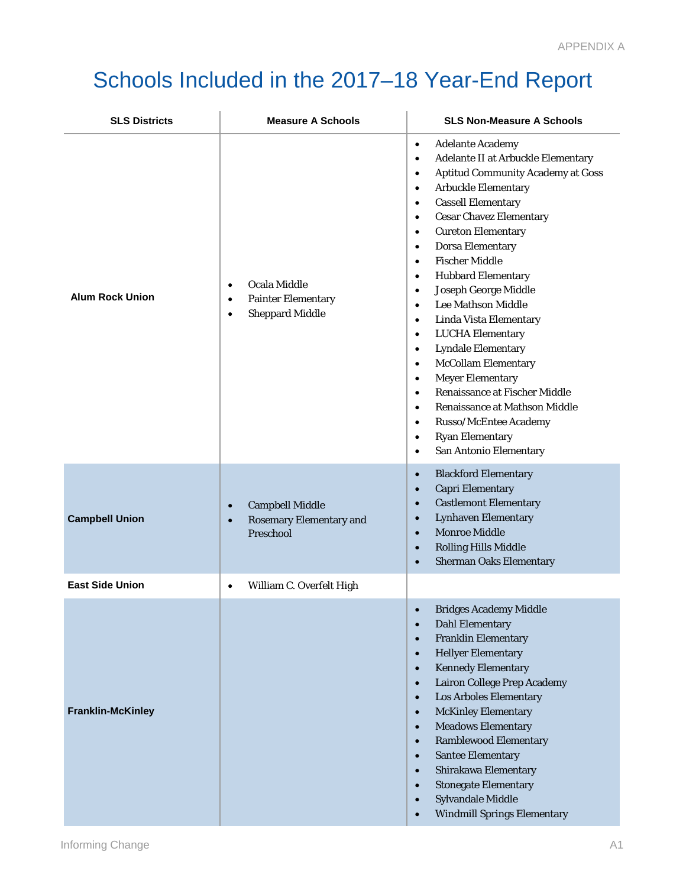# Schools Included in the 2017–18 Year-End Report

| SLS Districts | Measure A Schools | SLS Non-Measure A Schools |
|---|---|---|
| **Alum Rock Union** | • Ocala Middle<br>• Painter Elementary<br>• Sheppard Middle | • Adelante Academy<br>• Adelante II at Arbuckle Elementary<br>• Aptitud Community Academy at Goss<br>• Arbuckle Elementary<br>• Cassell Elementary<br>• Cesar Chavez Elementary<br>• Cureton Elementary<br>• Dorsa Elementary<br>• Fischer Middle<br>• Hubbard Elementary<br>• Joseph George Middle<br>• Lee Mathson Middle<br>• Linda Vista Elementary<br>• LUCHA Elementary<br>• Lyndale Elementary<br>• McCollam Elementary<br>• Meyer Elementary<br>• Renaissance at Fischer Middle<br>• Renaissance at Mathson Middle<br>• Russo/McEntee Academy<br>• Ryan Elementary<br>• San Antonio Elementary |
| **Campbell Union** | • Campbell Middle<br>• Rosemary Elementary and Preschool | • Blackford Elementary<br>• Capri Elementary<br>• Castlemont Elementary<br>• Lynhaven Elementary<br>• Monroe Middle<br>• Rolling Hills Middle<br>• Sherman Oaks Elementary |
| **East Side Union** | • William C. Overfelt High | |
| **Franklin-McKinley** | | • Bridges Academy Middle<br>• Dahl Elementary<br>• Franklin Elementary<br>• Hellyer Elementary<br>• Kennedy Elementary<br>• Lairon College Prep Academy<br>• Los Arboles Elementary<br>• McKinley Elementary<br>• Meadows Elementary<br>• Ramblewood Elementary<br>• Santee Elementary<br>• Shirakawa Elementary<br>• Stonegate Elementary<br>• Sylvandale Middle<br>• Windmill Springs Elementary |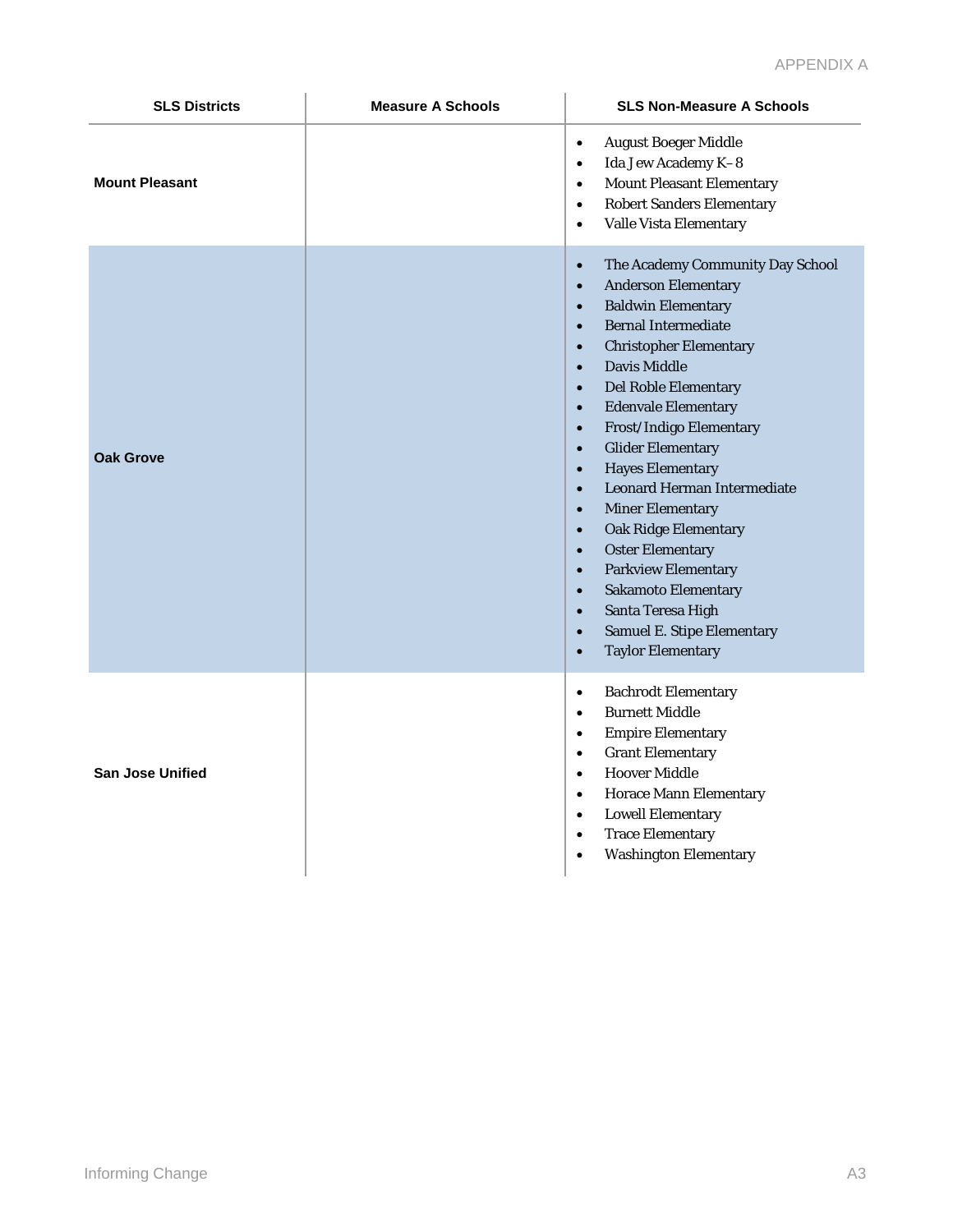| SLS Districts | Measure A Schools | SLS Non-Measure A Schools |
|---|---|---|
| **Mount Pleasant** | | • August Boeger Middle<br>• Ida Jew Academy K–8<br>• Mount Pleasant Elementary<br>• Robert Sanders Elementary<br>• Valle Vista Elementary |
| **Oak Grove** | | • The Academy Community Day School<br>• Anderson Elementary<br>• Baldwin Elementary<br>• Bernal Intermediate<br>• Christopher Elementary<br>• Davis Middle<br>• Del Roble Elementary<br>• Edenvale Elementary<br>• Frost/Indigo Elementary<br>• Glider Elementary<br>• Hayes Elementary<br>• Leonard Herman Intermediate<br>• Miner Elementary<br>• Oak Ridge Elementary<br>• Oster Elementary<br>• Parkview Elementary<br>• Sakamoto Elementary<br>• Santa Teresa High<br>• Samuel E. Stipe Elementary<br>• Taylor Elementary |
| **San Jose Unified** | | • Bachrodt Elementary<br>• Burnett Middle<br>• Empire Elementary<br>• Grant Elementary<br>• Hoover Middle<br>• Horace Mann Elementary<br>• Lowell Elementary<br>• Trace Elementary<br>• Washington Elementary |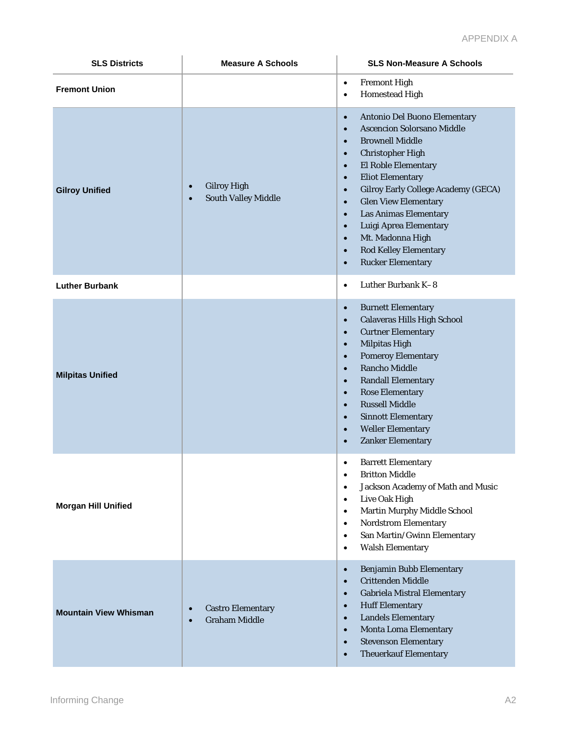APPENDIX A

| SLS Districts | Measure A Schools | SLS Non-Measure A Schools |
|---|---|---|
| **Fremont Union** | | • Fremont High<br>• Homestead High |
| **Gilroy Unified** | • Gilroy High<br>• South Valley Middle | • Antonio Del Buono Elementary<br>• Ascencion Solorsano Middle<br>• Brownell Middle<br>• Christopher High<br>• El Roble Elementary<br>• Eliot Elementary<br>• Gilroy Early College Academy (GECA)<br>• Glen View Elementary<br>• Las Animas Elementary<br>• Luigi Aprea Elementary<br>• Mt. Madonna High<br>• Rod Kelley Elementary<br>• Rucker Elementary |
| **Luther Burbank** | | • Luther Burbank K–8 |
| **Milpitas Unified** | | • Burnett Elementary<br>• Calaveras Hills High School<br>• Curtner Elementary<br>• Milpitas High<br>• Pomeroy Elementary<br>• Rancho Middle<br>• Randall Elementary<br>• Rose Elementary<br>• Russell Middle<br>• Sinnott Elementary<br>• Weller Elementary<br>• Zanker Elementary |
| **Morgan Hill Unified** | | • Barrett Elementary<br>• Britton Middle<br>• Jackson Academy of Math and Music<br>• Live Oak High<br>• Martin Murphy Middle School<br>• Nordstrom Elementary<br>• San Martin/Gwinn Elementary<br>• Walsh Elementary |
| **Mountain View Whisman** | • Castro Elementary<br>• Graham Middle | • Benjamin Bubb Elementary<br>• Crittenden Middle<br>• Gabriela Mistral Elementary<br>• Huff Elementary<br>• Landels Elementary<br>• Monta Loma Elementary<br>• Stevenson Elementary<br>• Theuerkauf Elementary |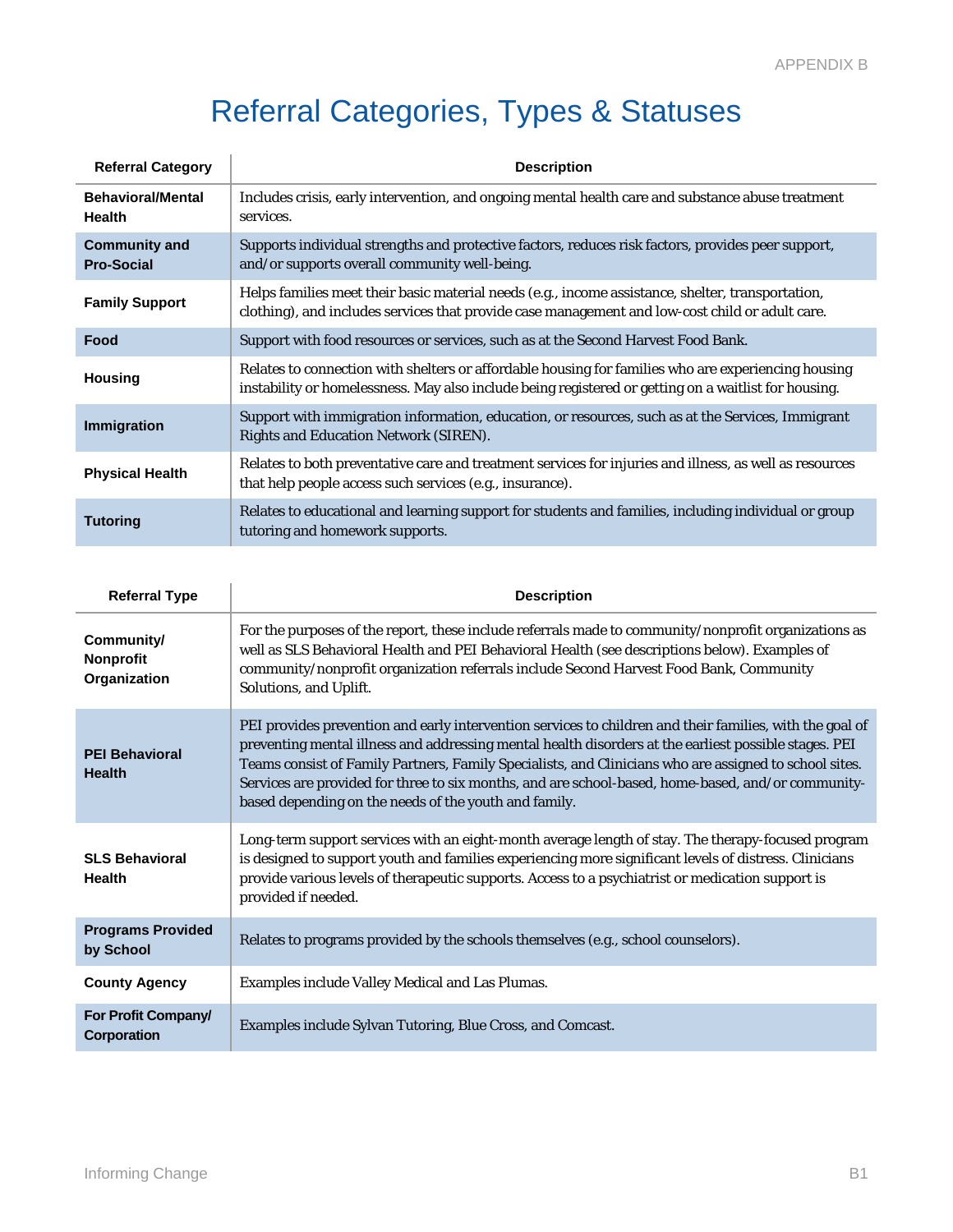# Referral Categories, Types & Statuses

| Referral Category | Description |
|---|---|
| **Behavioral/Mental Health** | Includes crisis, early intervention, and ongoing mental health care and substance abuse treatment services. |
| **Community and Pro-Social** | Supports individual strengths and protective factors, reduces risk factors, provides peer support, and/or supports overall community well-being. |
| **Family Support** | Helps families meet their basic material needs (e.g., income assistance, shelter, transportation, clothing), and includes services that provide case management and low-cost child or adult care. |
| **Food** | Support with food resources or services, such as at the Second Harvest Food Bank. |
| **Housing** | Relates to connection with shelters or affordable housing for families who are experiencing housing instability or homelessness. May also include being registered or getting on a waitlist for housing. |
| **Immigration** | Support with immigration information, education, or resources, such as at the Services, Immigrant Rights and Education Network (SIREN). |
| **Physical Health** | Relates to both preventative care and treatment services for injuries and illness, as well as resources that help people access such services (e.g., insurance). |
| **Tutoring** | Relates to educational and learning support for students and families, including individual or group tutoring and homework supports. |

| Referral Type | Description |
|---|---|
| **Community/ Nonprofit Organization** | For the purposes of the report, these include referrals made to community/nonprofit organizations as well as SLS Behavioral Health and PEI Behavioral Health (see descriptions below). Examples of community/nonprofit organization referrals include Second Harvest Food Bank, Community Solutions, and Uplift. |
| **PEI Behavioral Health** | PEI provides prevention and early intervention services to children and their families, with the goal of preventing mental illness and addressing mental health disorders at the earliest possible stages. PEI Teams consist of Family Partners, Family Specialists, and Clinicians who are assigned to school sites. Services are provided for three to six months, and are school-based, home-based, and/or community-based depending on the needs of the youth and family. |
| **SLS Behavioral Health** | Long-term support services with an eight-month average length of stay. The therapy-focused program is designed to support youth and families experiencing more significant levels of distress. Clinicians provide various levels of therapeutic supports. Access to a psychiatrist or medication support is provided if needed. |
| **Programs Provided by School** | Relates to programs provided by the schools themselves (e.g., school counselors). |
| **County Agency** | Examples include Valley Medical and Las Plumas. |
| **For Profit Company/ Corporation** | Examples include Sylvan Tutoring, Blue Cross, and Comcast. |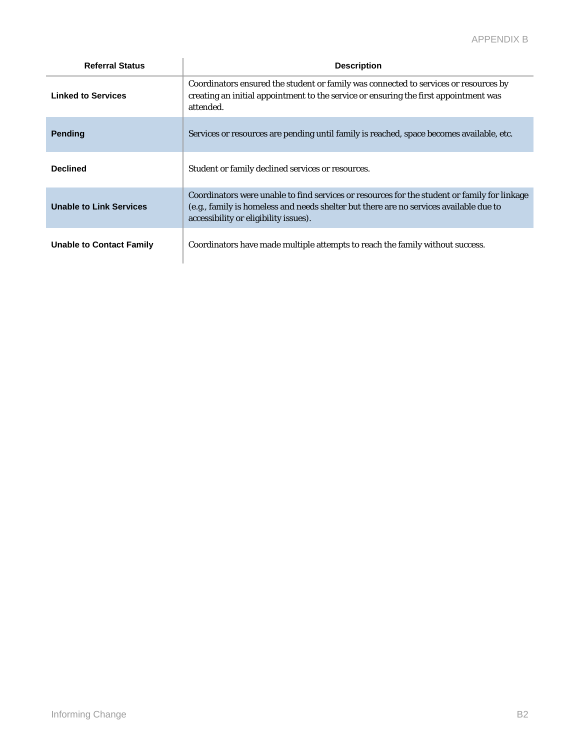| Referral Status | Description |
|---|---|
| **Linked to Services** | Coordinators ensured the student or family was connected to services or resources by creating an initial appointment to the service or ensuring the first appointment was attended. |
| **Pending** | Services or resources are pending until family is reached, space becomes available, etc. |
| **Declined** | Student or family declined services or resources. |
| **Unable to Link Services** | Coordinators were unable to find services or resources for the student or family for linkage (e.g., family is homeless and needs shelter but there are no services available due to accessibility or eligibility issues). |
| **Unable to Contact Family** | Coordinators have made multiple attempts to reach the family without success. |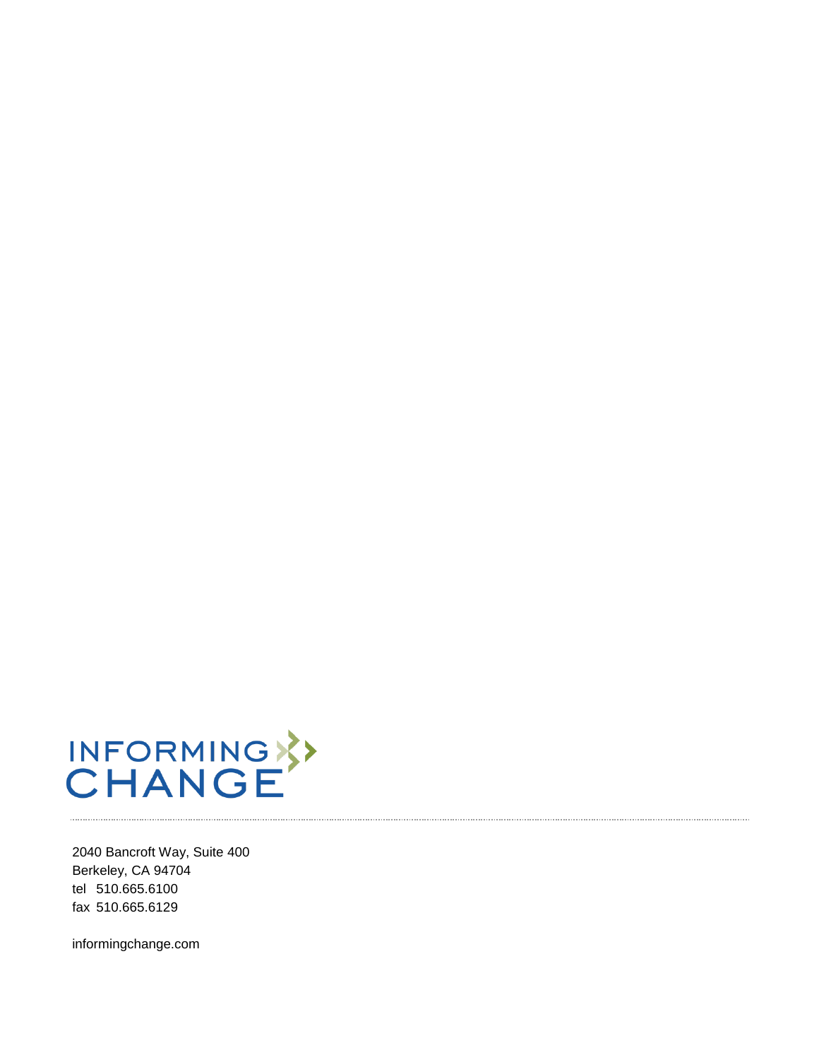INFORMING CHANGE

2040 Bancroft Way, Suite 400
Berkeley, CA 94704
tel 510.665.6100
fax 510.665.6129

informingchange.com